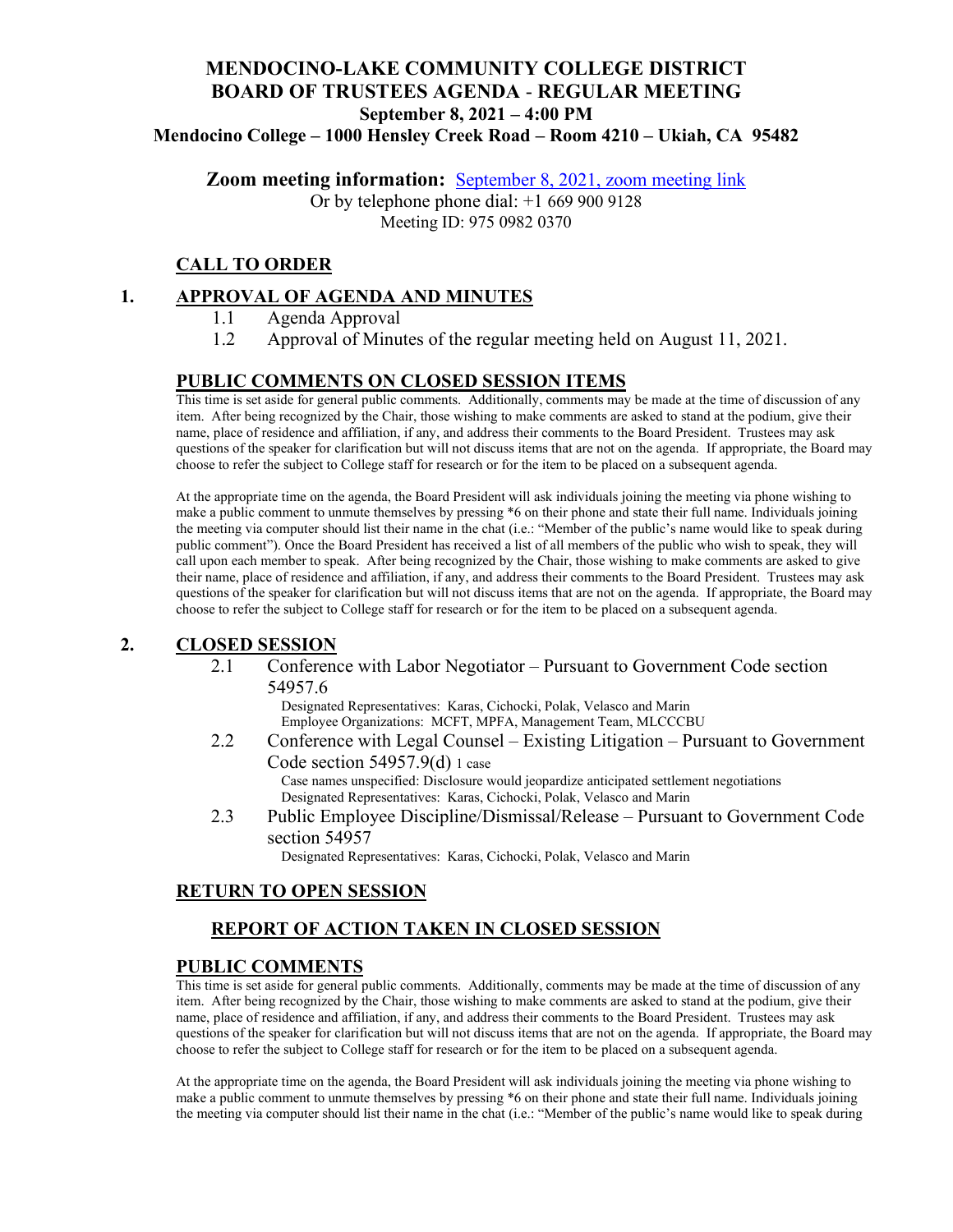# MENDOCINO-LAKE COMMUNITY COLLEGE DISTRICT
# BOARD OF TRUSTEES AGENDA - REGULAR MEETING
### September 8, 2021 – 4:00 PM
### Mendocino College – 1000 Hensley Creek Road – Room 4210 – Ukiah, CA 95482

**Zoom meeting information:** September 8, 2021, zoom meeting link
Or by telephone phone dial: +1 669 900 9128
Meeting ID: 975 0982 0370

## CALL TO ORDER

## 1. APPROVAL OF AGENDA AND MINUTES

1.1 Agenda Approval

1.2 Approval of Minutes of the regular meeting held on August 11, 2021.

## PUBLIC COMMENTS ON CLOSED SESSION ITEMS

This time is set aside for general public comments. Additionally, comments may be made at the time of discussion of any item. After being recognized by the Chair, those wishing to make comments are asked to stand at the podium, give their name, place of residence and affiliation, if any, and address their comments to the Board President. Trustees may ask questions of the speaker for clarification but will not discuss items that are not on the agenda. If appropriate, the Board may choose to refer the subject to College staff for research or for the item to be placed on a subsequent agenda.

At the appropriate time on the agenda, the Board President will ask individuals joining the meeting via phone wishing to make a public comment to unmute themselves by pressing *6 on their phone and state their full name. Individuals joining the meeting via computer should list their name in the chat (i.e.: "Member of the public's name would like to speak during public comment"). Once the Board President has received a list of all members of the public who wish to speak, they will call upon each member to speak. After being recognized by the Chair, those wishing to make comments are asked to give their name, place of residence and affiliation, if any, and address their comments to the Board President. Trustees may ask questions of the speaker for clarification but will not discuss items that are not on the agenda. If appropriate, the Board may choose to refer the subject to College staff for research or for the item to be placed on a subsequent agenda.

## 2. CLOSED SESSION

2.1 Conference with Labor Negotiator – Pursuant to Government Code section 54957.6
Designated Representatives: Karas, Cichocki, Polak, Velasco and Marin
Employee Organizations: MCFT, MPFA, Management Team, MLCCCBU

2.2 Conference with Legal Counsel – Existing Litigation – Pursuant to Government Code section 54957.9(d) 1 case
Case names unspecified: Disclosure would jeopardize anticipated settlement negotiations
Designated Representatives: Karas, Cichocki, Polak, Velasco and Marin

2.3 Public Employee Discipline/Dismissal/Release – Pursuant to Government Code section 54957
Designated Representatives: Karas, Cichocki, Polak, Velasco and Marin

## RETURN TO OPEN SESSION

### REPORT OF ACTION TAKEN IN CLOSED SESSION

## PUBLIC COMMENTS

This time is set aside for general public comments. Additionally, comments may be made at the time of discussion of any item. After being recognized by the Chair, those wishing to make comments are asked to stand at the podium, give their name, place of residence and affiliation, if any, and address their comments to the Board President. Trustees may ask questions of the speaker for clarification but will not discuss items that are not on the agenda. If appropriate, the Board may choose to refer the subject to College staff for research or for the item to be placed on a subsequent agenda.

At the appropriate time on the agenda, the Board President will ask individuals joining the meeting via phone wishing to make a public comment to unmute themselves by pressing *6 on their phone and state their full name. Individuals joining the meeting via computer should list their name in the chat (i.e.: "Member of the public's name would like to speak during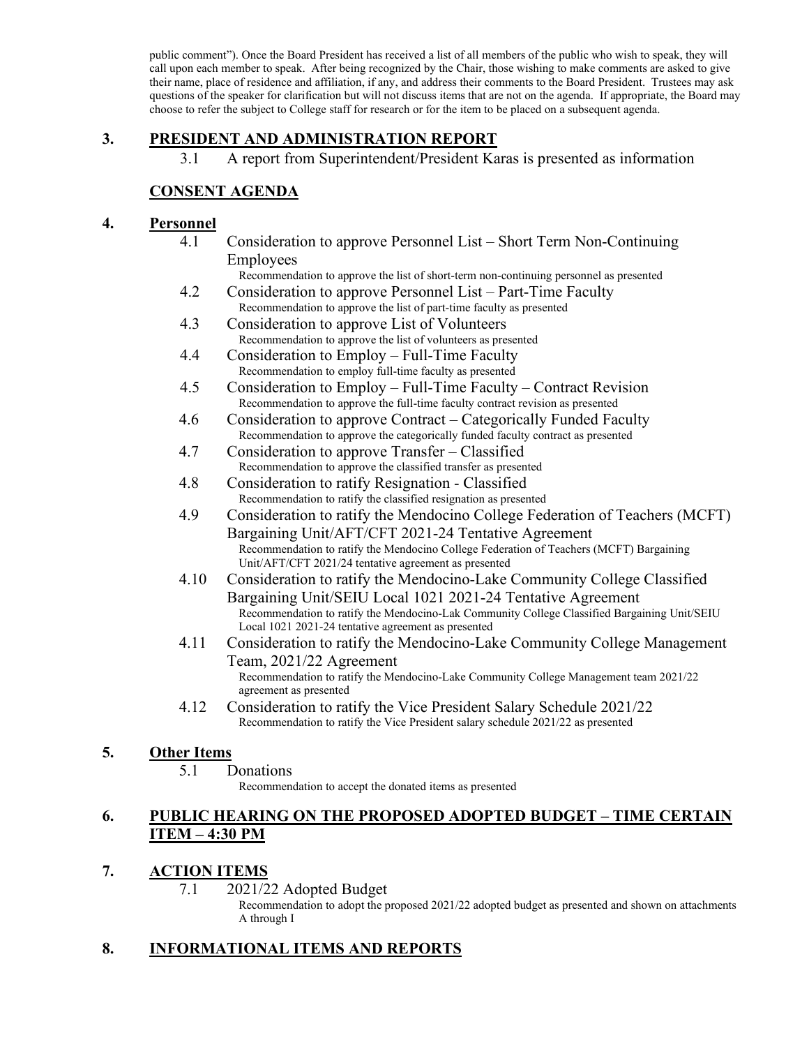public comment"). Once the Board President has received a list of all members of the public who wish to speak, they will call upon each member to speak. After being recognized by the Chair, those wishing to make comments are asked to give their name, place of residence and affiliation, if any, and address their comments to the Board President. Trustees may ask questions of the speaker for clarification but will not discuss items that are not on the agenda. If appropriate, the Board may choose to refer the subject to College staff for research or for the item to be placed on a subsequent agenda.

## 3. PRESIDENT AND ADMINISTRATION REPORT

3.1 A report from Superintendent/President Karas is presented as information

## CONSENT AGENDA

## 4. Personnel

4.1 Consideration to approve Personnel List – Short Term Non-Continuing Employees
Recommendation to approve the list of short-term non-continuing personnel as presented

4.2 Consideration to approve Personnel List – Part-Time Faculty
Recommendation to approve the list of part-time faculty as presented

4.3 Consideration to approve List of Volunteers
Recommendation to approve the list of volunteers as presented

4.4 Consideration to Employ – Full-Time Faculty
Recommendation to employ full-time faculty as presented

4.5 Consideration to Employ – Full-Time Faculty – Contract Revision
Recommendation to approve the full-time faculty contract revision as presented

4.6 Consideration to approve Contract – Categorically Funded Faculty
Recommendation to approve the categorically funded faculty contract as presented

4.7 Consideration to approve Transfer – Classified
Recommendation to approve the classified transfer as presented

4.8 Consideration to ratify Resignation - Classified
Recommendation to ratify the classified resignation as presented

4.9 Consideration to ratify the Mendocino College Federation of Teachers (MCFT) Bargaining Unit/AFT/CFT 2021-24 Tentative Agreement
Recommendation to ratify the Mendocino College Federation of Teachers (MCFT) Bargaining Unit/AFT/CFT 2021/24 tentative agreement as presented

4.10 Consideration to ratify the Mendocino-Lake Community College Classified Bargaining Unit/SEIU Local 1021 2021-24 Tentative Agreement
Recommendation to ratify the Mendocino-Lak Community College Classified Bargaining Unit/SEIU Local 1021 2021-24 tentative agreement as presented

4.11 Consideration to ratify the Mendocino-Lake Community College Management Team, 2021/22 Agreement
Recommendation to ratify the Mendocino-Lake Community College Management team 2021/22 agreement as presented

4.12 Consideration to ratify the Vice President Salary Schedule 2021/22
Recommendation to ratify the Vice President salary schedule 2021/22 as presented

## 5. Other Items

5.1 Donations
Recommendation to accept the donated items as presented

## 6. PUBLIC HEARING ON THE PROPOSED ADOPTED BUDGET – TIME CERTAIN ITEM – 4:30 PM

## 7. ACTION ITEMS

7.1 2021/22 Adopted Budget
Recommendation to adopt the proposed 2021/22 adopted budget as presented and shown on attachments A through I

## 8. INFORMATIONAL ITEMS AND REPORTS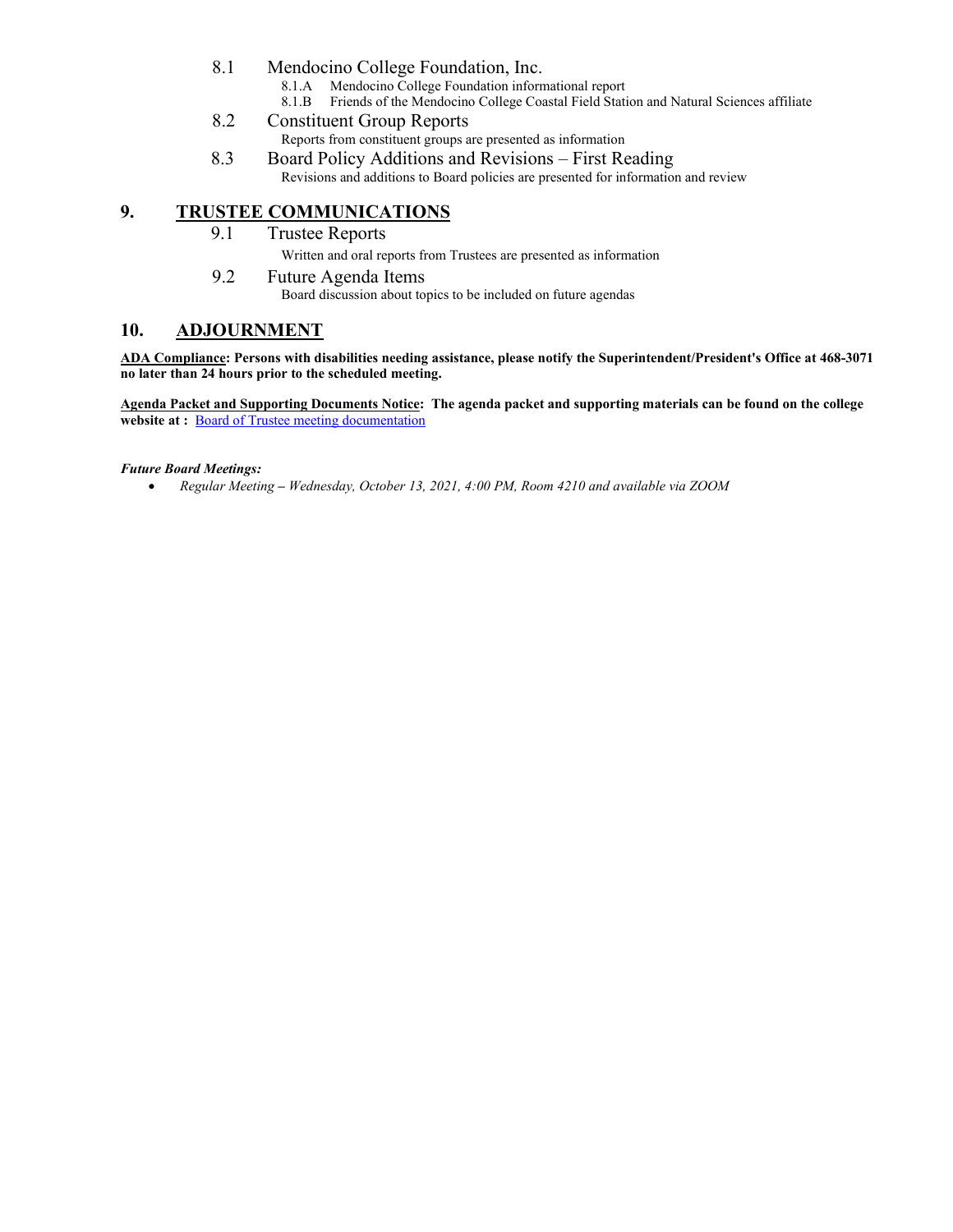- 8.1 Mendocino College Foundation, Inc.
  - 8.1.A Mendocino College Foundation informational report
  - 8.1.B Friends of the Mendocino College Coastal Field Station and Natural Sciences affiliate
- 8.2 Constituent Group Reports

  Reports from constituent groups are presented as information
- 8.3 Board Policy Additions and Revisions – First Reading

  Revisions and additions to Board policies are presented for information and review

## 9. TRUSTEE COMMUNICATIONS

- 9.1 Trustee Reports

  Written and oral reports from Trustees are presented as information
- 9.2 Future Agenda Items

  Board discussion about topics to be included on future agendas

## 10. ADJOURNMENT

**ADA Compliance: Persons with disabilities needing assistance, please notify the Superintendent/President's Office at 468-3071 no later than 24 hours prior to the scheduled meeting.**

**Agenda Packet and Supporting Documents Notice: The agenda packet and supporting materials can be found on the college website at :** Board of Trustee meeting documentation

***Future Board Meetings:***

- *Regular Meeting – Wednesday, October 13, 2021, 4:00 PM, Room 4210 and available via ZOOM*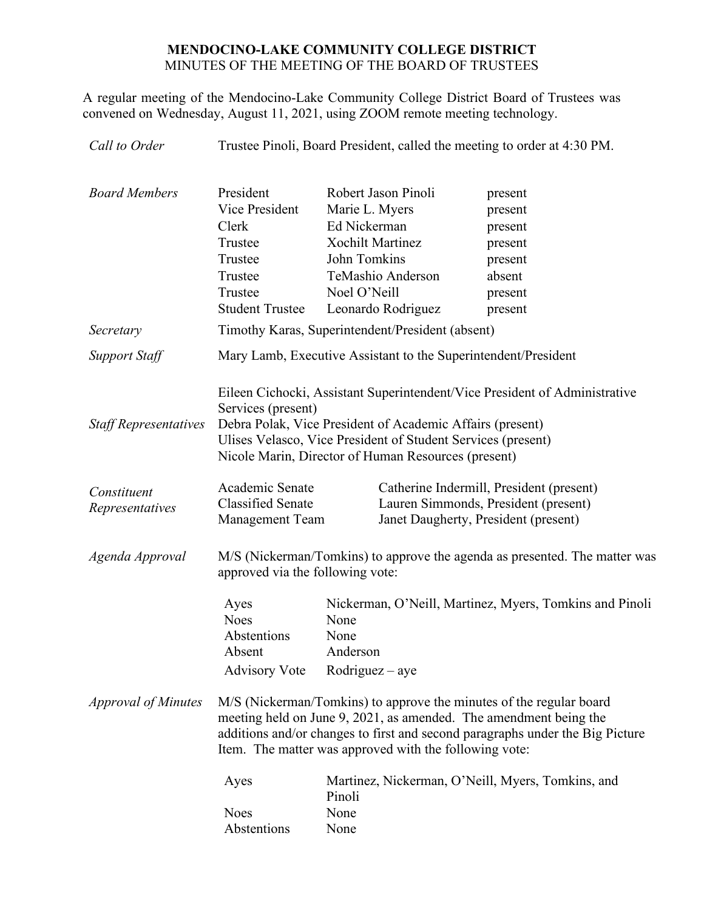# MENDOCINO-LAKE COMMUNITY COLLEGE DISTRICT

MINUTES OF THE MEETING OF THE BOARD OF TRUSTEES

A regular meeting of the Mendocino-Lake Community College District Board of Trustees was convened on Wednesday, August 11, 2021, using ZOOM remote meeting technology.

*Call to Order* — Trustee Pinoli, Board President, called the meeting to order at 4:30 PM.

*Board Members*

| | | |
|---|---|---|
| President | Robert Jason Pinoli | present |
| Vice President | Marie L. Myers | present |
| Clerk | Ed Nickerman | present |
| Trustee | Xochilt Martinez | present |
| Trustee | John Tomkins | present |
| Trustee | TeMashio Anderson | absent |
| Trustee | Noel O'Neill | present |
| Student Trustee | Leonardo Rodriguez | present |

*Secretary* — Timothy Karas, Superintendent/President (absent)

*Support Staff* — Mary Lamb, Executive Assistant to the Superintendent/President

*Staff Representatives*

Eileen Cichocki, Assistant Superintendent/Vice President of Administrative Services (present)
Debra Polak, Vice President of Academic Affairs (present)
Ulises Velasco, Vice President of Student Services (present)
Nicole Marin, Director of Human Resources (present)

*Constituent Representatives*

| | |
|---|---|
| Academic Senate | Catherine Indermill, President (present) |
| Classified Senate | Lauren Simmonds, President (present) |
| Management Team | Janet Daugherty, President (present) |

*Agenda Approval* — M/S (Nickerman/Tomkins) to approve the agenda as presented. The matter was approved via the following vote:

| | |
|---|---|
| Ayes | Nickerman, O'Neill, Martinez, Myers, Tomkins and Pinoli |
| Noes | None |
| Abstentions | None |
| Absent | Anderson |
| Advisory Vote | Rodriguez – aye |

*Approval of Minutes* — M/S (Nickerman/Tomkins) to approve the minutes of the regular board meeting held on June 9, 2021, as amended. The amendment being the additions and/or changes to first and second paragraphs under the Big Picture Item. The matter was approved with the following vote:

| | |
|---|---|
| Ayes | Martinez, Nickerman, O'Neill, Myers, Tomkins, and Pinoli |
| Noes | None |
| Abstentions | None |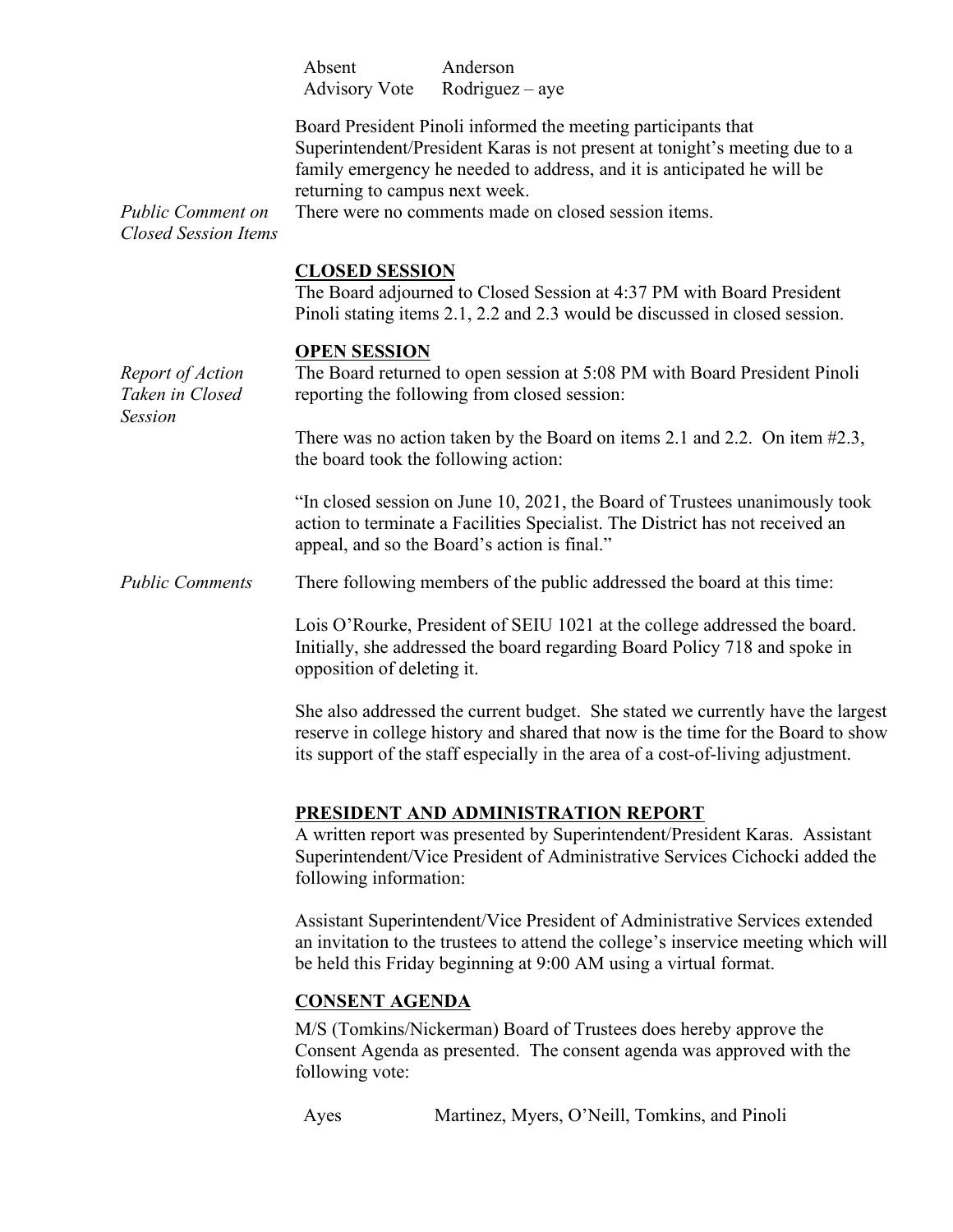| | |
|---|---|
| Absent | Anderson |
| Advisory Vote | Rodriguez – aye |

Board President Pinoli informed the meeting participants that Superintendent/President Karas is not present at tonight's meeting due to a family emergency he needed to address, and it is anticipated he will be returning to campus next week.

*Public Comment on Closed Session Items*

There were no comments made on closed session items.

**CLOSED SESSION**

The Board adjourned to Closed Session at 4:37 PM with Board President Pinoli stating items 2.1, 2.2 and 2.3 would be discussed in closed session.

**OPEN SESSION**

*Report of Action Taken in Closed Session*

The Board returned to open session at 5:08 PM with Board President Pinoli reporting the following from closed session:

There was no action taken by the Board on items 2.1 and 2.2. On item #2.3, the board took the following action:

"In closed session on June 10, 2021, the Board of Trustees unanimously took action to terminate a Facilities Specialist. The District has not received an appeal, and so the Board's action is final."

*Public Comments*

There following members of the public addressed the board at this time:

Lois O'Rourke, President of SEIU 1021 at the college addressed the board. Initially, she addressed the board regarding Board Policy 718 and spoke in opposition of deleting it.

She also addressed the current budget. She stated we currently have the largest reserve in college history and shared that now is the time for the Board to show its support of the staff especially in the area of a cost-of-living adjustment.

**PRESIDENT AND ADMINISTRATION REPORT**

A written report was presented by Superintendent/President Karas. Assistant Superintendent/Vice President of Administrative Services Cichocki added the following information:

Assistant Superintendent/Vice President of Administrative Services extended an invitation to the trustees to attend the college's inservice meeting which will be held this Friday beginning at 9:00 AM using a virtual format.

**CONSENT AGENDA**

M/S (Tomkins/Nickerman) Board of Trustees does hereby approve the Consent Agenda as presented. The consent agenda was approved with the following vote:

| | |
|---|---|
| Ayes | Martinez, Myers, O'Neill, Tomkins, and Pinoli |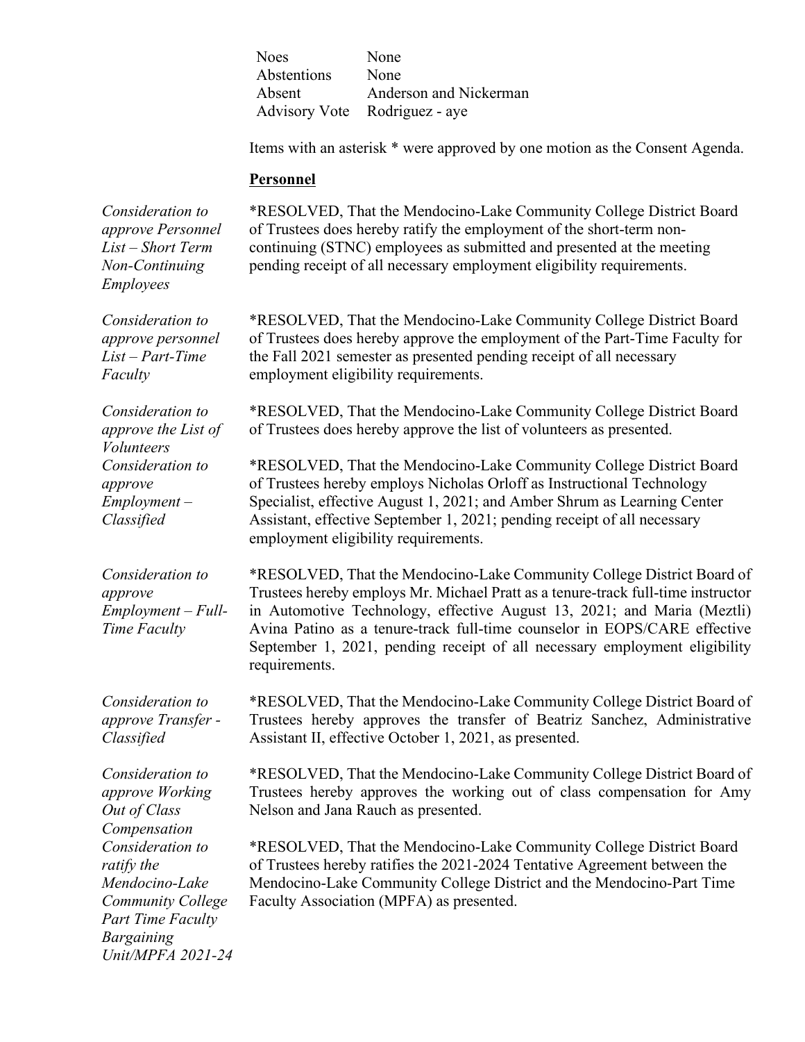| | |
|---|---|
| Noes | None |
| Abstentions | None |
| Absent | Anderson and Nickerman |
| Advisory Vote | Rodriguez - aye |

Items with an asterisk * were approved by one motion as the Consent Agenda.

**Personnel**

*Consideration to approve Personnel List – Short Term Non-Continuing Employees*

*RESOLVED, That the Mendocino-Lake Community College District Board of Trustees does hereby ratify the employment of the short-term non-continuing (STNC) employees as submitted and presented at the meeting pending receipt of all necessary employment eligibility requirements.

*Consideration to approve personnel List – Part-Time Faculty*

*RESOLVED, That the Mendocino-Lake Community College District Board of Trustees does hereby approve the employment of the Part-Time Faculty for the Fall 2021 semester as presented pending receipt of all necessary employment eligibility requirements.

*Consideration to approve the List of Volunteers*

*RESOLVED, That the Mendocino-Lake Community College District Board of Trustees does hereby approve the list of volunteers as presented.

*Consideration to approve Employment – Classified*

*RESOLVED, That the Mendocino-Lake Community College District Board of Trustees hereby employs Nicholas Orloff as Instructional Technology Specialist, effective August 1, 2021; and Amber Shrum as Learning Center Assistant, effective September 1, 2021; pending receipt of all necessary employment eligibility requirements.

*Consideration to approve Employment – Full-Time Faculty*

*RESOLVED, That the Mendocino-Lake Community College District Board of Trustees hereby employs Mr. Michael Pratt as a tenure-track full-time instructor in Automotive Technology, effective August 13, 2021; and Maria (Meztli) Avina Patino as a tenure-track full-time counselor in EOPS/CARE effective September 1, 2021, pending receipt of all necessary employment eligibility requirements.

*Consideration to approve Transfer - Classified*

*RESOLVED, That the Mendocino-Lake Community College District Board of Trustees hereby approves the transfer of Beatriz Sanchez, Administrative Assistant II, effective October 1, 2021, as presented.

*Consideration to approve Working Out of Class Compensation*

*RESOLVED, That the Mendocino-Lake Community College District Board of Trustees hereby approves the working out of class compensation for Amy Nelson and Jana Rauch as presented.

*Consideration to ratify the Mendocino-Lake Community College Part Time Faculty Bargaining Unit/MPFA 2021-24*

*RESOLVED, That the Mendocino-Lake Community College District Board of Trustees hereby ratifies the 2021-2024 Tentative Agreement between the Mendocino-Lake Community College District and the Mendocino-Part Time Faculty Association (MPFA) as presented.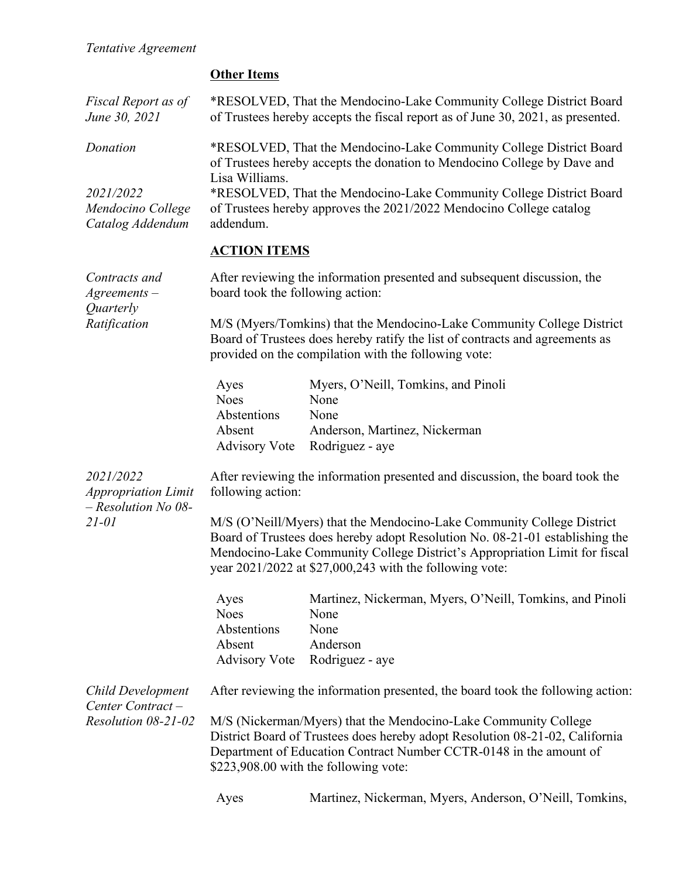*Tentative Agreement*

**Other Items**

*Fiscal Report as of June 30, 2021*

*RESOLVED, That the Mendocino-Lake Community College District Board of Trustees hereby accepts the fiscal report as of June 30, 2021, as presented.

*Donation*

*RESOLVED, That the Mendocino-Lake Community College District Board of Trustees hereby accepts the donation to Mendocino College by Dave and Lisa Williams.

*2021/2022 Mendocino College Catalog Addendum*

*RESOLVED, That the Mendocino-Lake Community College District Board of Trustees hereby approves the 2021/2022 Mendocino College catalog addendum.

**ACTION ITEMS**

*Contracts and Agreements – Quarterly Ratification*

After reviewing the information presented and subsequent discussion, the board took the following action:

M/S (Myers/Tomkins) that the Mendocino-Lake Community College District Board of Trustees does hereby ratify the list of contracts and agreements as provided on the compilation with the following vote:

| | |
|---|---|
| Ayes | Myers, O'Neill, Tomkins, and Pinoli |
| Noes | None |
| Abstentions | None |
| Absent | Anderson, Martinez, Nickerman |
| Advisory Vote | Rodriguez - aye |

*2021/2022 Appropriation Limit – Resolution No 08-21-01*

After reviewing the information presented and discussion, the board took the following action:

M/S (O'Neill/Myers) that the Mendocino-Lake Community College District Board of Trustees does hereby adopt Resolution No. 08-21-01 establishing the Mendocino-Lake Community College District's Appropriation Limit for fiscal year 2021/2022 at $27,000,243 with the following vote:

| | |
|---|---|
| Ayes | Martinez, Nickerman, Myers, O'Neill, Tomkins, and Pinoli |
| Noes | None |
| Abstentions | None |
| Absent | Anderson |
| Advisory Vote | Rodriguez - aye |

*Child Development Center Contract – Resolution 08-21-02*

After reviewing the information presented, the board took the following action:

M/S (Nickerman/Myers) that the Mendocino-Lake Community College District Board of Trustees does hereby adopt Resolution 08-21-02, California Department of Education Contract Number CCTR-0148 in the amount of $223,908.00 with the following vote:

| | |
|---|---|
| Ayes | Martinez, Nickerman, Myers, Anderson, O'Neill, Tomkins, |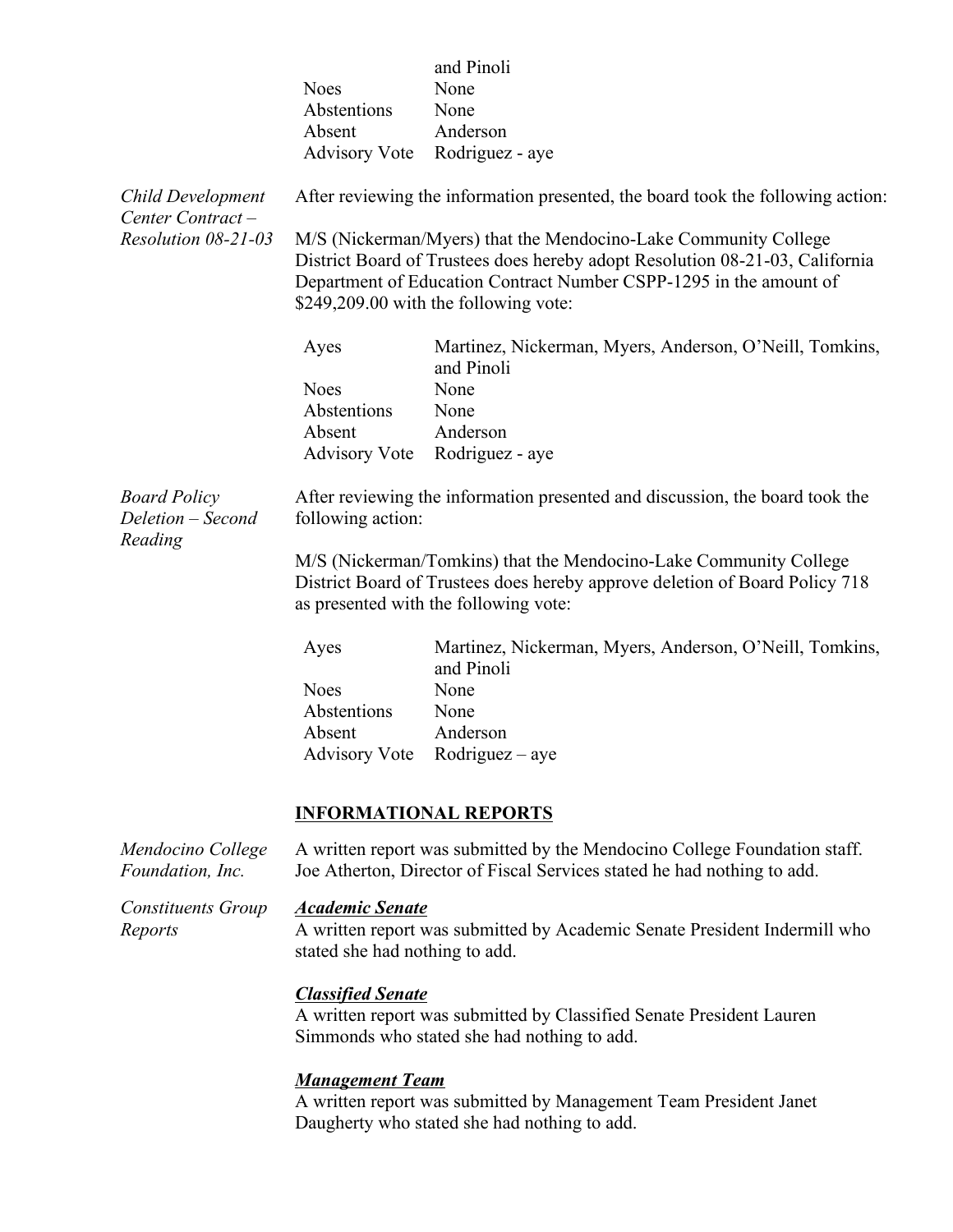| | |
|---|---|
| | and Pinoli |
| Noes | None |
| Abstentions | None |
| Absent | Anderson |
| Advisory Vote | Rodriguez - aye |

*Child Development Center Contract – Resolution 08-21-03*

After reviewing the information presented, the board took the following action:

M/S (Nickerman/Myers) that the Mendocino-Lake Community College District Board of Trustees does hereby adopt Resolution 08-21-03, California Department of Education Contract Number CSPP-1295 in the amount of $249,209.00 with the following vote:

| | |
|---|---|
| Ayes | Martinez, Nickerman, Myers, Anderson, O'Neill, Tomkins, and Pinoli |
| Noes | None |
| Abstentions | None |
| Absent | Anderson |
| Advisory Vote | Rodriguez - aye |

*Board Policy Deletion – Second Reading*

After reviewing the information presented and discussion, the board took the following action:

M/S (Nickerman/Tomkins) that the Mendocino-Lake Community College District Board of Trustees does hereby approve deletion of Board Policy 718 as presented with the following vote:

| | |
|---|---|
| Ayes | Martinez, Nickerman, Myers, Anderson, O'Neill, Tomkins, and Pinoli |
| Noes | None |
| Abstentions | None |
| Absent | Anderson |
| Advisory Vote | Rodriguez – aye |

## INFORMATIONAL REPORTS

*Mendocino College Foundation, Inc.*

A written report was submitted by the Mendocino College Foundation staff. Joe Atherton, Director of Fiscal Services stated he had nothing to add.

*Constituents Group Reports*

***Academic Senate***

A written report was submitted by Academic Senate President Indermill who stated she had nothing to add.

***Classified Senate***

A written report was submitted by Classified Senate President Lauren Simmonds who stated she had nothing to add.

***Management Team***

A written report was submitted by Management Team President Janet Daugherty who stated she had nothing to add.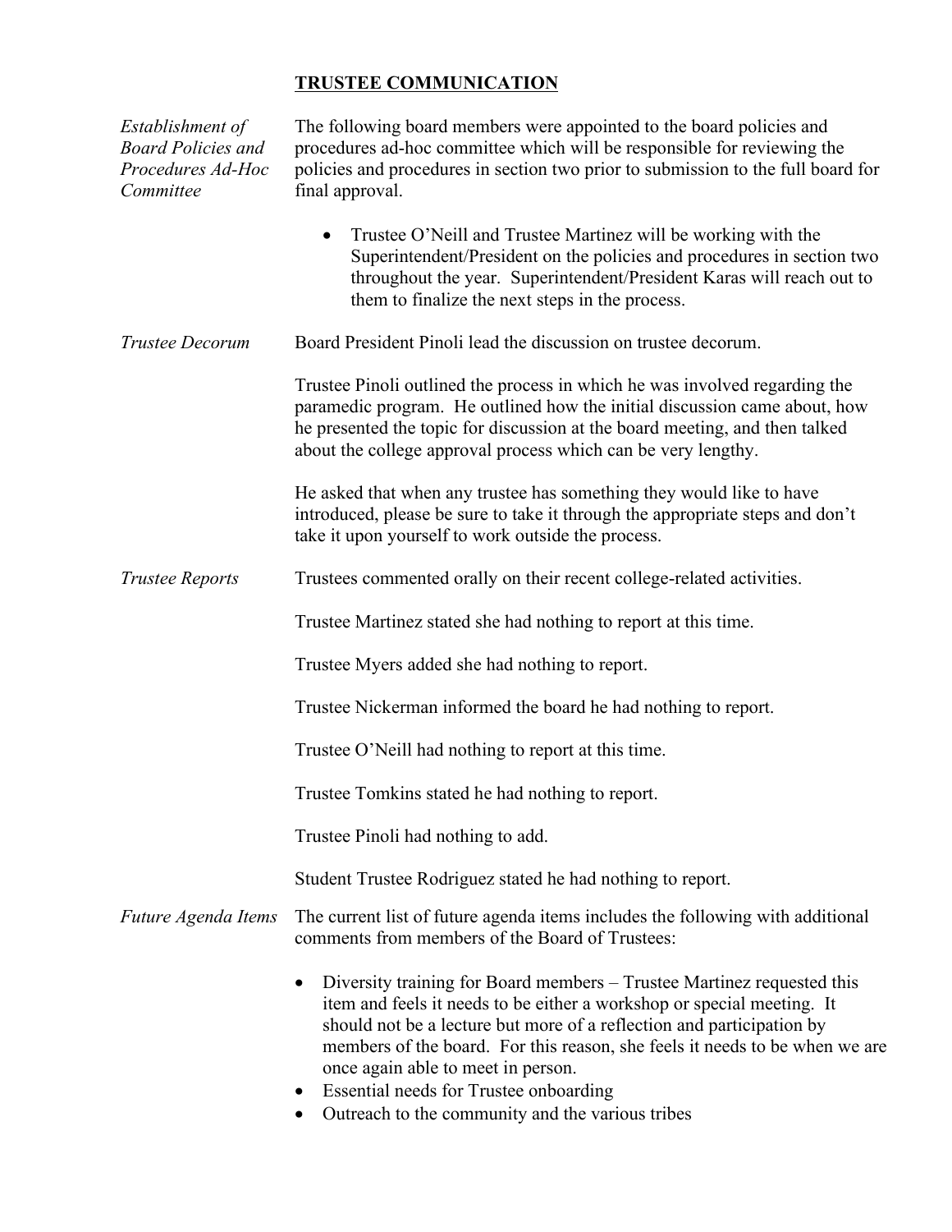## TRUSTEE COMMUNICATION

*Establishment of Board Policies and Procedures Ad-Hoc Committee*

The following board members were appointed to the board policies and procedures ad-hoc committee which will be responsible for reviewing the policies and procedures in section two prior to submission to the full board for final approval.

- Trustee O'Neill and Trustee Martinez will be working with the Superintendent/President on the policies and procedures in section two throughout the year. Superintendent/President Karas will reach out to them to finalize the next steps in the process.

*Trustee Decorum*

Board President Pinoli lead the discussion on trustee decorum.

Trustee Pinoli outlined the process in which he was involved regarding the paramedic program. He outlined how the initial discussion came about, how he presented the topic for discussion at the board meeting, and then talked about the college approval process which can be very lengthy.

He asked that when any trustee has something they would like to have introduced, please be sure to take it through the appropriate steps and don't take it upon yourself to work outside the process.

*Trustee Reports*

Trustees commented orally on their recent college-related activities.

Trustee Martinez stated she had nothing to report at this time.

Trustee Myers added she had nothing to report.

Trustee Nickerman informed the board he had nothing to report.

Trustee O'Neill had nothing to report at this time.

Trustee Tomkins stated he had nothing to report.

Trustee Pinoli had nothing to add.

Student Trustee Rodriguez stated he had nothing to report.

*Future Agenda Items*

The current list of future agenda items includes the following with additional comments from members of the Board of Trustees:

- Diversity training for Board members – Trustee Martinez requested this item and feels it needs to be either a workshop or special meeting. It should not be a lecture but more of a reflection and participation by members of the board. For this reason, she feels it needs to be when we are once again able to meet in person.
- Essential needs for Trustee onboarding
- Outreach to the community and the various tribes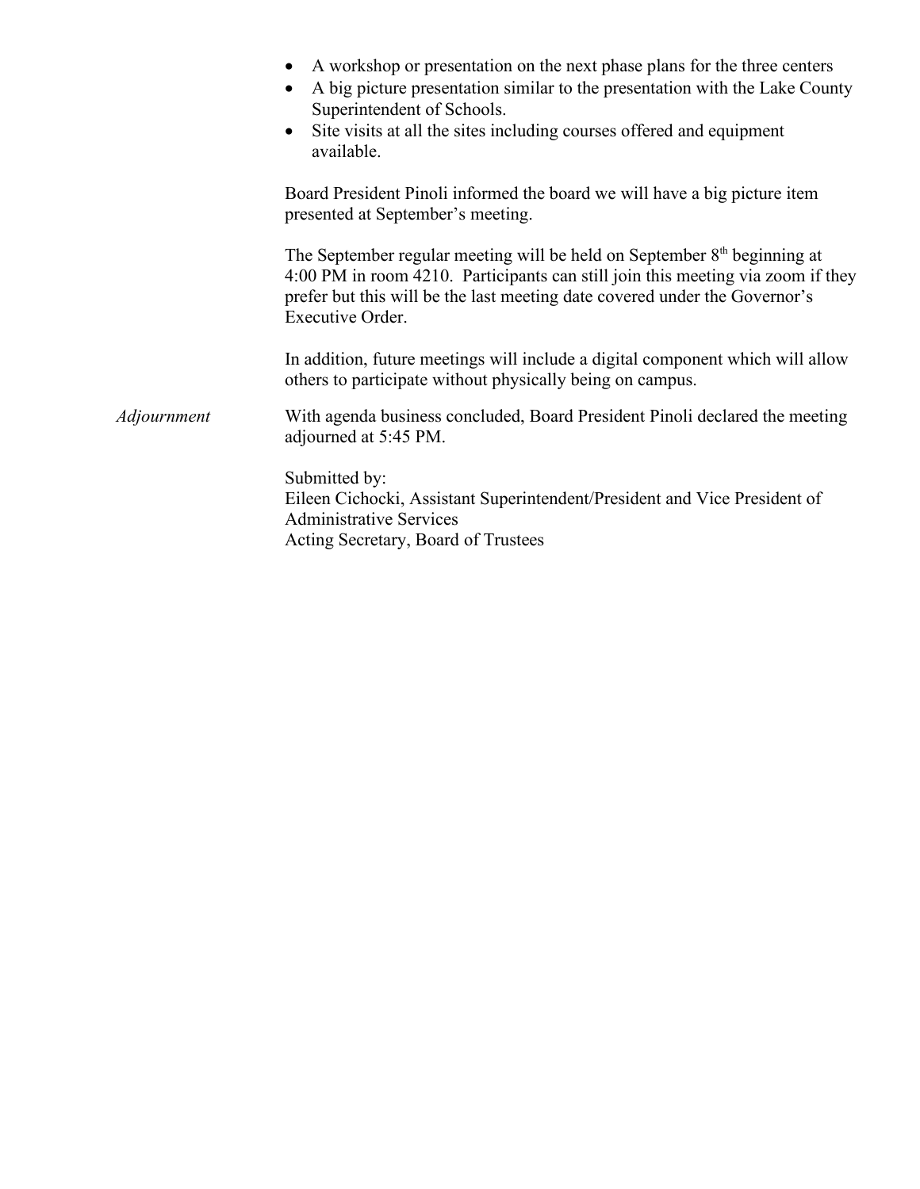- A workshop or presentation on the next phase plans for the three centers
- A big picture presentation similar to the presentation with the Lake County Superintendent of Schools.
- Site visits at all the sites including courses offered and equipment available.

Board President Pinoli informed the board we will have a big picture item presented at September's meeting.

The September regular meeting will be held on September 8th beginning at 4:00 PM in room 4210. Participants can still join this meeting via zoom if they prefer but this will be the last meeting date covered under the Governor's Executive Order.

In addition, future meetings will include a digital component which will allow others to participate without physically being on campus.

*Adjournment*

With agenda business concluded, Board President Pinoli declared the meeting adjourned at 5:45 PM.

Submitted by:
Eileen Cichocki, Assistant Superintendent/President and Vice President of Administrative Services
Acting Secretary, Board of Trustees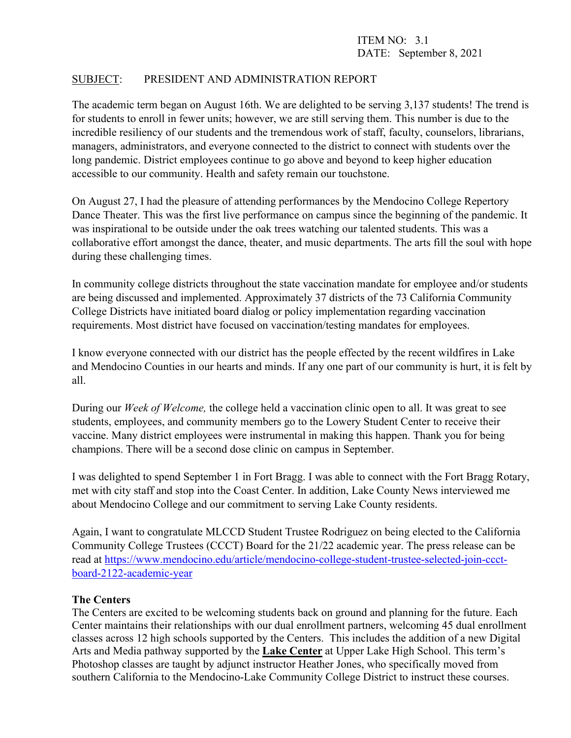ITEM NO: 3.1
DATE: September 8, 2021

SUBJECT: PRESIDENT AND ADMINISTRATION REPORT

The academic term began on August 16th. We are delighted to be serving 3,137 students! The trend is for students to enroll in fewer units; however, we are still serving them. This number is due to the incredible resiliency of our students and the tremendous work of staff, faculty, counselors, librarians, managers, administrators, and everyone connected to the district to connect with students over the long pandemic. District employees continue to go above and beyond to keep higher education accessible to our community. Health and safety remain our touchstone.

On August 27, I had the pleasure of attending performances by the Mendocino College Repertory Dance Theater. This was the first live performance on campus since the beginning of the pandemic. It was inspirational to be outside under the oak trees watching our talented students. This was a collaborative effort amongst the dance, theater, and music departments. The arts fill the soul with hope during these challenging times.

In community college districts throughout the state vaccination mandate for employee and/or students are being discussed and implemented. Approximately 37 districts of the 73 California Community College Districts have initiated board dialog or policy implementation regarding vaccination requirements. Most district have focused on vaccination/testing mandates for employees.

I know everyone connected with our district has the people effected by the recent wildfires in Lake and Mendocino Counties in our hearts and minds. If any one part of our community is hurt, it is felt by all.

During our *Week of Welcome,* the college held a vaccination clinic open to all. It was great to see students, employees, and community members go to the Lowery Student Center to receive their vaccine. Many district employees were instrumental in making this happen. Thank you for being champions. There will be a second dose clinic on campus in September.

I was delighted to spend September 1 in Fort Bragg. I was able to connect with the Fort Bragg Rotary, met with city staff and stop into the Coast Center. In addition, Lake County News interviewed me about Mendocino College and our commitment to serving Lake County residents.

Again, I want to congratulate MLCCD Student Trustee Rodriguez on being elected to the California Community College Trustees (CCCT) Board for the 21/22 academic year. The press release can be read at https://www.mendocino.edu/article/mendocino-college-student-trustee-selected-join-ccct-board-2122-academic-year

**The Centers**

The Centers are excited to be welcoming students back on ground and planning for the future. Each Center maintains their relationships with our dual enrollment partners, welcoming 45 dual enrollment classes across 12 high schools supported by the Centers. This includes the addition of a new Digital Arts and Media pathway supported by the **Lake Center** at Upper Lake High School. This term's Photoshop classes are taught by adjunct instructor Heather Jones, who specifically moved from southern California to the Mendocino-Lake Community College District to instruct these courses.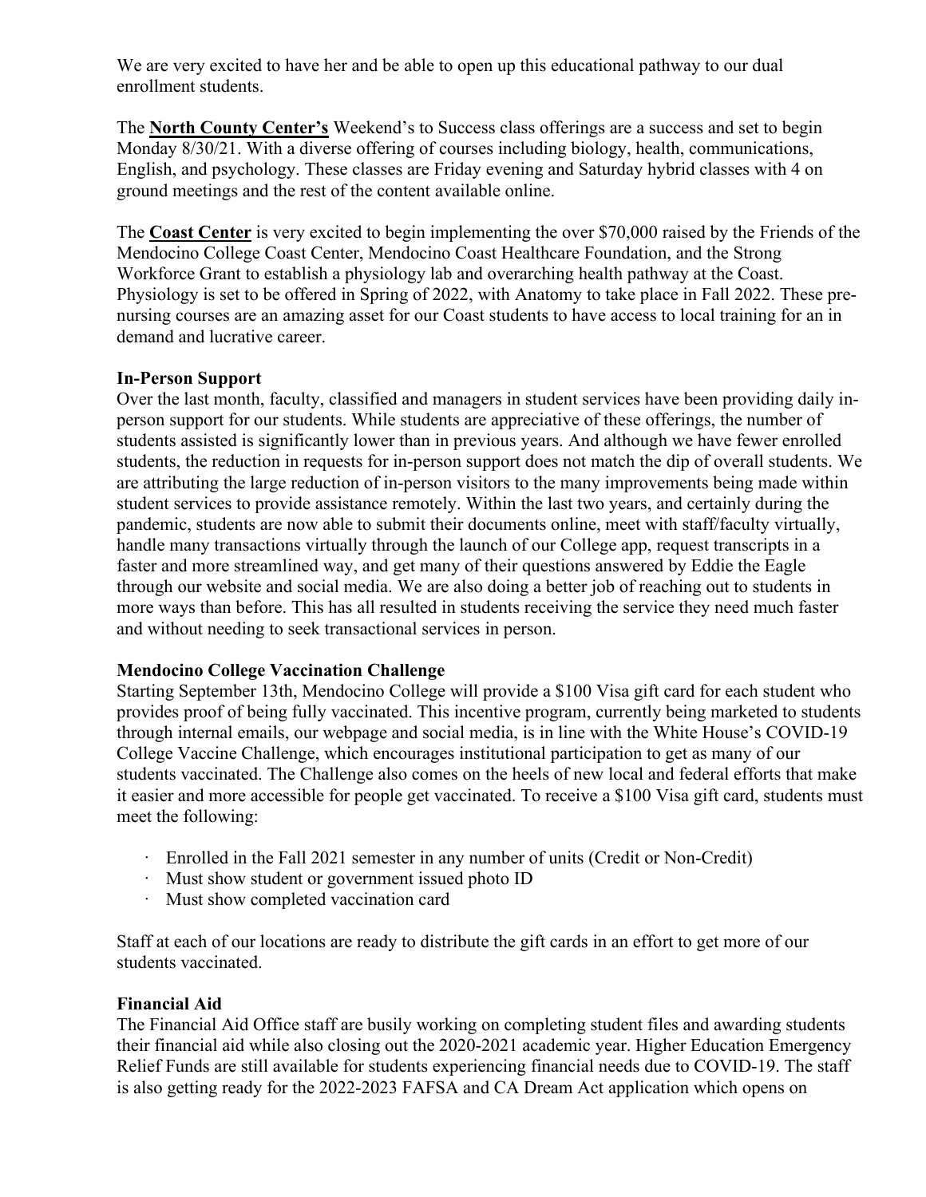We are very excited to have her and be able to open up this educational pathway to our dual enrollment students.

The **North County Center's** Weekend's to Success class offerings are a success and set to begin Monday 8/30/21. With a diverse offering of courses including biology, health, communications, English, and psychology. These classes are Friday evening and Saturday hybrid classes with 4 on ground meetings and the rest of the content available online.

The **Coast Center** is very excited to begin implementing the over $70,000 raised by the Friends of the Mendocino College Coast Center, Mendocino Coast Healthcare Foundation, and the Strong Workforce Grant to establish a physiology lab and overarching health pathway at the Coast. Physiology is set to be offered in Spring of 2022, with Anatomy to take place in Fall 2022. These pre-nursing courses are an amazing asset for our Coast students to have access to local training for an in demand and lucrative career.

**In-Person Support**

Over the last month, faculty, classified and managers in student services have been providing daily in-person support for our students. While students are appreciative of these offerings, the number of students assisted is significantly lower than in previous years. And although we have fewer enrolled students, the reduction in requests for in-person support does not match the dip of overall students. We are attributing the large reduction of in-person visitors to the many improvements being made within student services to provide assistance remotely. Within the last two years, and certainly during the pandemic, students are now able to submit their documents online, meet with staff/faculty virtually, handle many transactions virtually through the launch of our College app, request transcripts in a faster and more streamlined way, and get many of their questions answered by Eddie the Eagle through our website and social media. We are also doing a better job of reaching out to students in more ways than before. This has all resulted in students receiving the service they need much faster and without needing to seek transactional services in person.

**Mendocino College Vaccination Challenge**

Starting September 13th, Mendocino College will provide a $100 Visa gift card for each student who provides proof of being fully vaccinated. This incentive program, currently being marketed to students through internal emails, our webpage and social media, is in line with the White House's COVID-19 College Vaccine Challenge, which encourages institutional participation to get as many of our students vaccinated. The Challenge also comes on the heels of new local and federal efforts that make it easier and more accessible for people get vaccinated. To receive a $100 Visa gift card, students must meet the following:

- Enrolled in the Fall 2021 semester in any number of units (Credit or Non-Credit)
- Must show student or government issued photo ID
- Must show completed vaccination card

Staff at each of our locations are ready to distribute the gift cards in an effort to get more of our students vaccinated.

**Financial Aid**

The Financial Aid Office staff are busily working on completing student files and awarding students their financial aid while also closing out the 2020-2021 academic year. Higher Education Emergency Relief Funds are still available for students experiencing financial needs due to COVID-19. The staff is also getting ready for the 2022-2023 FAFSA and CA Dream Act application which opens on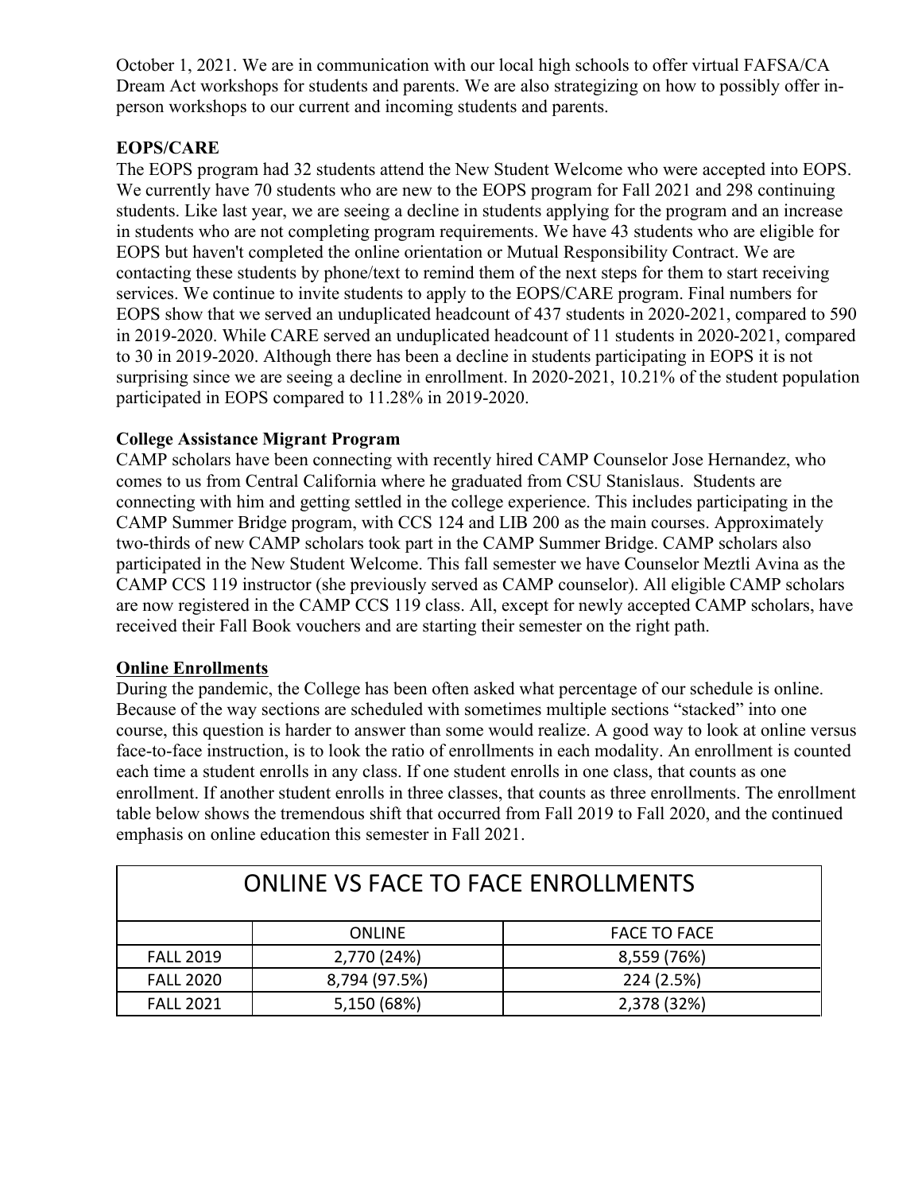October 1, 2021. We are in communication with our local high schools to offer virtual FAFSA/CA Dream Act workshops for students and parents. We are also strategizing on how to possibly offer in-person workshops to our current and incoming students and parents.

**EOPS/CARE**

The EOPS program had 32 students attend the New Student Welcome who were accepted into EOPS. We currently have 70 students who are new to the EOPS program for Fall 2021 and 298 continuing students. Like last year, we are seeing a decline in students applying for the program and an increase in students who are not completing program requirements. We have 43 students who are eligible for EOPS but haven't completed the online orientation or Mutual Responsibility Contract. We are contacting these students by phone/text to remind them of the next steps for them to start receiving services. We continue to invite students to apply to the EOPS/CARE program. Final numbers for EOPS show that we served an unduplicated headcount of 437 students in 2020-2021, compared to 590 in 2019-2020. While CARE served an unduplicated headcount of 11 students in 2020-2021, compared to 30 in 2019-2020. Although there has been a decline in students participating in EOPS it is not surprising since we are seeing a decline in enrollment. In 2020-2021, 10.21% of the student population participated in EOPS compared to 11.28% in 2019-2020.

**College Assistance Migrant Program**

CAMP scholars have been connecting with recently hired CAMP Counselor Jose Hernandez, who comes to us from Central California where he graduated from CSU Stanislaus. Students are connecting with him and getting settled in the college experience. This includes participating in the CAMP Summer Bridge program, with CCS 124 and LIB 200 as the main courses. Approximately two-thirds of new CAMP scholars took part in the CAMP Summer Bridge. CAMP scholars also participated in the New Student Welcome. This fall semester we have Counselor Meztli Avina as the CAMP CCS 119 instructor (she previously served as CAMP counselor). All eligible CAMP scholars are now registered in the CAMP CCS 119 class. All, except for newly accepted CAMP scholars, have received their Fall Book vouchers and are starting their semester on the right path.

**Online Enrollments**

During the pandemic, the College has been often asked what percentage of our schedule is online. Because of the way sections are scheduled with sometimes multiple sections "stacked" into one course, this question is harder to answer than some would realize. A good way to look at online versus face-to-face instruction, is to look the ratio of enrollments in each modality. An enrollment is counted each time a student enrolls in any class. If one student enrolls in one class, that counts as one enrollment. If another student enrolls in three classes, that counts as three enrollments. The enrollment table below shows the tremendous shift that occurred from Fall 2019 to Fall 2020, and the continued emphasis on online education this semester in Fall 2021.

| ONLINE VS FACE TO FACE ENROLLMENTS | | |
|---|---|---|
| | ONLINE | FACE TO FACE |
| FALL 2019 | 2,770 (24%) | 8,559 (76%) |
| FALL 2020 | 8,794 (97.5%) | 224 (2.5%) |
| FALL 2021 | 5,150 (68%) | 2,378 (32%) |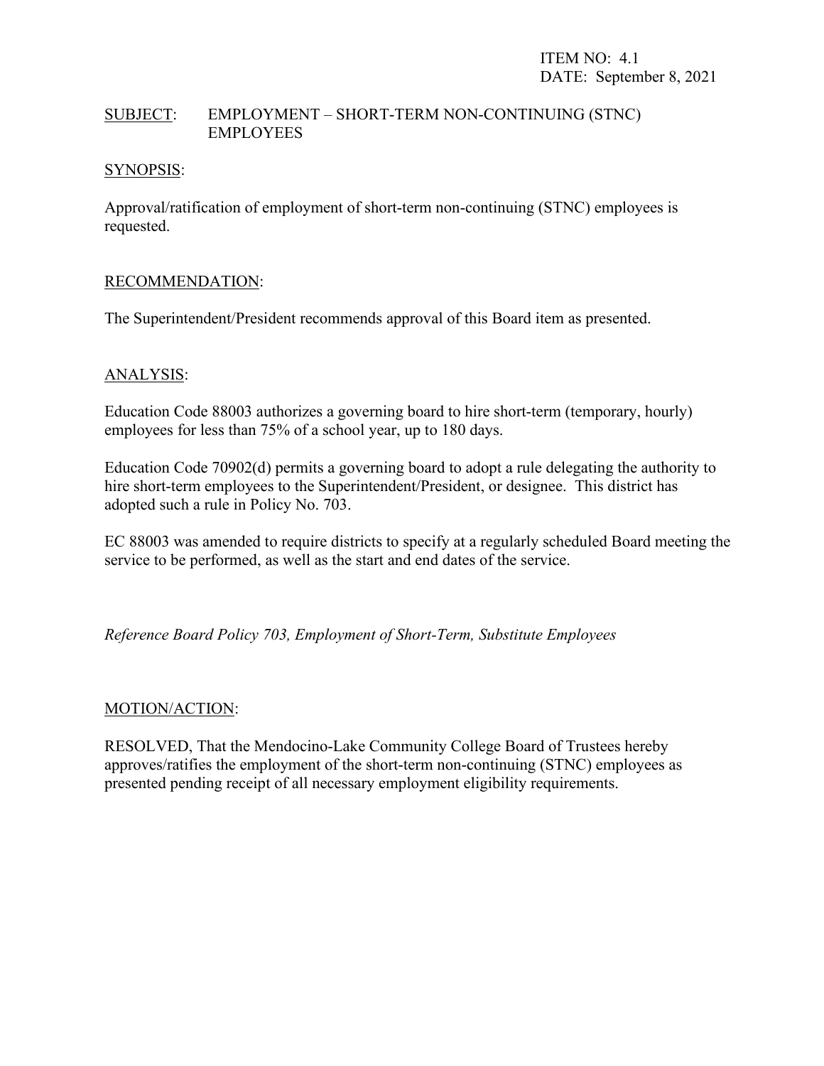ITEM NO: 4.1
DATE: September 8, 2021

SUBJECT: EMPLOYMENT – SHORT-TERM NON-CONTINUING (STNC) EMPLOYEES

SYNOPSIS:

Approval/ratification of employment of short-term non-continuing (STNC) employees is requested.

RECOMMENDATION:

The Superintendent/President recommends approval of this Board item as presented.

ANALYSIS:

Education Code 88003 authorizes a governing board to hire short-term (temporary, hourly) employees for less than 75% of a school year, up to 180 days.

Education Code 70902(d) permits a governing board to adopt a rule delegating the authority to hire short-term employees to the Superintendent/President, or designee. This district has adopted such a rule in Policy No. 703.

EC 88003 was amended to require districts to specify at a regularly scheduled Board meeting the service to be performed, as well as the start and end dates of the service.

*Reference Board Policy 703, Employment of Short-Term, Substitute Employees*

MOTION/ACTION:

RESOLVED, That the Mendocino-Lake Community College Board of Trustees hereby approves/ratifies the employment of the short-term non-continuing (STNC) employees as presented pending receipt of all necessary employment eligibility requirements.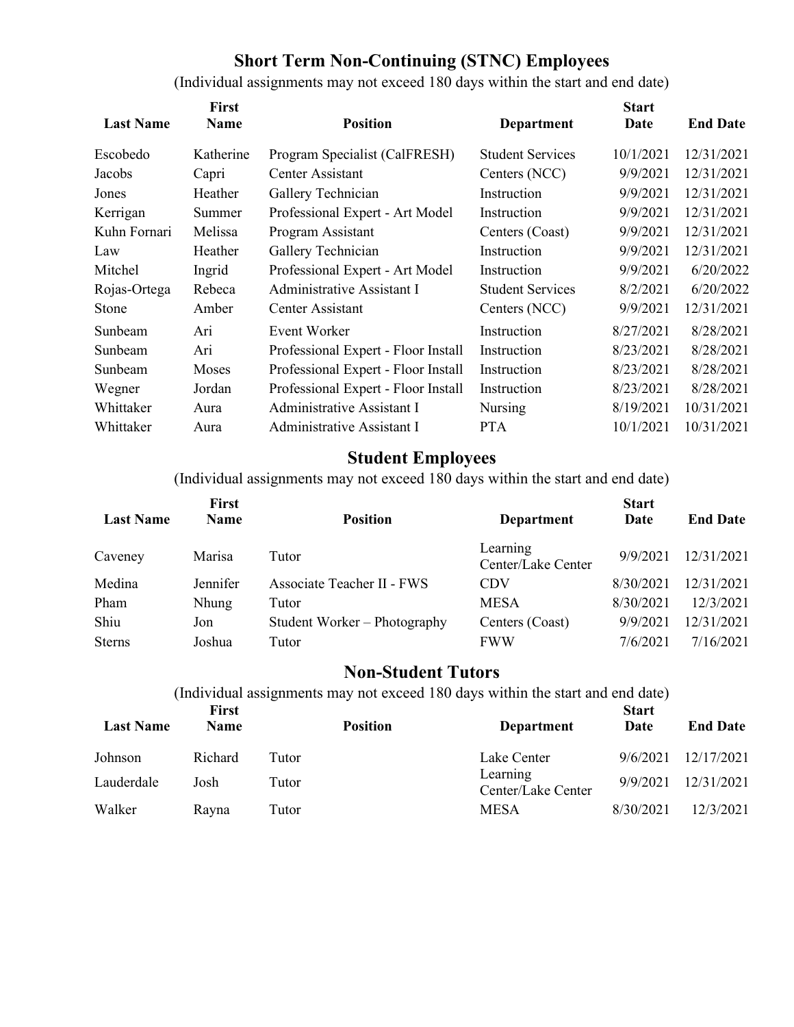## Short Term Non-Continuing (STNC) Employees

(Individual assignments may not exceed 180 days within the start and end date)

| Last Name | First Name | Position | Department | Start Date | End Date |
|---|---|---|---|---|---|
| Escobedo | Katherine | Program Specialist (CalFRESH) | Student Services | 10/1/2021 | 12/31/2021 |
| Jacobs | Capri | Center Assistant | Centers (NCC) | 9/9/2021 | 12/31/2021 |
| Jones | Heather | Gallery Technician | Instruction | 9/9/2021 | 12/31/2021 |
| Kerrigan | Summer | Professional Expert - Art Model | Instruction | 9/9/2021 | 12/31/2021 |
| Kuhn Fornari | Melissa | Program Assistant | Centers (Coast) | 9/9/2021 | 12/31/2021 |
| Law | Heather | Gallery Technician | Instruction | 9/9/2021 | 12/31/2021 |
| Mitchel | Ingrid | Professional Expert - Art Model | Instruction | 9/9/2021 | 6/20/2022 |
| Rojas-Ortega | Rebeca | Administrative Assistant I | Student Services | 8/2/2021 | 6/20/2022 |
| Stone | Amber | Center Assistant | Centers (NCC) | 9/9/2021 | 12/31/2021 |
| Sunbeam | Ari | Event Worker | Instruction | 8/27/2021 | 8/28/2021 |
| Sunbeam | Ari | Professional Expert - Floor Install | Instruction | 8/23/2021 | 8/28/2021 |
| Sunbeam | Moses | Professional Expert - Floor Install | Instruction | 8/23/2021 | 8/28/2021 |
| Wegner | Jordan | Professional Expert - Floor Install | Instruction | 8/23/2021 | 8/28/2021 |
| Whittaker | Aura | Administrative Assistant I | Nursing | 8/19/2021 | 10/31/2021 |
| Whittaker | Aura | Administrative Assistant I | PTA | 10/1/2021 | 10/31/2021 |

## Student Employees

(Individual assignments may not exceed 180 days within the start and end date)

| Last Name | First Name | Position | Department | Start Date | End Date |
|---|---|---|---|---|---|
| Caveney | Marisa | Tutor | Learning Center/Lake Center | 9/9/2021 | 12/31/2021 |
| Medina | Jennifer | Associate Teacher II - FWS | CDV | 8/30/2021 | 12/31/2021 |
| Pham | Nhung | Tutor | MESA | 8/30/2021 | 12/3/2021 |
| Shiu | Jon | Student Worker – Photography | Centers (Coast) | 9/9/2021 | 12/31/2021 |
| Sterns | Joshua | Tutor | FWW | 7/6/2021 | 7/16/2021 |

## Non-Student Tutors

(Individual assignments may not exceed 180 days within the start and end date)

| Last Name | First Name | Position | Department | Start Date | End Date |
|---|---|---|---|---|---|
| Johnson | Richard | Tutor | Lake Center | 9/6/2021 | 12/17/2021 |
| Lauderdale | Josh | Tutor | Learning Center/Lake Center | 9/9/2021 | 12/31/2021 |
| Walker | Rayna | Tutor | MESA | 8/30/2021 | 12/3/2021 |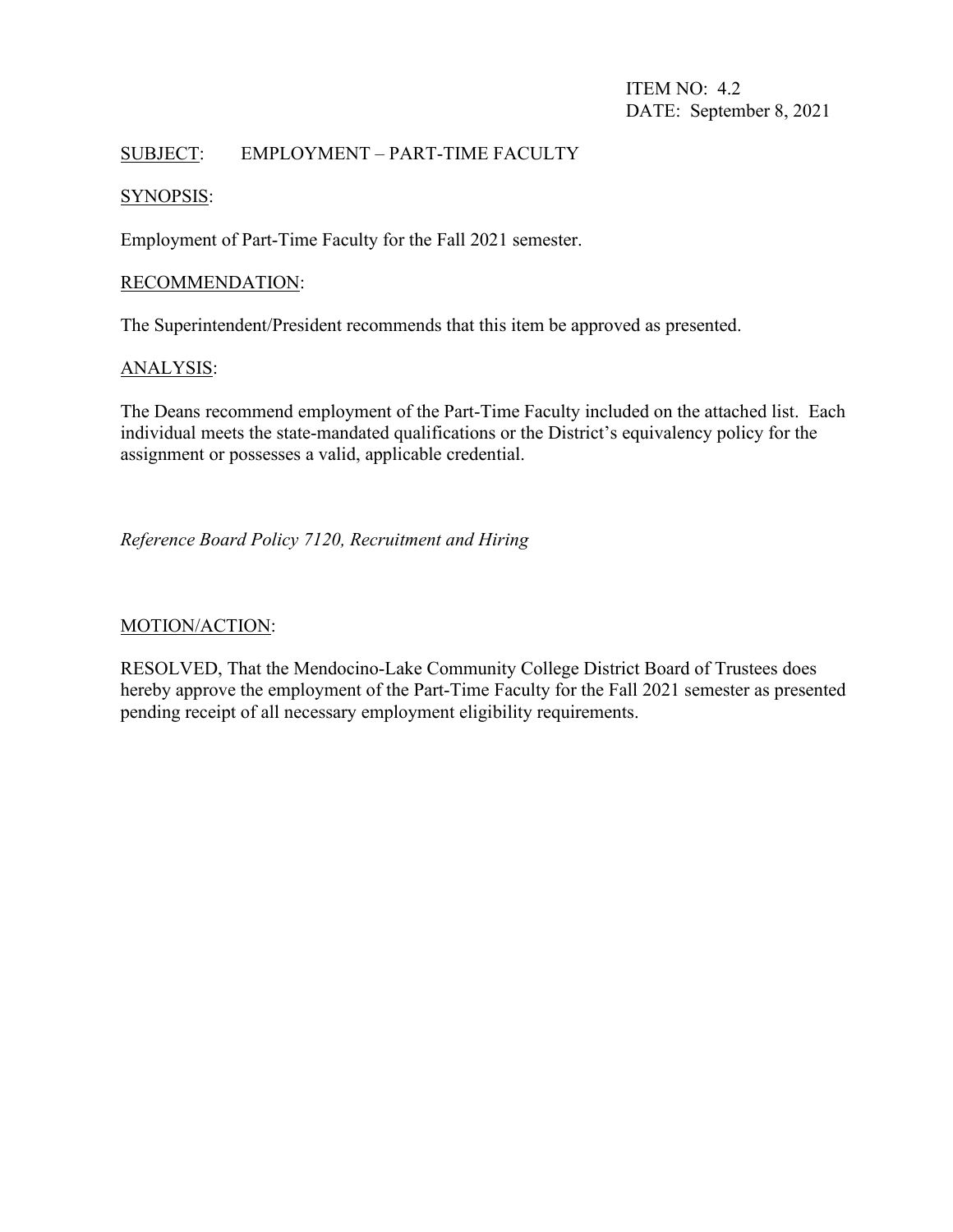ITEM NO: 4.2
DATE: September 8, 2021

SUBJECT: EMPLOYMENT – PART-TIME FACULTY

SYNOPSIS:

Employment of Part-Time Faculty for the Fall 2021 semester.

RECOMMENDATION:

The Superintendent/President recommends that this item be approved as presented.

ANALYSIS:

The Deans recommend employment of the Part-Time Faculty included on the attached list. Each individual meets the state-mandated qualifications or the District's equivalency policy for the assignment or possesses a valid, applicable credential.

*Reference Board Policy 7120, Recruitment and Hiring*

MOTION/ACTION:

RESOLVED, That the Mendocino-Lake Community College District Board of Trustees does hereby approve the employment of the Part-Time Faculty for the Fall 2021 semester as presented pending receipt of all necessary employment eligibility requirements.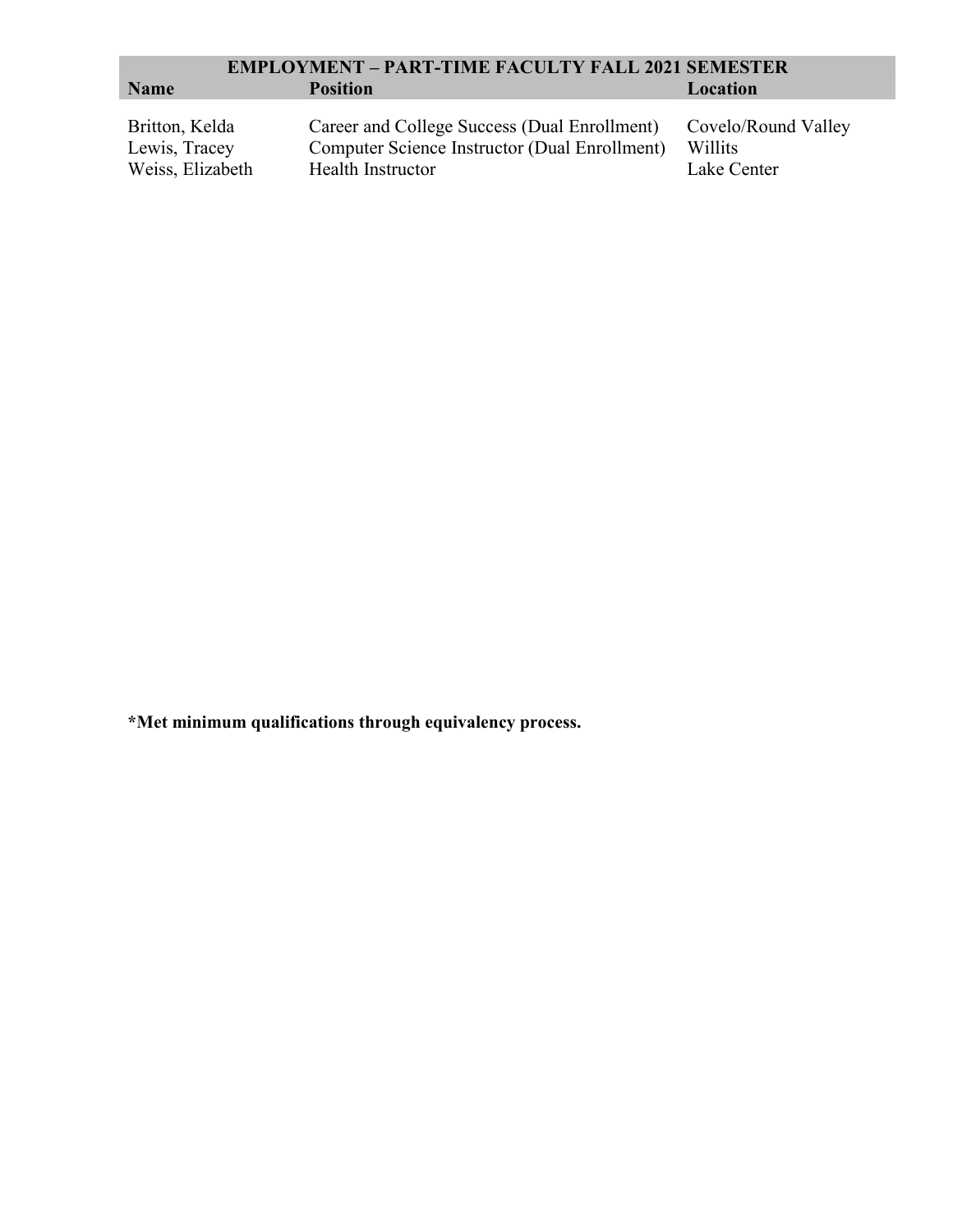## EMPLOYMENT – PART-TIME FACULTY FALL 2021 SEMESTER

| Name | Position | Location |
| --- | --- | --- |
| Britton, Kelda | Career and College Success (Dual Enrollment) | Covelo/Round Valley |
| Lewis, Tracey | Computer Science Instructor (Dual Enrollment) | Willits |
| Weiss, Elizabeth | Health Instructor | Lake Center |

**\*Met minimum qualifications through equivalency process.**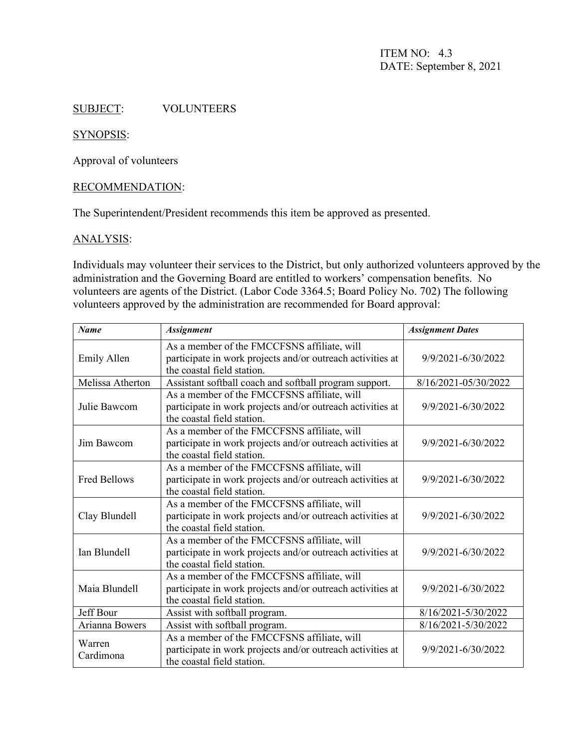ITEM NO: 4.3
DATE: September 8, 2021

SUBJECT: VOLUNTEERS

SYNOPSIS:

Approval of volunteers

RECOMMENDATION:

The Superintendent/President recommends this item be approved as presented.

ANALYSIS:

Individuals may volunteer their services to the District, but only authorized volunteers approved by the administration and the Governing Board are entitled to workers' compensation benefits. No volunteers are agents of the District. (Labor Code 3364.5; Board Policy No. 702) The following volunteers approved by the administration are recommended for Board approval:

| *Name* | *Assignment* | *Assignment Dates* |
|---|---|---|
| Emily Allen | As a member of the FMCCFSNS affiliate, will participate in work projects and/or outreach activities at the coastal field station. | 9/9/2021-6/30/2022 |
| Melissa Atherton | Assistant softball coach and softball program support. | 8/16/2021-05/30/2022 |
| Julie Bawcom | As a member of the FMCCFSNS affiliate, will participate in work projects and/or outreach activities at the coastal field station. | 9/9/2021-6/30/2022 |
| Jim Bawcom | As a member of the FMCCFSNS affiliate, will participate in work projects and/or outreach activities at the coastal field station. | 9/9/2021-6/30/2022 |
| Fred Bellows | As a member of the FMCCFSNS affiliate, will participate in work projects and/or outreach activities at the coastal field station. | 9/9/2021-6/30/2022 |
| Clay Blundell | As a member of the FMCCFSNS affiliate, will participate in work projects and/or outreach activities at the coastal field station. | 9/9/2021-6/30/2022 |
| Ian Blundell | As a member of the FMCCFSNS affiliate, will participate in work projects and/or outreach activities at the coastal field station. | 9/9/2021-6/30/2022 |
| Maia Blundell | As a member of the FMCCFSNS affiliate, will participate in work projects and/or outreach activities at the coastal field station. | 9/9/2021-6/30/2022 |
| Jeff Bour | Assist with softball program. | 8/16/2021-5/30/2022 |
| Arianna Bowers | Assist with softball program. | 8/16/2021-5/30/2022 |
| Warren Cardimona | As a member of the FMCCFSNS affiliate, will participate in work projects and/or outreach activities at the coastal field station. | 9/9/2021-6/30/2022 |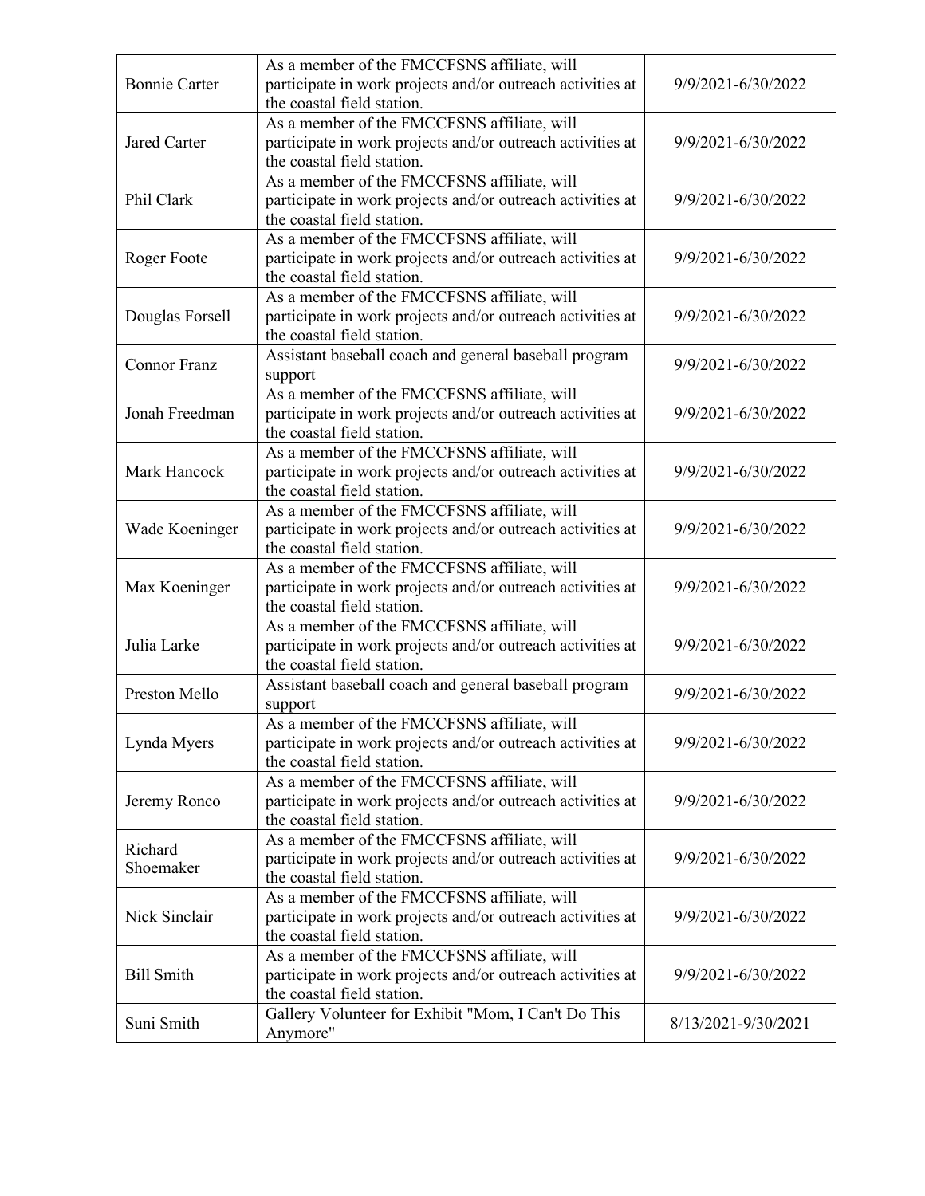| | | |
|---|---|---|
| Bonnie Carter | As a member of the FMCCFSNS affiliate, will participate in work projects and/or outreach activities at the coastal field station. | 9/9/2021-6/30/2022 |
| Jared Carter | As a member of the FMCCFSNS affiliate, will participate in work projects and/or outreach activities at the coastal field station. | 9/9/2021-6/30/2022 |
| Phil Clark | As a member of the FMCCFSNS affiliate, will participate in work projects and/or outreach activities at the coastal field station. | 9/9/2021-6/30/2022 |
| Roger Foote | As a member of the FMCCFSNS affiliate, will participate in work projects and/or outreach activities at the coastal field station. | 9/9/2021-6/30/2022 |
| Douglas Forsell | As a member of the FMCCFSNS affiliate, will participate in work projects and/or outreach activities at the coastal field station. | 9/9/2021-6/30/2022 |
| Connor Franz | Assistant baseball coach and general baseball program support | 9/9/2021-6/30/2022 |
| Jonah Freedman | As a member of the FMCCFSNS affiliate, will participate in work projects and/or outreach activities at the coastal field station. | 9/9/2021-6/30/2022 |
| Mark Hancock | As a member of the FMCCFSNS affiliate, will participate in work projects and/or outreach activities at the coastal field station. | 9/9/2021-6/30/2022 |
| Wade Koeninger | As a member of the FMCCFSNS affiliate, will participate in work projects and/or outreach activities at the coastal field station. | 9/9/2021-6/30/2022 |
| Max Koeninger | As a member of the FMCCFSNS affiliate, will participate in work projects and/or outreach activities at the coastal field station. | 9/9/2021-6/30/2022 |
| Julia Larke | As a member of the FMCCFSNS affiliate, will participate in work projects and/or outreach activities at the coastal field station. | 9/9/2021-6/30/2022 |
| Preston Mello | Assistant baseball coach and general baseball program support | 9/9/2021-6/30/2022 |
| Lynda Myers | As a member of the FMCCFSNS affiliate, will participate in work projects and/or outreach activities at the coastal field station. | 9/9/2021-6/30/2022 |
| Jeremy Ronco | As a member of the FMCCFSNS affiliate, will participate in work projects and/or outreach activities at the coastal field station. | 9/9/2021-6/30/2022 |
| Richard Shoemaker | As a member of the FMCCFSNS affiliate, will participate in work projects and/or outreach activities at the coastal field station. | 9/9/2021-6/30/2022 |
| Nick Sinclair | As a member of the FMCCFSNS affiliate, will participate in work projects and/or outreach activities at the coastal field station. | 9/9/2021-6/30/2022 |
| Bill Smith | As a member of the FMCCFSNS affiliate, will participate in work projects and/or outreach activities at the coastal field station. | 9/9/2021-6/30/2022 |
| Suni Smith | Gallery Volunteer for Exhibit "Mom, I Can't Do This Anymore" | 8/13/2021-9/30/2021 |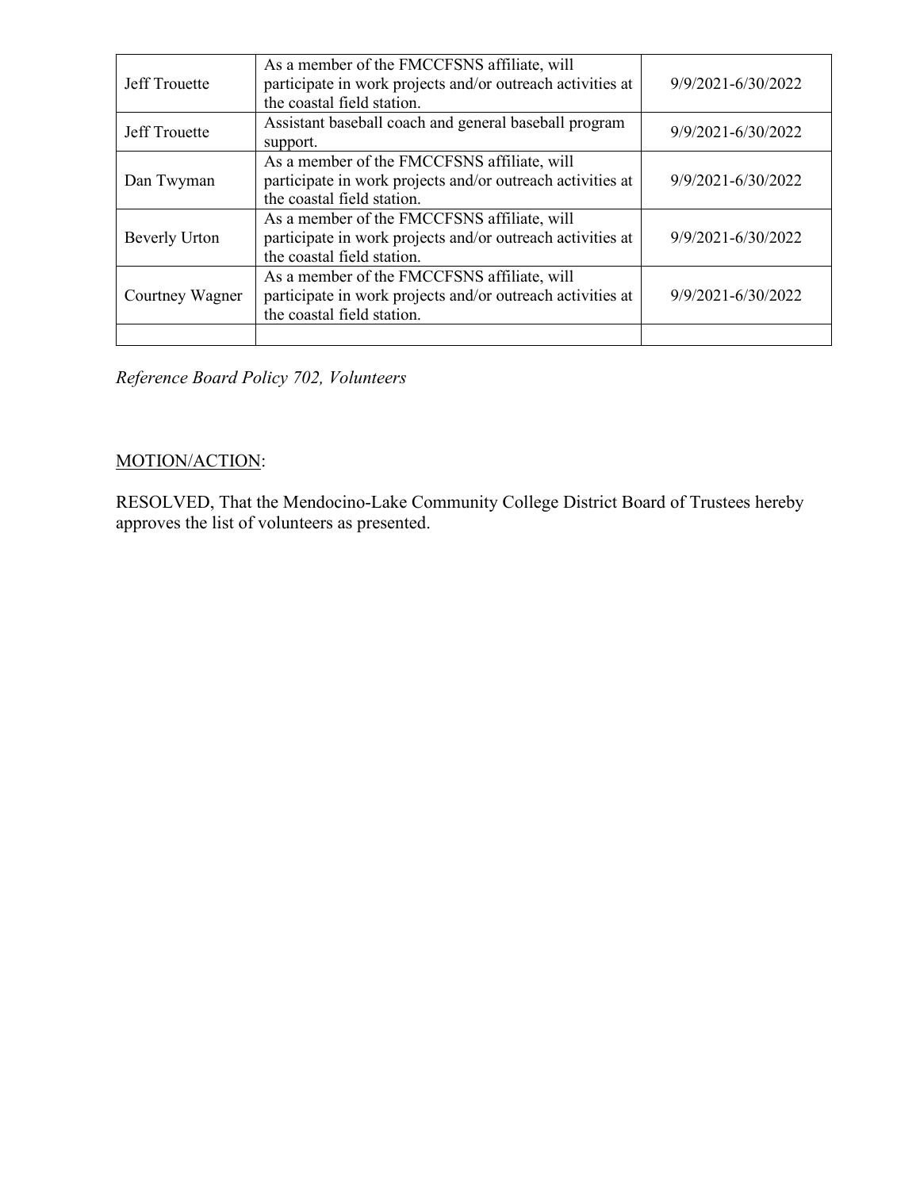| | | |
|---|---|---|
| Jeff Trouette | As a member of the FMCCFSNS affiliate, will participate in work projects and/or outreach activities at the coastal field station. | 9/9/2021-6/30/2022 |
| Jeff Trouette | Assistant baseball coach and general baseball program support. | 9/9/2021-6/30/2022 |
| Dan Twyman | As a member of the FMCCFSNS affiliate, will participate in work projects and/or outreach activities at the coastal field station. | 9/9/2021-6/30/2022 |
| Beverly Urton | As a member of the FMCCFSNS affiliate, will participate in work projects and/or outreach activities at the coastal field station. | 9/9/2021-6/30/2022 |
| Courtney Wagner | As a member of the FMCCFSNS affiliate, will participate in work projects and/or outreach activities at the coastal field station. | 9/9/2021-6/30/2022 |
| | | |

*Reference Board Policy 702, Volunteers*

MOTION/ACTION:

RESOLVED, That the Mendocino-Lake Community College District Board of Trustees hereby approves the list of volunteers as presented.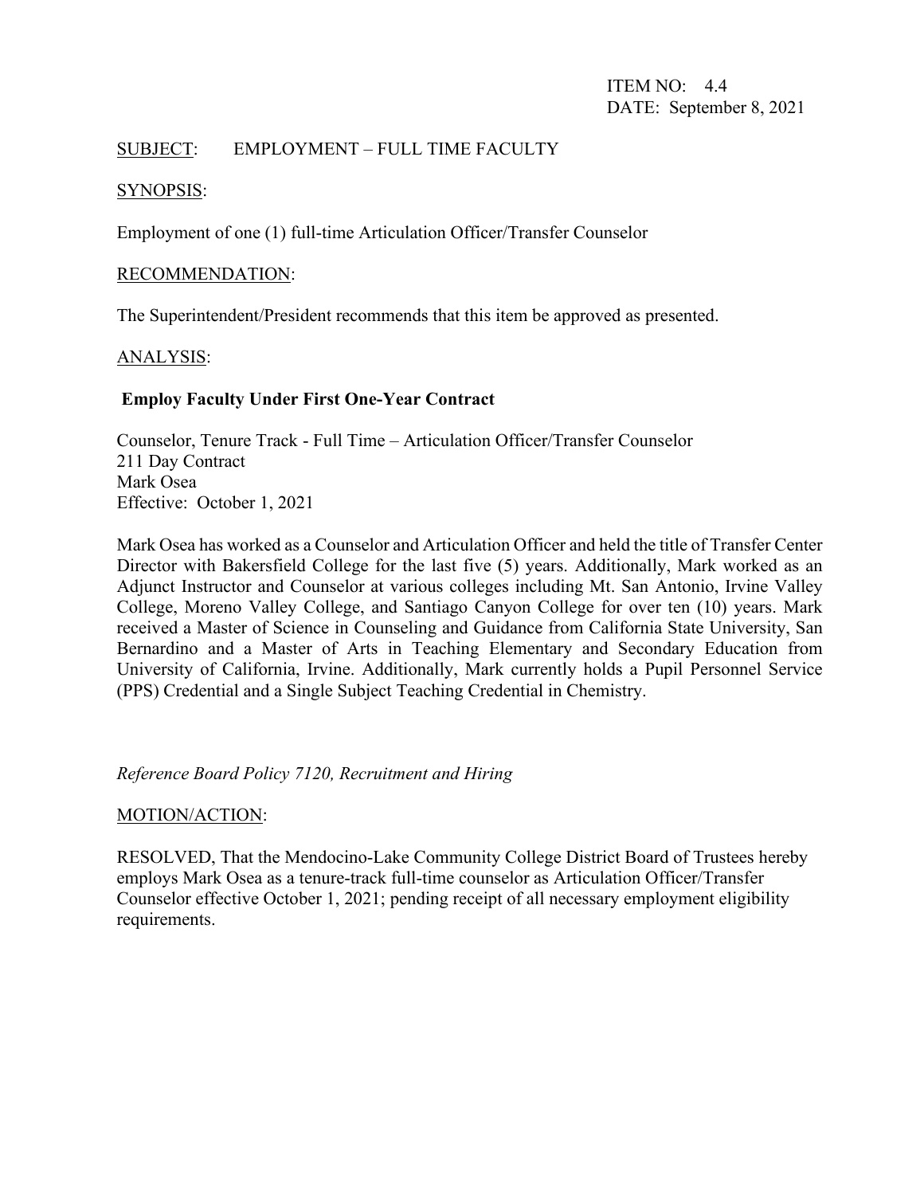ITEM NO: 4.4
DATE: September 8, 2021

SUBJECT: EMPLOYMENT – FULL TIME FACULTY

SYNOPSIS:

Employment of one (1) full-time Articulation Officer/Transfer Counselor

RECOMMENDATION:

The Superintendent/President recommends that this item be approved as presented.

ANALYSIS:

**Employ Faculty Under First One-Year Contract**

Counselor, Tenure Track - Full Time – Articulation Officer/Transfer Counselor
211 Day Contract
Mark Osea
Effective: October 1, 2021

Mark Osea has worked as a Counselor and Articulation Officer and held the title of Transfer Center Director with Bakersfield College for the last five (5) years. Additionally, Mark worked as an Adjunct Instructor and Counselor at various colleges including Mt. San Antonio, Irvine Valley College, Moreno Valley College, and Santiago Canyon College for over ten (10) years. Mark received a Master of Science in Counseling and Guidance from California State University, San Bernardino and a Master of Arts in Teaching Elementary and Secondary Education from University of California, Irvine. Additionally, Mark currently holds a Pupil Personnel Service (PPS) Credential and a Single Subject Teaching Credential in Chemistry.

*Reference Board Policy 7120, Recruitment and Hiring*

MOTION/ACTION:

RESOLVED, That the Mendocino-Lake Community College District Board of Trustees hereby employs Mark Osea as a tenure-track full-time counselor as Articulation Officer/Transfer Counselor effective October 1, 2021; pending receipt of all necessary employment eligibility requirements.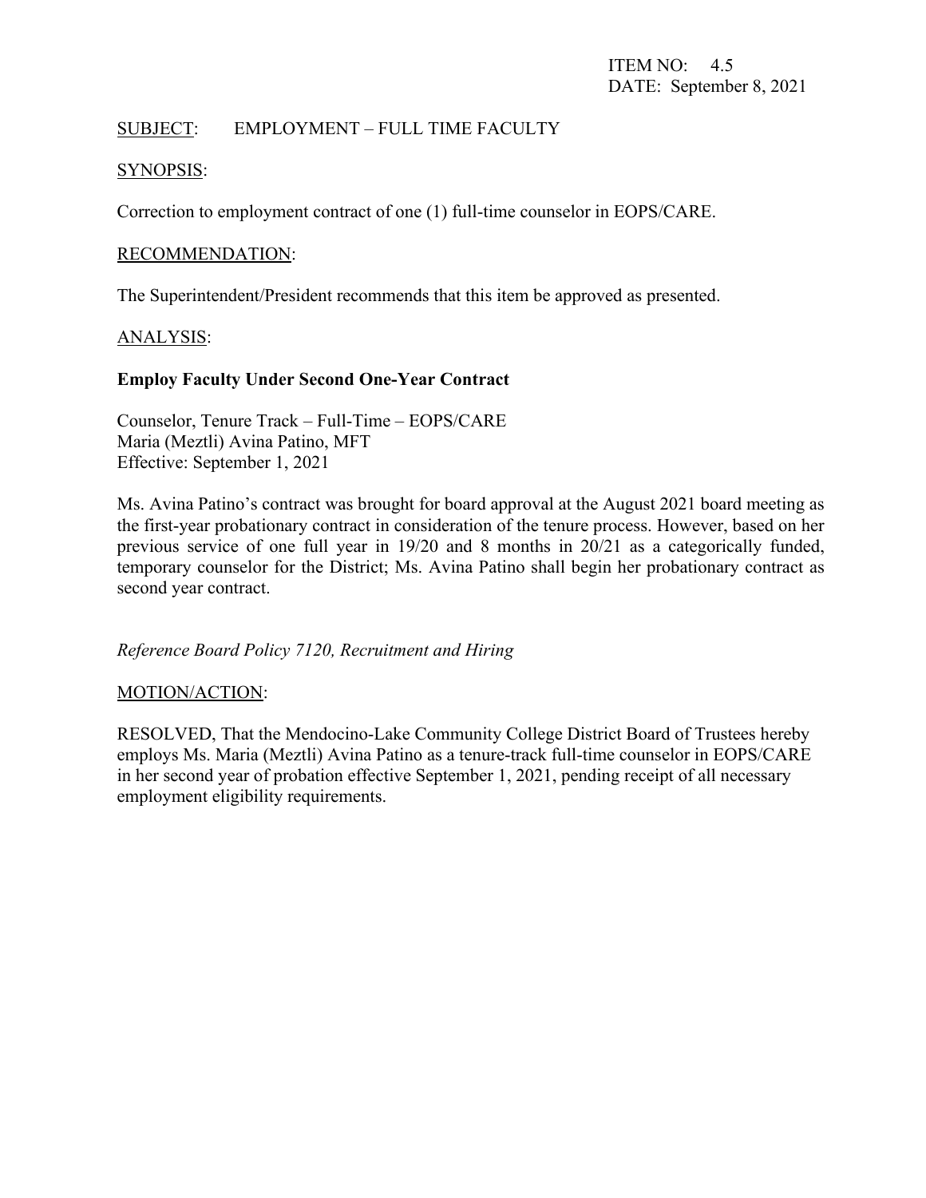ITEM NO: 4.5
DATE: September 8, 2021

SUBJECT: EMPLOYMENT – FULL TIME FACULTY

SYNOPSIS:

Correction to employment contract of one (1) full-time counselor in EOPS/CARE.

RECOMMENDATION:

The Superintendent/President recommends that this item be approved as presented.

ANALYSIS:

**Employ Faculty Under Second One-Year Contract**

Counselor, Tenure Track – Full-Time – EOPS/CARE
Maria (Meztli) Avina Patino, MFT
Effective: September 1, 2021

Ms. Avina Patino's contract was brought for board approval at the August 2021 board meeting as the first-year probationary contract in consideration of the tenure process. However, based on her previous service of one full year in 19/20 and 8 months in 20/21 as a categorically funded, temporary counselor for the District; Ms. Avina Patino shall begin her probationary contract as second year contract.

*Reference Board Policy 7120, Recruitment and Hiring*

MOTION/ACTION:

RESOLVED, That the Mendocino-Lake Community College District Board of Trustees hereby employs Ms. Maria (Meztli) Avina Patino as a tenure-track full-time counselor in EOPS/CARE in her second year of probation effective September 1, 2021, pending receipt of all necessary employment eligibility requirements.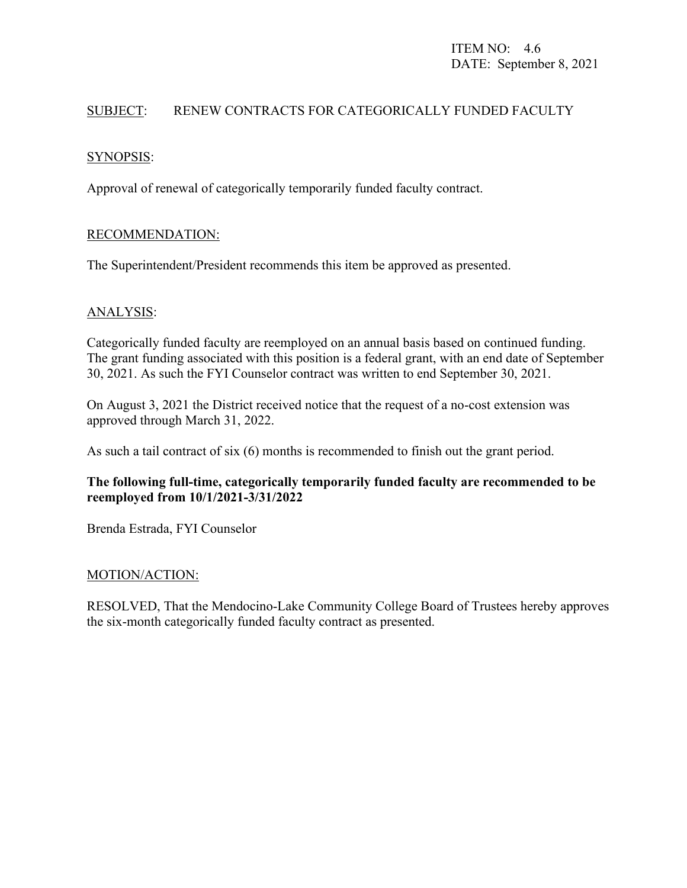ITEM NO: 4.6
DATE: September 8, 2021

SUBJECT: RENEW CONTRACTS FOR CATEGORICALLY FUNDED FACULTY

SYNOPSIS:

Approval of renewal of categorically temporarily funded faculty contract.

RECOMMENDATION:

The Superintendent/President recommends this item be approved as presented.

ANALYSIS:

Categorically funded faculty are reemployed on an annual basis based on continued funding. The grant funding associated with this position is a federal grant, with an end date of September 30, 2021. As such the FYI Counselor contract was written to end September 30, 2021.

On August 3, 2021 the District received notice that the request of a no-cost extension was approved through March 31, 2022.

As such a tail contract of six (6) months is recommended to finish out the grant period.

**The following full-time, categorically temporarily funded faculty are recommended to be reemployed from 10/1/2021-3/31/2022**

Brenda Estrada, FYI Counselor

MOTION/ACTION:

RESOLVED, That the Mendocino-Lake Community College Board of Trustees hereby approves the six-month categorically funded faculty contract as presented.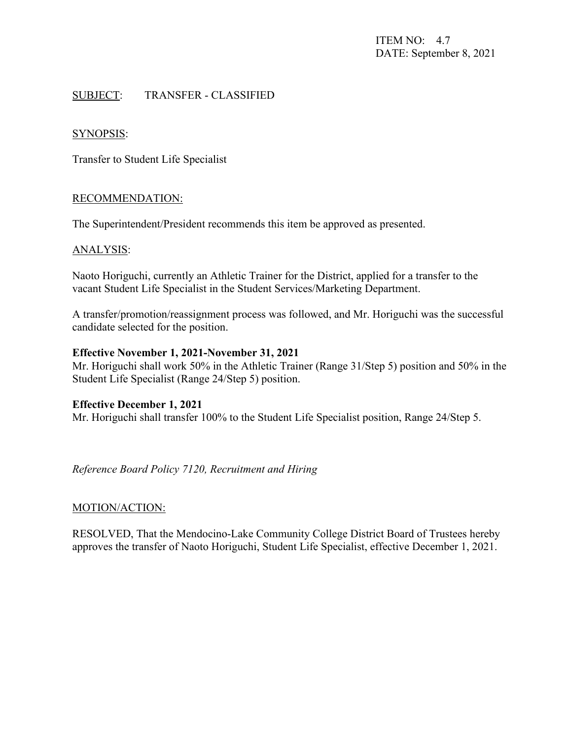ITEM NO: 4.7
DATE: September 8, 2021

<u>SUBJECT</u>: TRANSFER - CLASSIFIED

<u>SYNOPSIS</u>:

Transfer to Student Life Specialist

<u>RECOMMENDATION:</u>

The Superintendent/President recommends this item be approved as presented.

<u>ANALYSIS</u>:

Naoto Horiguchi, currently an Athletic Trainer for the District, applied for a transfer to the vacant Student Life Specialist in the Student Services/Marketing Department.

A transfer/promotion/reassignment process was followed, and Mr. Horiguchi was the successful candidate selected for the position.

**Effective November 1, 2021-November 31, 2021**
Mr. Horiguchi shall work 50% in the Athletic Trainer (Range 31/Step 5) position and 50% in the Student Life Specialist (Range 24/Step 5) position.

**Effective December 1, 2021**
Mr. Horiguchi shall transfer 100% to the Student Life Specialist position, Range 24/Step 5.

*Reference Board Policy 7120, Recruitment and Hiring*

<u>MOTION/ACTION:</u>

RESOLVED, That the Mendocino-Lake Community College District Board of Trustees hereby approves the transfer of Naoto Horiguchi, Student Life Specialist, effective December 1, 2021.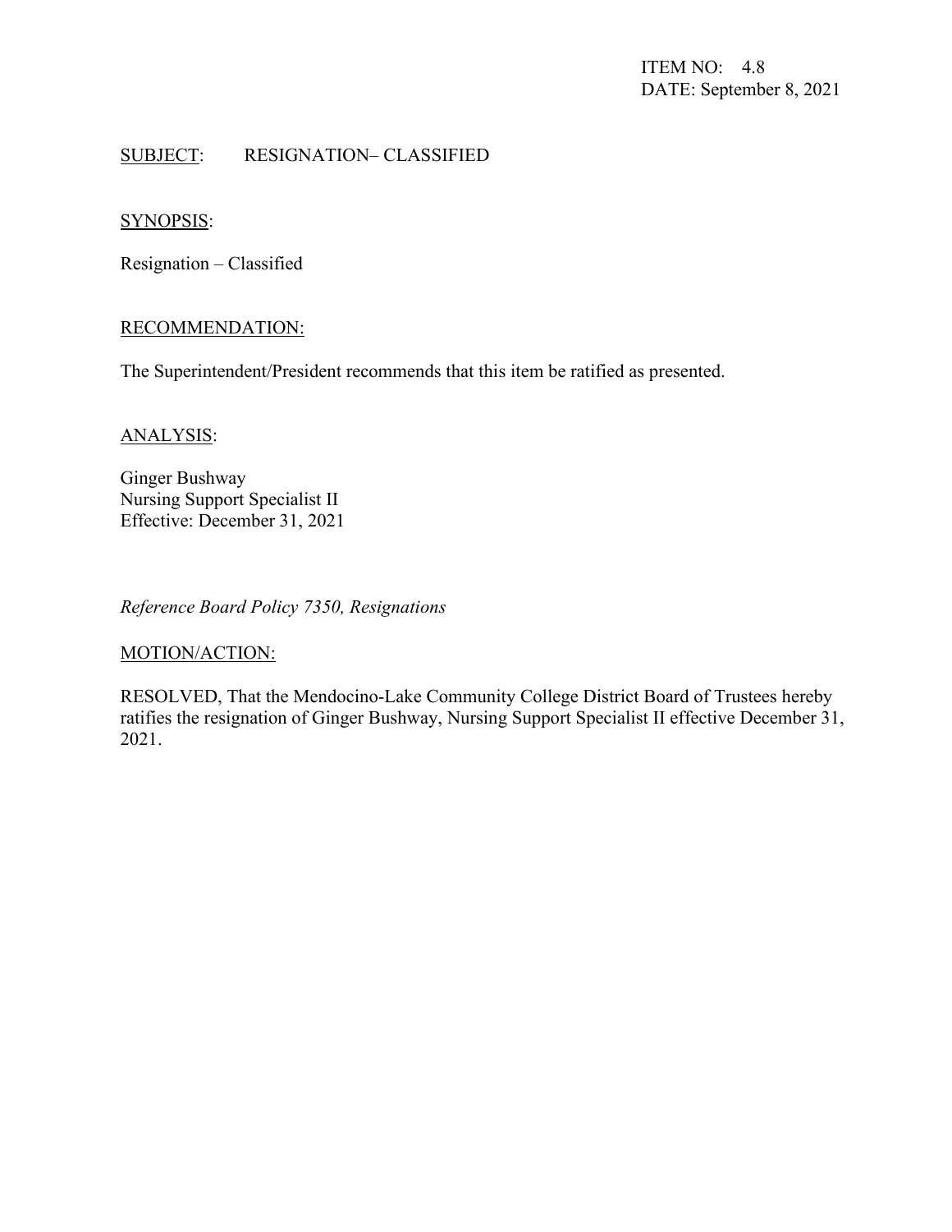ITEM NO: 4.8
DATE: September 8, 2021

SUBJECT: RESIGNATION– CLASSIFIED

SYNOPSIS:

Resignation – Classified

RECOMMENDATION:

The Superintendent/President recommends that this item be ratified as presented.

ANALYSIS:

Ginger Bushway
Nursing Support Specialist II
Effective: December 31, 2021

*Reference Board Policy 7350, Resignations*

MOTION/ACTION:

RESOLVED, That the Mendocino-Lake Community College District Board of Trustees hereby ratifies the resignation of Ginger Bushway, Nursing Support Specialist II effective December 31, 2021.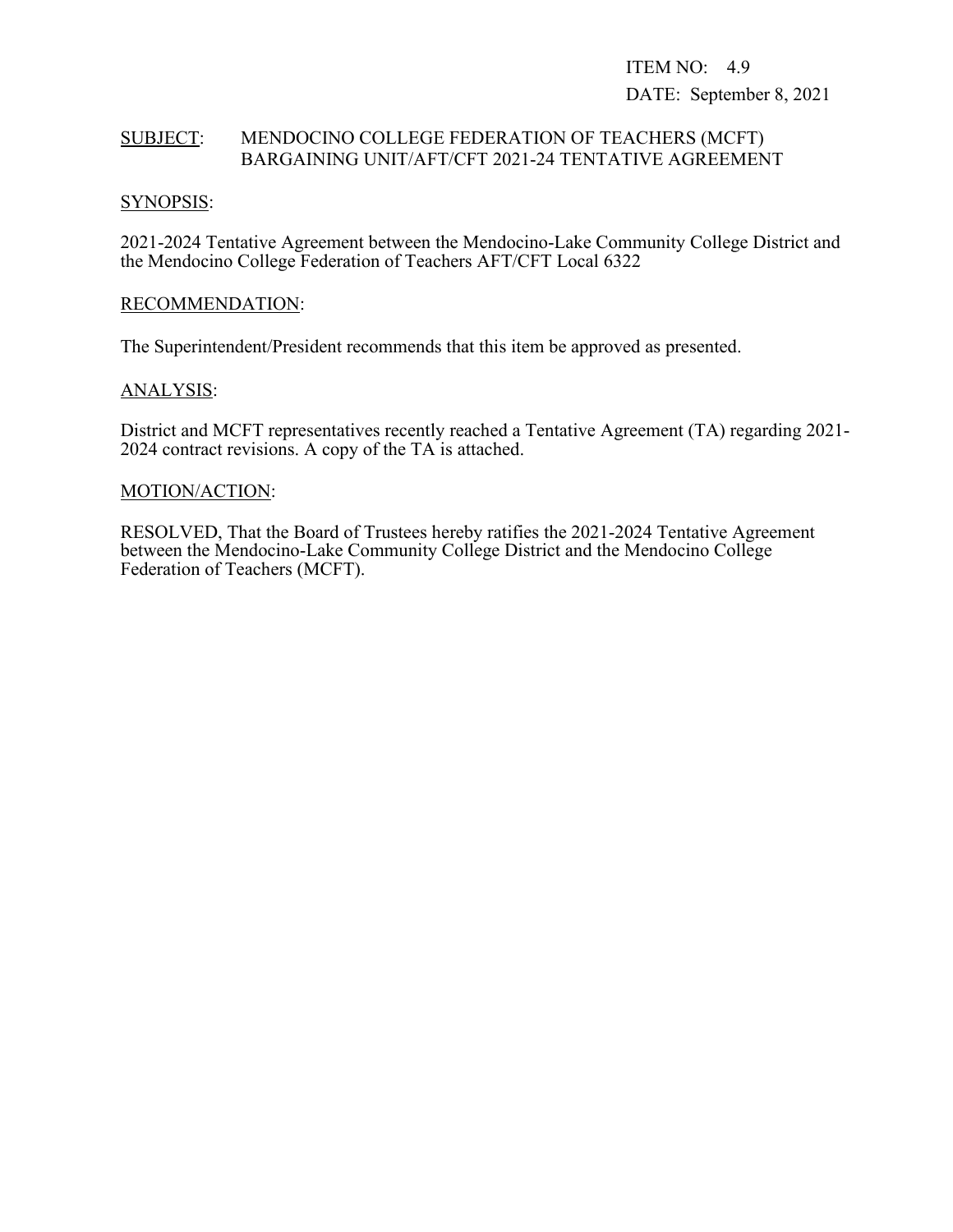ITEM NO: 4.9

DATE: September 8, 2021

SUBJECT: MENDOCINO COLLEGE FEDERATION OF TEACHERS (MCFT) BARGAINING UNIT/AFT/CFT 2021-24 TENTATIVE AGREEMENT

SYNOPSIS:

2021-2024 Tentative Agreement between the Mendocino-Lake Community College District and the Mendocino College Federation of Teachers AFT/CFT Local 6322

RECOMMENDATION:

The Superintendent/President recommends that this item be approved as presented.

ANALYSIS:

District and MCFT representatives recently reached a Tentative Agreement (TA) regarding 2021-2024 contract revisions. A copy of the TA is attached.

MOTION/ACTION:

RESOLVED, That the Board of Trustees hereby ratifies the 2021-2024 Tentative Agreement between the Mendocino-Lake Community College District and the Mendocino College Federation of Teachers (MCFT).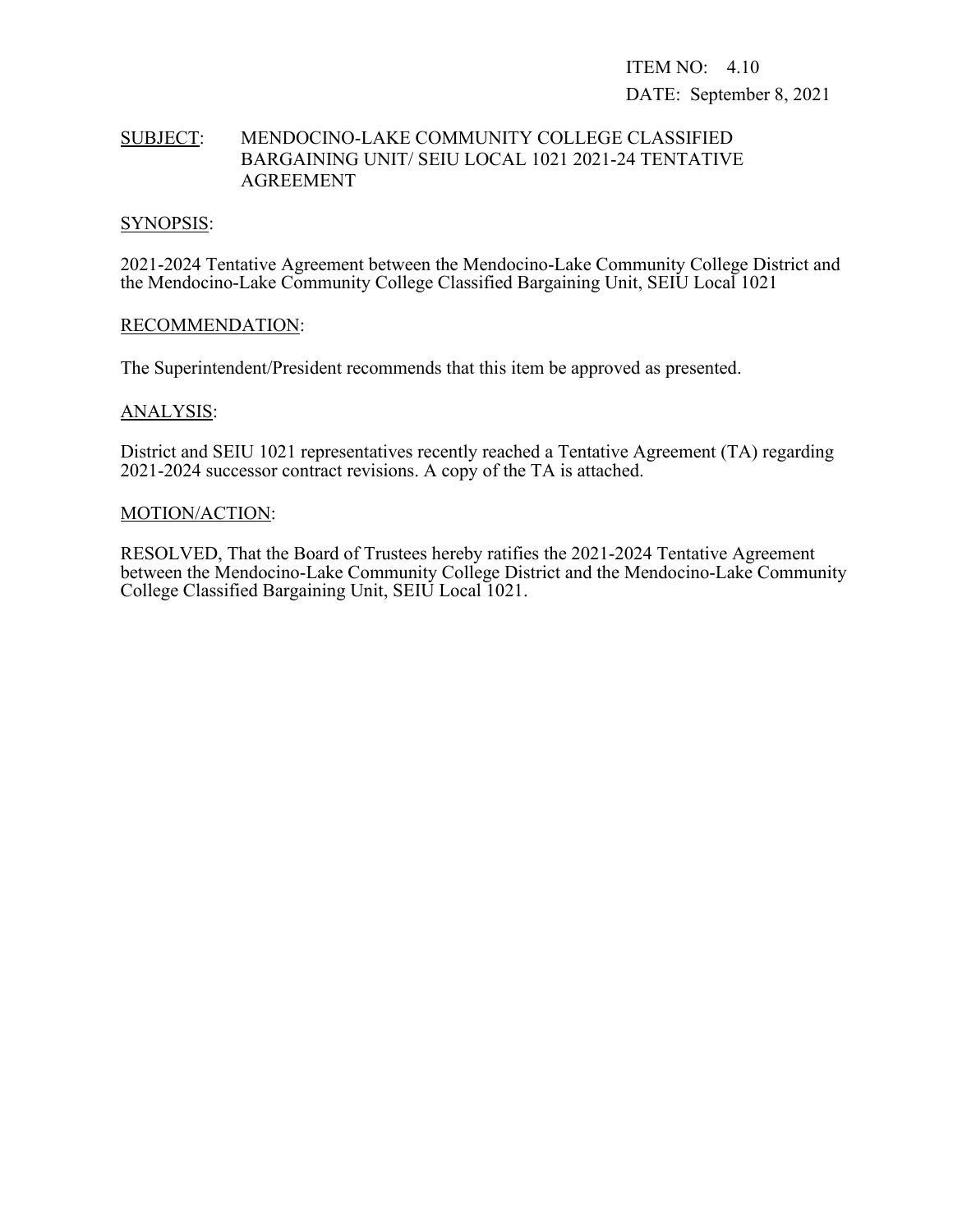ITEM NO: 4.10

DATE: September 8, 2021

SUBJECT: MENDOCINO-LAKE COMMUNITY COLLEGE CLASSIFIED BARGAINING UNIT/ SEIU LOCAL 1021 2021-24 TENTATIVE AGREEMENT

SYNOPSIS:

2021-2024 Tentative Agreement between the Mendocino-Lake Community College District and the Mendocino-Lake Community College Classified Bargaining Unit, SEIU Local 1021

RECOMMENDATION:

The Superintendent/President recommends that this item be approved as presented.

ANALYSIS:

District and SEIU 1021 representatives recently reached a Tentative Agreement (TA) regarding 2021-2024 successor contract revisions. A copy of the TA is attached.

MOTION/ACTION:

RESOLVED, That the Board of Trustees hereby ratifies the 2021-2024 Tentative Agreement between the Mendocino-Lake Community College District and the Mendocino-Lake Community College Classified Bargaining Unit, SEIU Local 1021.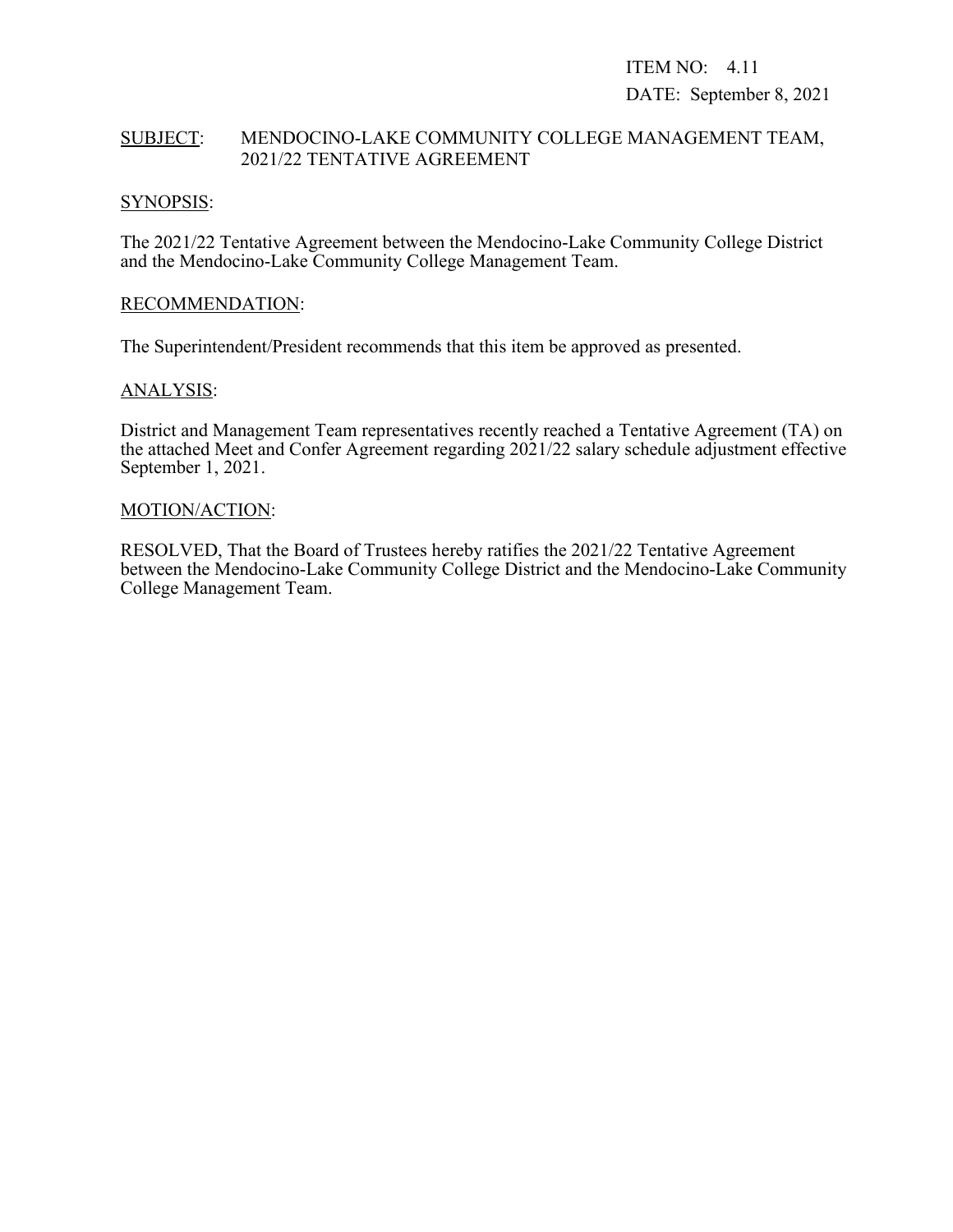ITEM NO: 4.11

DATE: September 8, 2021

SUBJECT: MENDOCINO-LAKE COMMUNITY COLLEGE MANAGEMENT TEAM, 2021/22 TENTATIVE AGREEMENT

SYNOPSIS:

The 2021/22 Tentative Agreement between the Mendocino-Lake Community College District and the Mendocino-Lake Community College Management Team.

RECOMMENDATION:

The Superintendent/President recommends that this item be approved as presented.

ANALYSIS:

District and Management Team representatives recently reached a Tentative Agreement (TA) on the attached Meet and Confer Agreement regarding 2021/22 salary schedule adjustment effective September 1, 2021.

MOTION/ACTION:

RESOLVED, That the Board of Trustees hereby ratifies the 2021/22 Tentative Agreement between the Mendocino-Lake Community College District and the Mendocino-Lake Community College Management Team.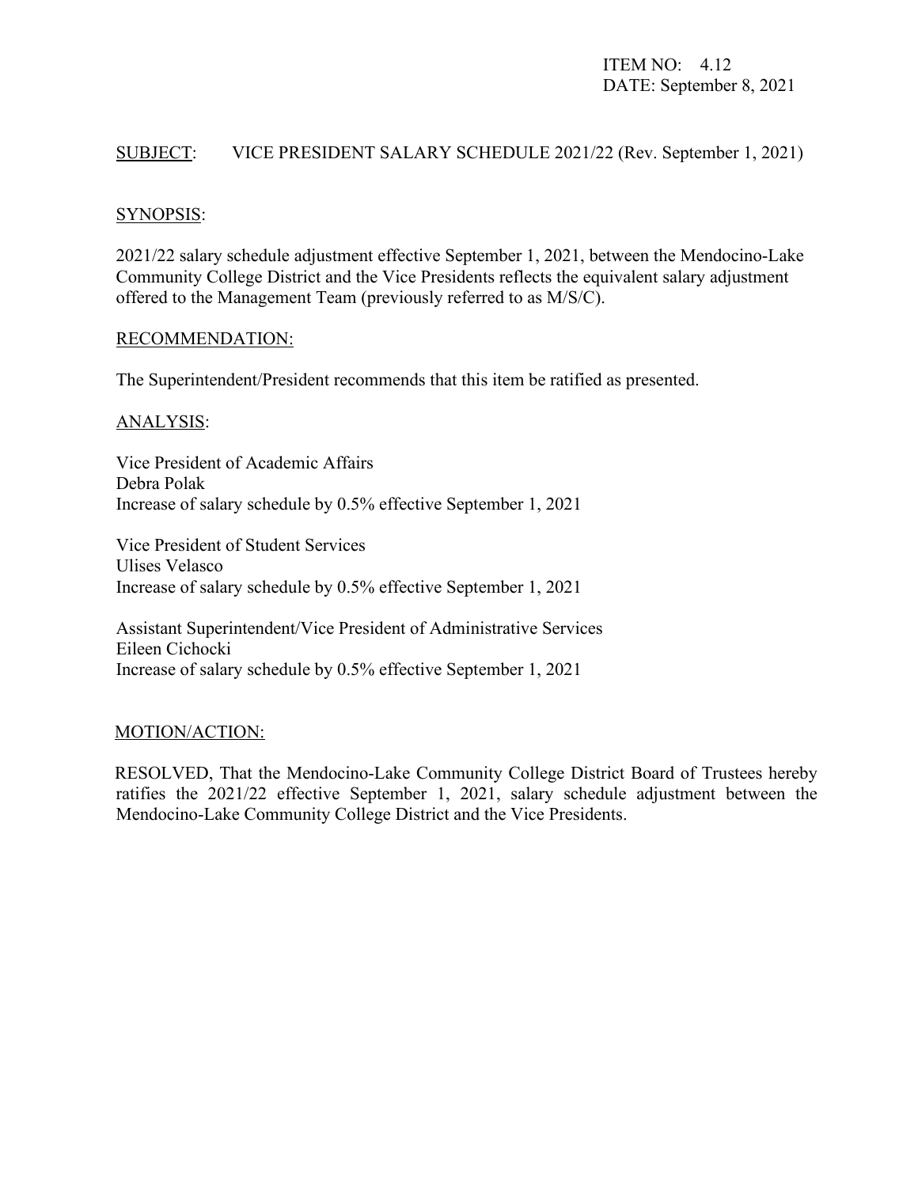ITEM NO: 4.12
DATE: September 8, 2021

SUBJECT: VICE PRESIDENT SALARY SCHEDULE 2021/22 (Rev. September 1, 2021)

SYNOPSIS:

2021/22 salary schedule adjustment effective September 1, 2021, between the Mendocino-Lake Community College District and the Vice Presidents reflects the equivalent salary adjustment offered to the Management Team (previously referred to as M/S/C).

RECOMMENDATION:

The Superintendent/President recommends that this item be ratified as presented.

ANALYSIS:

Vice President of Academic Affairs
Debra Polak
Increase of salary schedule by 0.5% effective September 1, 2021

Vice President of Student Services
Ulises Velasco
Increase of salary schedule by 0.5% effective September 1, 2021

Assistant Superintendent/Vice President of Administrative Services
Eileen Cichocki
Increase of salary schedule by 0.5% effective September 1, 2021

MOTION/ACTION:

RESOLVED, That the Mendocino-Lake Community College District Board of Trustees hereby ratifies the 2021/22 effective September 1, 2021, salary schedule adjustment between the Mendocino-Lake Community College District and the Vice Presidents.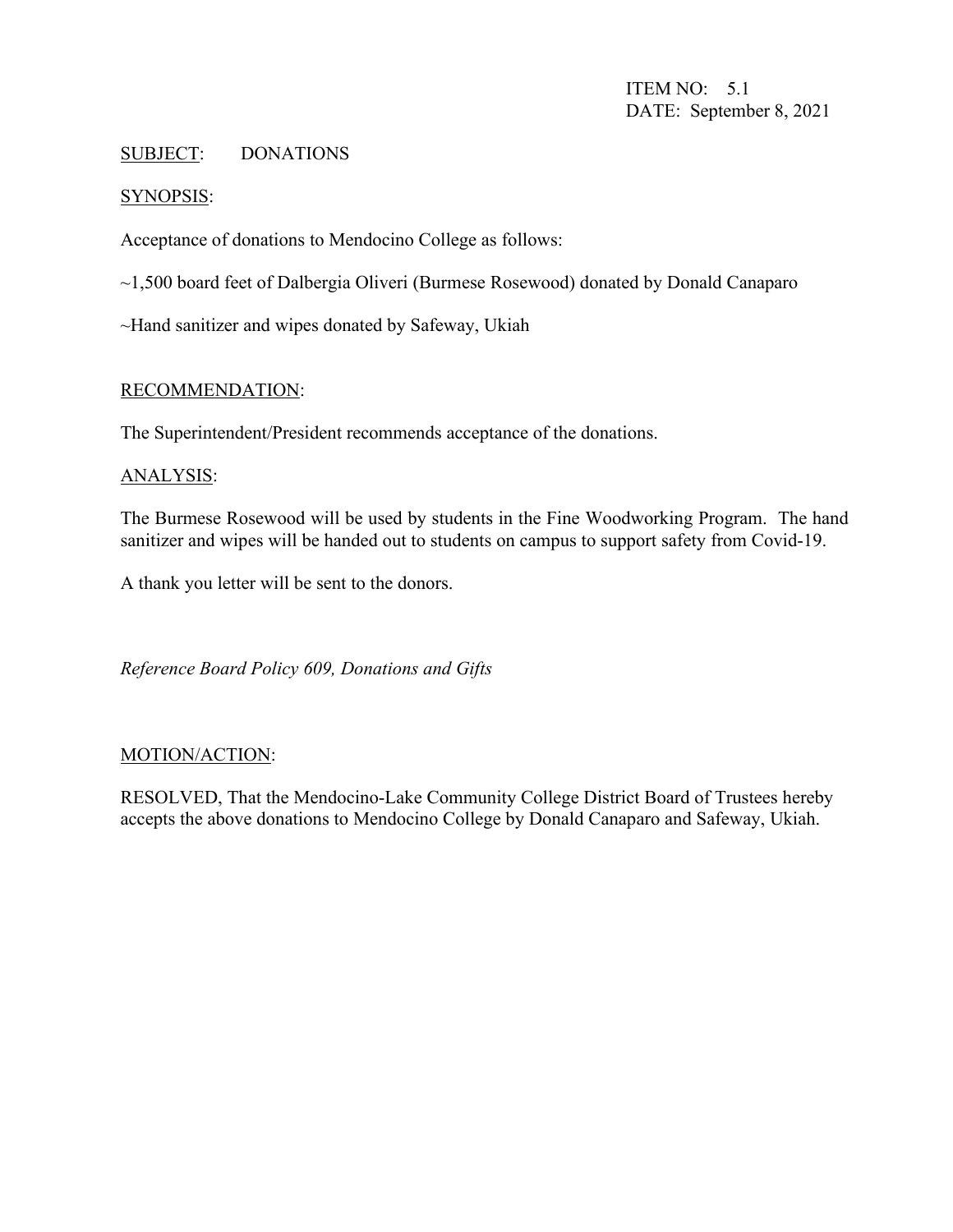ITEM NO: 5.1
DATE: September 8, 2021

SUBJECT: DONATIONS

SYNOPSIS:

Acceptance of donations to Mendocino College as follows:

~1,500 board feet of Dalbergia Oliveri (Burmese Rosewood) donated by Donald Canaparo

~Hand sanitizer and wipes donated by Safeway, Ukiah

RECOMMENDATION:

The Superintendent/President recommends acceptance of the donations.

ANALYSIS:

The Burmese Rosewood will be used by students in the Fine Woodworking Program. The hand sanitizer and wipes will be handed out to students on campus to support safety from Covid-19.

A thank you letter will be sent to the donors.

*Reference Board Policy 609, Donations and Gifts*

MOTION/ACTION:

RESOLVED, That the Mendocino-Lake Community College District Board of Trustees hereby accepts the above donations to Mendocino College by Donald Canaparo and Safeway, Ukiah.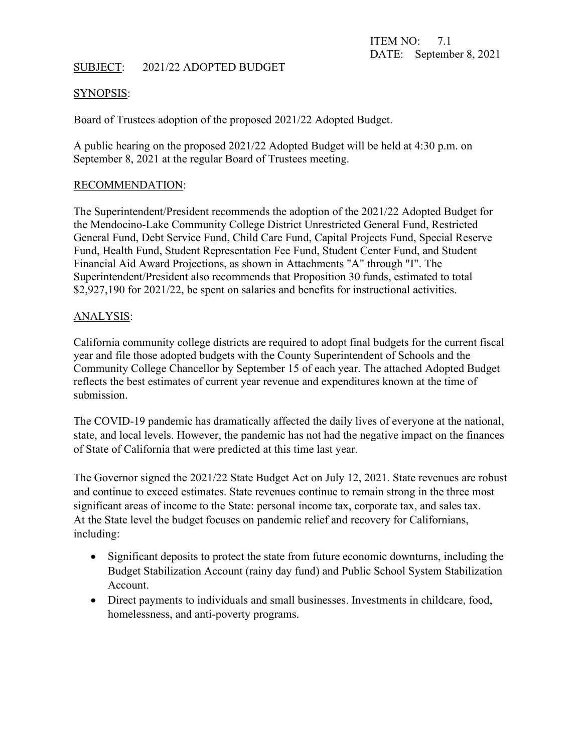ITEM NO: 7.1
DATE: September 8, 2021

SUBJECT: 2021/22 ADOPTED BUDGET

SYNOPSIS:

Board of Trustees adoption of the proposed 2021/22 Adopted Budget.

A public hearing on the proposed 2021/22 Adopted Budget will be held at 4:30 p.m. on September 8, 2021 at the regular Board of Trustees meeting.

RECOMMENDATION:

The Superintendent/President recommends the adoption of the 2021/22 Adopted Budget for the Mendocino-Lake Community College District Unrestricted General Fund, Restricted General Fund, Debt Service Fund, Child Care Fund, Capital Projects Fund, Special Reserve Fund, Health Fund, Student Representation Fee Fund, Student Center Fund, and Student Financial Aid Award Projections, as shown in Attachments "A" through "I". The Superintendent/President also recommends that Proposition 30 funds, estimated to total $2,927,190 for 2021/22, be spent on salaries and benefits for instructional activities.

ANALYSIS:

California community college districts are required to adopt final budgets for the current fiscal year and file those adopted budgets with the County Superintendent of Schools and the Community College Chancellor by September 15 of each year. The attached Adopted Budget reflects the best estimates of current year revenue and expenditures known at the time of submission.

The COVID-19 pandemic has dramatically affected the daily lives of everyone at the national, state, and local levels. However, the pandemic has not had the negative impact on the finances of State of California that were predicted at this time last year.

The Governor signed the 2021/22 State Budget Act on July 12, 2021. State revenues are robust and continue to exceed estimates. State revenues continue to remain strong in the three most significant areas of income to the State: personal income tax, corporate tax, and sales tax. At the State level the budget focuses on pandemic relief and recovery for Californians, including:

- Significant deposits to protect the state from future economic downturns, including the Budget Stabilization Account (rainy day fund) and Public School System Stabilization Account.
- Direct payments to individuals and small businesses. Investments in childcare, food, homelessness, and anti-poverty programs.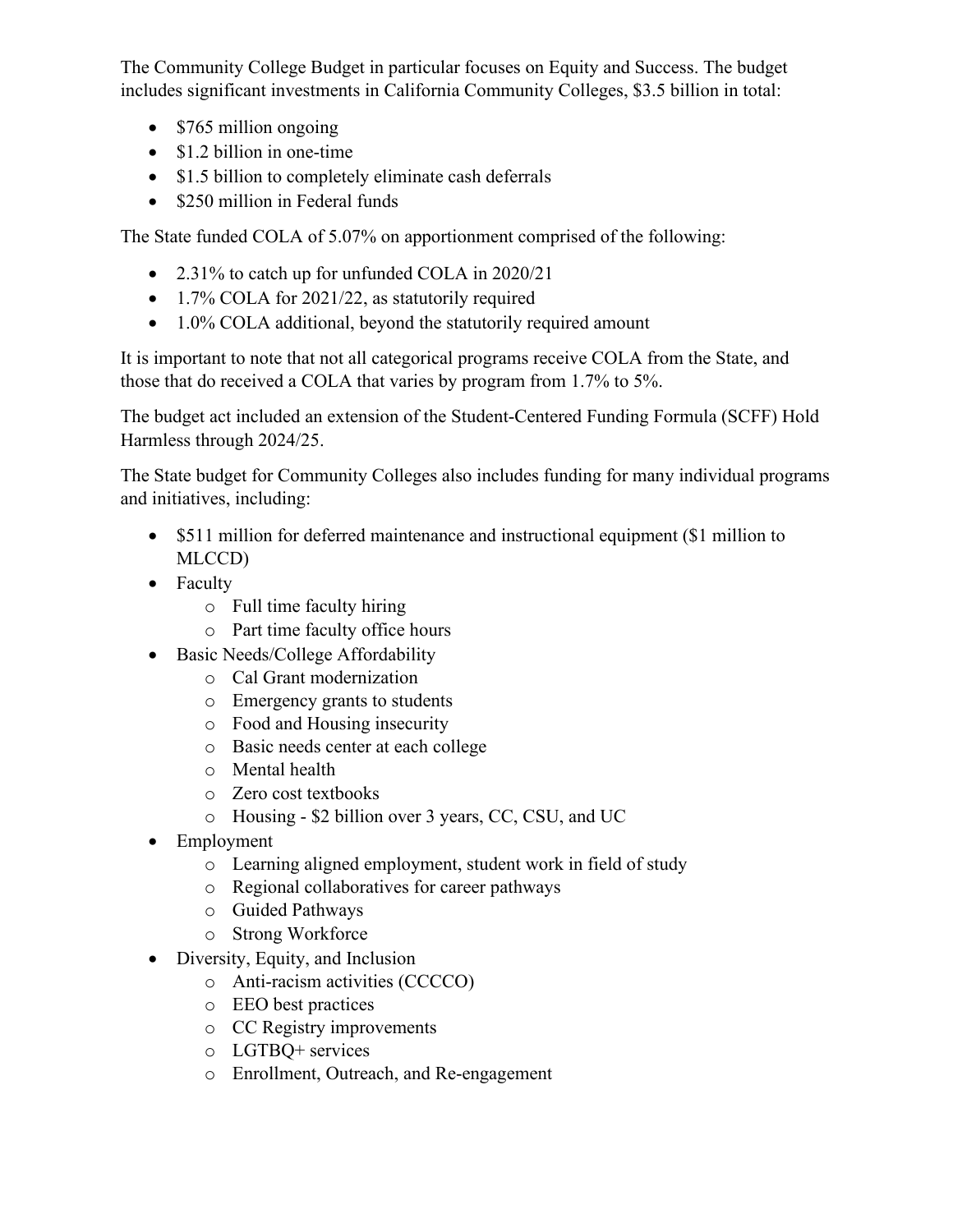The Community College Budget in particular focuses on Equity and Success. The budget includes significant investments in California Community Colleges, $3.5 billion in total:

- $765 million ongoing
- $1.2 billion in one-time
- $1.5 billion to completely eliminate cash deferrals
- $250 million in Federal funds

The State funded COLA of 5.07% on apportionment comprised of the following:

- 2.31% to catch up for unfunded COLA in 2020/21
- 1.7% COLA for 2021/22, as statutorily required
- 1.0% COLA additional, beyond the statutorily required amount

It is important to note that not all categorical programs receive COLA from the State, and those that do received a COLA that varies by program from 1.7% to 5%.

The budget act included an extension of the Student-Centered Funding Formula (SCFF) Hold Harmless through 2024/25.

The State budget for Community Colleges also includes funding for many individual programs and initiatives, including:

- $511 million for deferred maintenance and instructional equipment ($1 million to MLCCD)
- Faculty
  - Full time faculty hiring
  - Part time faculty office hours
- Basic Needs/College Affordability
  - Cal Grant modernization
  - Emergency grants to students
  - Food and Housing insecurity
  - Basic needs center at each college
  - Mental health
  - Zero cost textbooks
  - Housing - $2 billion over 3 years, CC, CSU, and UC
- Employment
  - Learning aligned employment, student work in field of study
  - Regional collaboratives for career pathways
  - Guided Pathways
  - Strong Workforce
- Diversity, Equity, and Inclusion
  - Anti-racism activities (CCCCO)
  - EEO best practices
  - CC Registry improvements
  - LGTBQ+ services
  - Enrollment, Outreach, and Re-engagement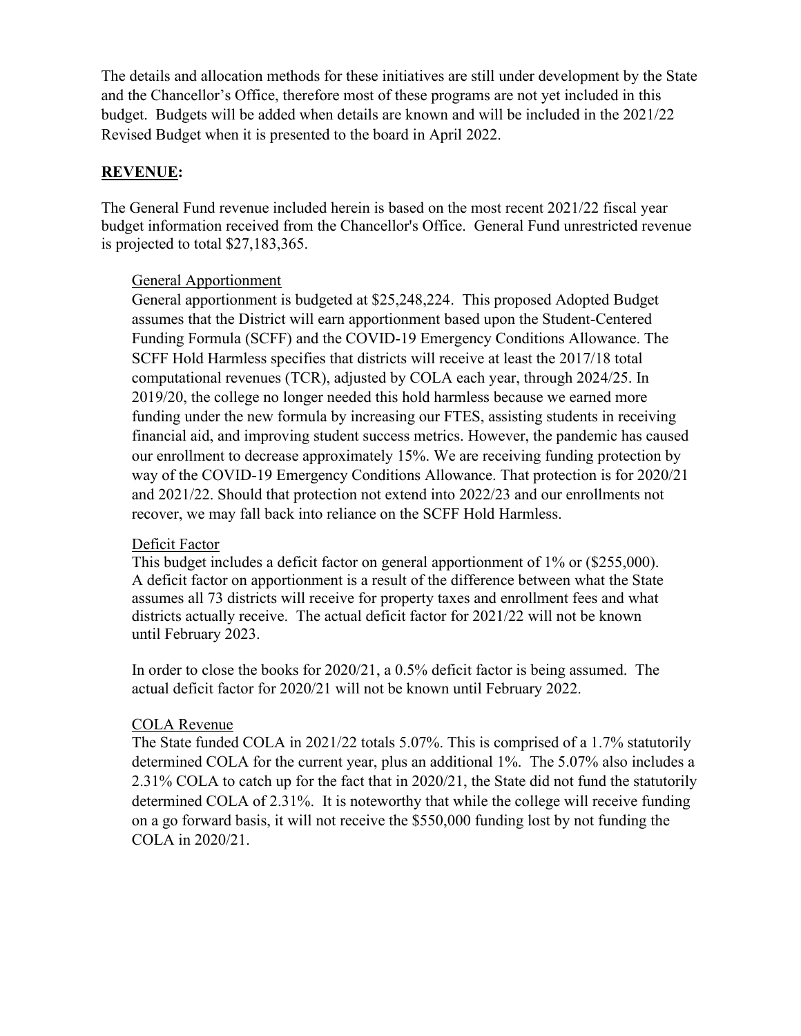The details and allocation methods for these initiatives are still under development by the State and the Chancellor's Office, therefore most of these programs are not yet included in this budget. Budgets will be added when details are known and will be included in the 2021/22 Revised Budget when it is presented to the board in April 2022.

## REVENUE:

The General Fund revenue included herein is based on the most recent 2021/22 fiscal year budget information received from the Chancellor's Office. General Fund unrestricted revenue is projected to total $27,183,365.

### General Apportionment

General apportionment is budgeted at $25,248,224. This proposed Adopted Budget assumes that the District will earn apportionment based upon the Student-Centered Funding Formula (SCFF) and the COVID-19 Emergency Conditions Allowance. The SCFF Hold Harmless specifies that districts will receive at least the 2017/18 total computational revenues (TCR), adjusted by COLA each year, through 2024/25. In 2019/20, the college no longer needed this hold harmless because we earned more funding under the new formula by increasing our FTES, assisting students in receiving financial aid, and improving student success metrics. However, the pandemic has caused our enrollment to decrease approximately 15%. We are receiving funding protection by way of the COVID-19 Emergency Conditions Allowance. That protection is for 2020/21 and 2021/22. Should that protection not extend into 2022/23 and our enrollments not recover, we may fall back into reliance on the SCFF Hold Harmless.

### Deficit Factor

This budget includes a deficit factor on general apportionment of 1% or ($255,000). A deficit factor on apportionment is a result of the difference between what the State assumes all 73 districts will receive for property taxes and enrollment fees and what districts actually receive. The actual deficit factor for 2021/22 will not be known until February 2023.

In order to close the books for 2020/21, a 0.5% deficit factor is being assumed. The actual deficit factor for 2020/21 will not be known until February 2022.

### COLA Revenue

The State funded COLA in 2021/22 totals 5.07%. This is comprised of a 1.7% statutorily determined COLA for the current year, plus an additional 1%. The 5.07% also includes a 2.31% COLA to catch up for the fact that in 2020/21, the State did not fund the statutorily determined COLA of 2.31%. It is noteworthy that while the college will receive funding on a go forward basis, it will not receive the $550,000 funding lost by not funding the COLA in 2020/21.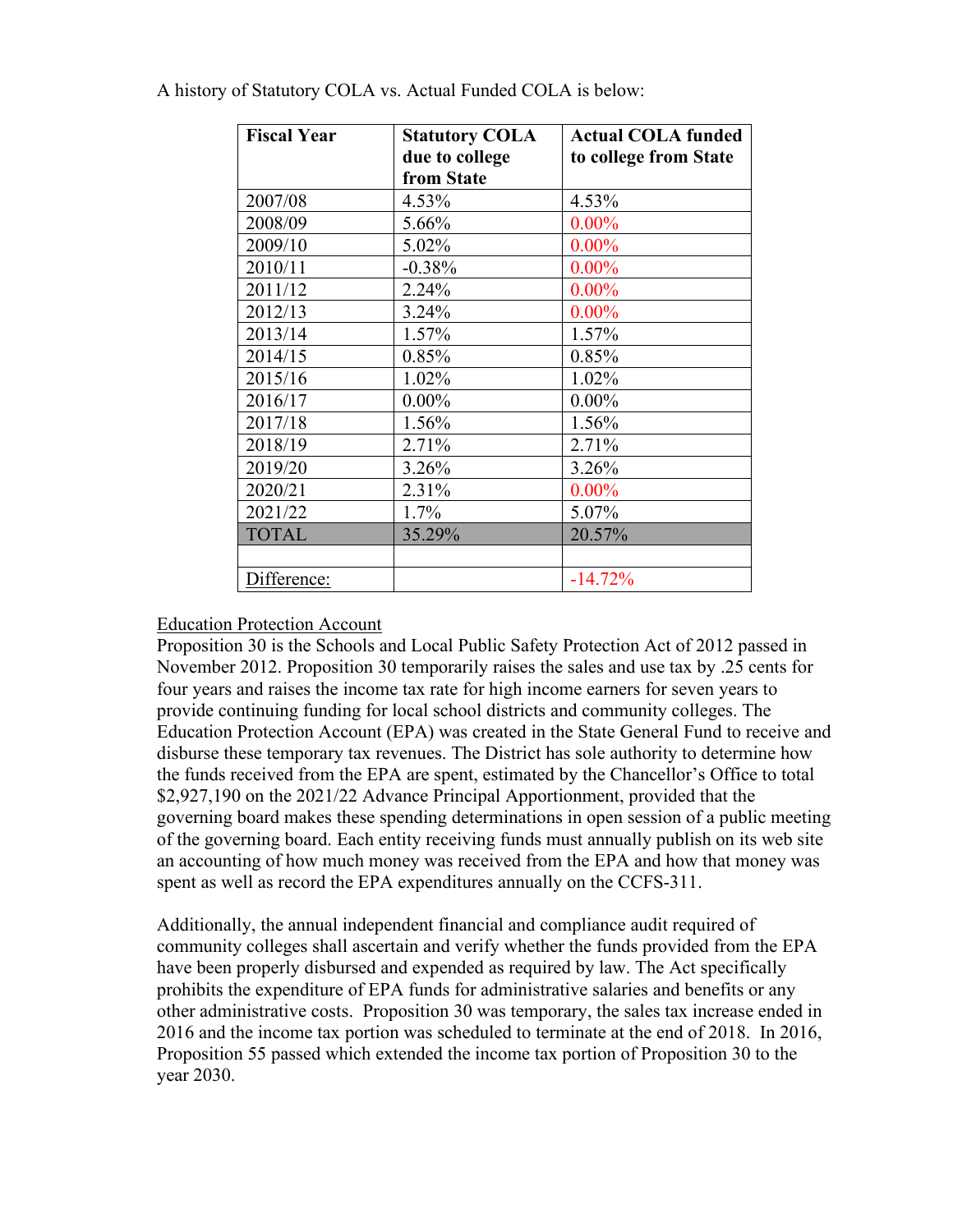A history of Statutory COLA vs. Actual Funded COLA is below:

| Fiscal Year | Statutory COLA due to college from State | Actual COLA funded to college from State |
|---|---|---|
| 2007/08 | 4.53% | 4.53% |
| 2008/09 | 5.66% | 0.00% |
| 2009/10 | 5.02% | 0.00% |
| 2010/11 | -0.38% | 0.00% |
| 2011/12 | 2.24% | 0.00% |
| 2012/13 | 3.24% | 0.00% |
| 2013/14 | 1.57% | 1.57% |
| 2014/15 | 0.85% | 0.85% |
| 2015/16 | 1.02% | 1.02% |
| 2016/17 | 0.00% | 0.00% |
| 2017/18 | 1.56% | 1.56% |
| 2018/19 | 2.71% | 2.71% |
| 2019/20 | 3.26% | 3.26% |
| 2020/21 | 2.31% | 0.00% |
| 2021/22 | 1.7% | 5.07% |
| TOTAL | 35.29% | 20.57% |
| | | |
| Difference: | | -14.72% |

Education Protection Account

Proposition 30 is the Schools and Local Public Safety Protection Act of 2012 passed in November 2012. Proposition 30 temporarily raises the sales and use tax by .25 cents for four years and raises the income tax rate for high income earners for seven years to provide continuing funding for local school districts and community colleges. The Education Protection Account (EPA) was created in the State General Fund to receive and disburse these temporary tax revenues. The District has sole authority to determine how the funds received from the EPA are spent, estimated by the Chancellor's Office to total $2,927,190 on the 2021/22 Advance Principal Apportionment, provided that the governing board makes these spending determinations in open session of a public meeting of the governing board. Each entity receiving funds must annually publish on its web site an accounting of how much money was received from the EPA and how that money was spent as well as record the EPA expenditures annually on the CCFS-311.

Additionally, the annual independent financial and compliance audit required of community colleges shall ascertain and verify whether the funds provided from the EPA have been properly disbursed and expended as required by law. The Act specifically prohibits the expenditure of EPA funds for administrative salaries and benefits or any other administrative costs. Proposition 30 was temporary, the sales tax increase ended in 2016 and the income tax portion was scheduled to terminate at the end of 2018. In 2016, Proposition 55 passed which extended the income tax portion of Proposition 30 to the year 2030.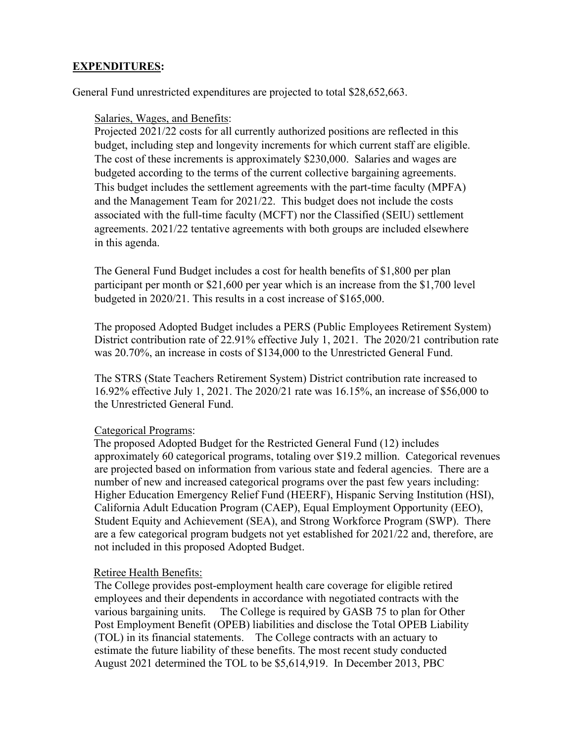**EXPENDITURES:**

General Fund unrestricted expenditures are projected to total $28,652,663.

Salaries, Wages, and Benefits:

Projected 2021/22 costs for all currently authorized positions are reflected in this budget, including step and longevity increments for which current staff are eligible. The cost of these increments is approximately $230,000. Salaries and wages are budgeted according to the terms of the current collective bargaining agreements. This budget includes the settlement agreements with the part-time faculty (MPFA) and the Management Team for 2021/22. This budget does not include the costs associated with the full-time faculty (MCFT) nor the Classified (SEIU) settlement agreements. 2021/22 tentative agreements with both groups are included elsewhere in this agenda.

The General Fund Budget includes a cost for health benefits of $1,800 per plan participant per month or $21,600 per year which is an increase from the $1,700 level budgeted in 2020/21. This results in a cost increase of $165,000.

The proposed Adopted Budget includes a PERS (Public Employees Retirement System) District contribution rate of 22.91% effective July 1, 2021. The 2020/21 contribution rate was 20.70%, an increase in costs of $134,000 to the Unrestricted General Fund.

The STRS (State Teachers Retirement System) District contribution rate increased to 16.92% effective July 1, 2021. The 2020/21 rate was 16.15%, an increase of $56,000 to the Unrestricted General Fund.

Categorical Programs:

The proposed Adopted Budget for the Restricted General Fund (12) includes approximately 60 categorical programs, totaling over $19.2 million. Categorical revenues are projected based on information from various state and federal agencies. There are a number of new and increased categorical programs over the past few years including: Higher Education Emergency Relief Fund (HEERF), Hispanic Serving Institution (HSI), California Adult Education Program (CAEP), Equal Employment Opportunity (EEO), Student Equity and Achievement (SEA), and Strong Workforce Program (SWP). There are a few categorical program budgets not yet established for 2021/22 and, therefore, are not included in this proposed Adopted Budget.

Retiree Health Benefits:

The College provides post-employment health care coverage for eligible retired employees and their dependents in accordance with negotiated contracts with the various bargaining units. The College is required by GASB 75 to plan for Other Post Employment Benefit (OPEB) liabilities and disclose the Total OPEB Liability (TOL) in its financial statements. The College contracts with an actuary to estimate the future liability of these benefits. The most recent study conducted August 2021 determined the TOL to be $5,614,919. In December 2013, PBC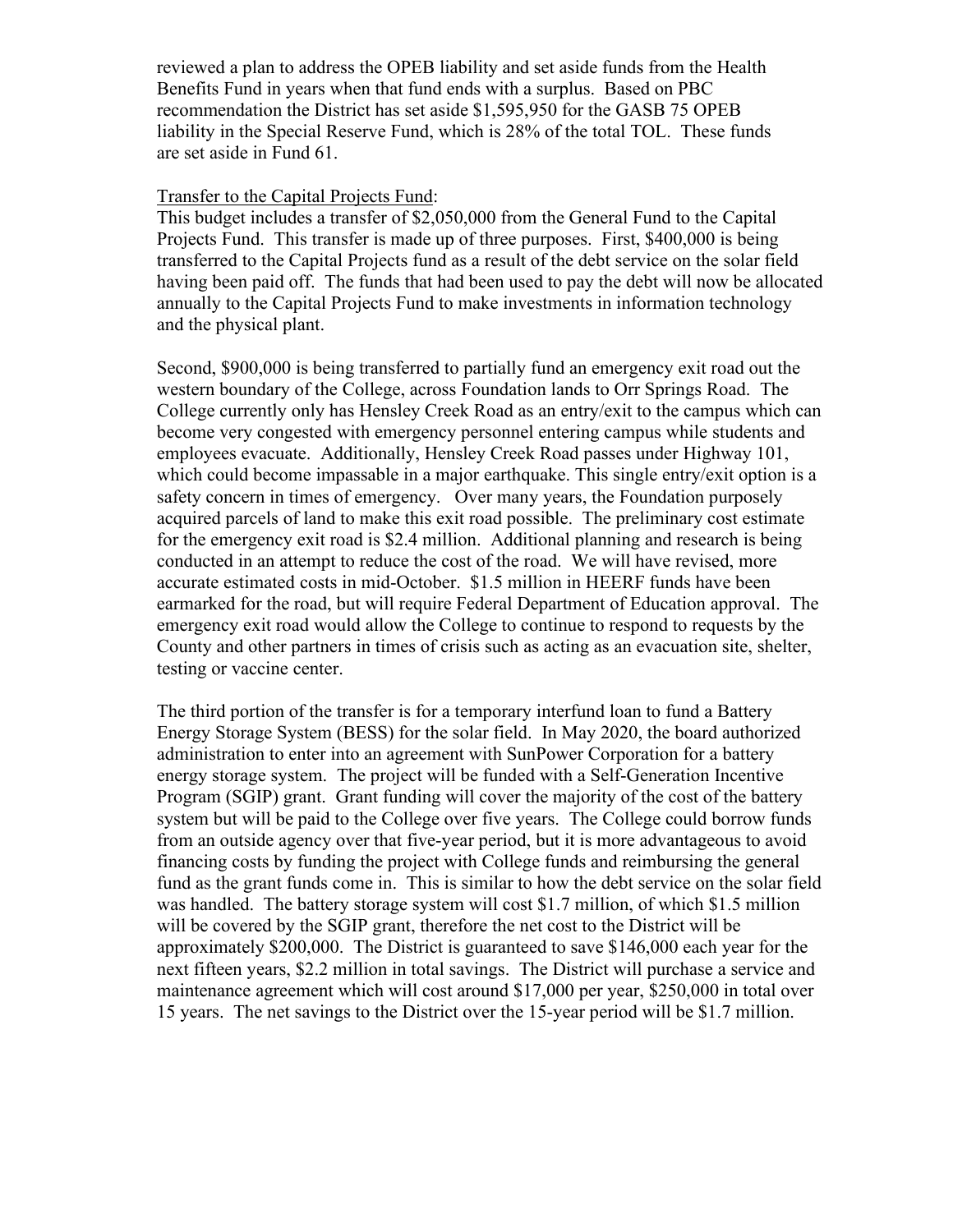reviewed a plan to address the OPEB liability and set aside funds from the Health Benefits Fund in years when that fund ends with a surplus. Based on PBC recommendation the District has set aside $1,595,950 for the GASB 75 OPEB liability in the Special Reserve Fund, which is 28% of the total TOL. These funds are set aside in Fund 61.

<u>Transfer to the Capital Projects Fund</u>:

This budget includes a transfer of $2,050,000 from the General Fund to the Capital Projects Fund. This transfer is made up of three purposes. First, $400,000 is being transferred to the Capital Projects fund as a result of the debt service on the solar field having been paid off. The funds that had been used to pay the debt will now be allocated annually to the Capital Projects Fund to make investments in information technology and the physical plant.

Second, $900,000 is being transferred to partially fund an emergency exit road out the western boundary of the College, across Foundation lands to Orr Springs Road. The College currently only has Hensley Creek Road as an entry/exit to the campus which can become very congested with emergency personnel entering campus while students and employees evacuate. Additionally, Hensley Creek Road passes under Highway 101, which could become impassable in a major earthquake. This single entry/exit option is a safety concern in times of emergency. Over many years, the Foundation purposely acquired parcels of land to make this exit road possible. The preliminary cost estimate for the emergency exit road is $2.4 million. Additional planning and research is being conducted in an attempt to reduce the cost of the road. We will have revised, more accurate estimated costs in mid-October. $1.5 million in HEERF funds have been earmarked for the road, but will require Federal Department of Education approval. The emergency exit road would allow the College to continue to respond to requests by the County and other partners in times of crisis such as acting as an evacuation site, shelter, testing or vaccine center.

The third portion of the transfer is for a temporary interfund loan to fund a Battery Energy Storage System (BESS) for the solar field. In May 2020, the board authorized administration to enter into an agreement with SunPower Corporation for a battery energy storage system. The project will be funded with a Self-Generation Incentive Program (SGIP) grant. Grant funding will cover the majority of the cost of the battery system but will be paid to the College over five years. The College could borrow funds from an outside agency over that five-year period, but it is more advantageous to avoid financing costs by funding the project with College funds and reimbursing the general fund as the grant funds come in. This is similar to how the debt service on the solar field was handled. The battery storage system will cost $1.7 million, of which $1.5 million will be covered by the SGIP grant, therefore the net cost to the District will be approximately $200,000. The District is guaranteed to save $146,000 each year for the next fifteen years, $2.2 million in total savings. The District will purchase a service and maintenance agreement which will cost around $17,000 per year, $250,000 in total over 15 years. The net savings to the District over the 15-year period will be $1.7 million.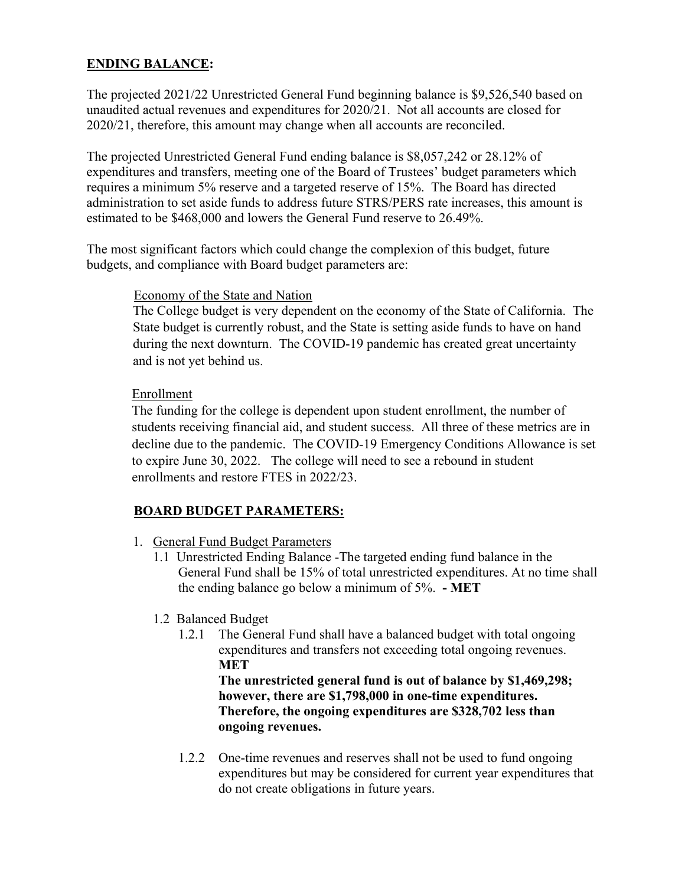## **ENDING BALANCE:**

The projected 2021/22 Unrestricted General Fund beginning balance is $9,526,540 based on unaudited actual revenues and expenditures for 2020/21. Not all accounts are closed for 2020/21, therefore, this amount may change when all accounts are reconciled.

The projected Unrestricted General Fund ending balance is $8,057,242 or 28.12% of expenditures and transfers, meeting one of the Board of Trustees' budget parameters which requires a minimum 5% reserve and a targeted reserve of 15%. The Board has directed administration to set aside funds to address future STRS/PERS rate increases, this amount is estimated to be $468,000 and lowers the General Fund reserve to 26.49%.

The most significant factors which could change the complexion of this budget, future budgets, and compliance with Board budget parameters are:

Economy of the State and Nation

The College budget is very dependent on the economy of the State of California. The State budget is currently robust, and the State is setting aside funds to have on hand during the next downturn. The COVID-19 pandemic has created great uncertainty and is not yet behind us.

Enrollment

The funding for the college is dependent upon student enrollment, the number of students receiving financial aid, and student success. All three of these metrics are in decline due to the pandemic. The COVID-19 Emergency Conditions Allowance is set to expire June 30, 2022. The college will need to see a rebound in student enrollments and restore FTES in 2022/23.

## **BOARD BUDGET PARAMETERS:**

1. General Fund Budget Parameters
   - 1.1 Unrestricted Ending Balance -The targeted ending fund balance in the General Fund shall be 15% of total unrestricted expenditures. At no time shall the ending balance go below a minimum of 5%. **- MET**
   - 1.2 Balanced Budget
     - 1.2.1 The General Fund shall have a balanced budget with total ongoing expenditures and transfers not exceeding total ongoing revenues. **MET**
       **The unrestricted general fund is out of balance by $1,469,298; however, there are $1,798,000 in one-time expenditures. Therefore, the ongoing expenditures are $328,702 less than ongoing revenues.**
     - 1.2.2 One-time revenues and reserves shall not be used to fund ongoing expenditures but may be considered for current year expenditures that do not create obligations in future years.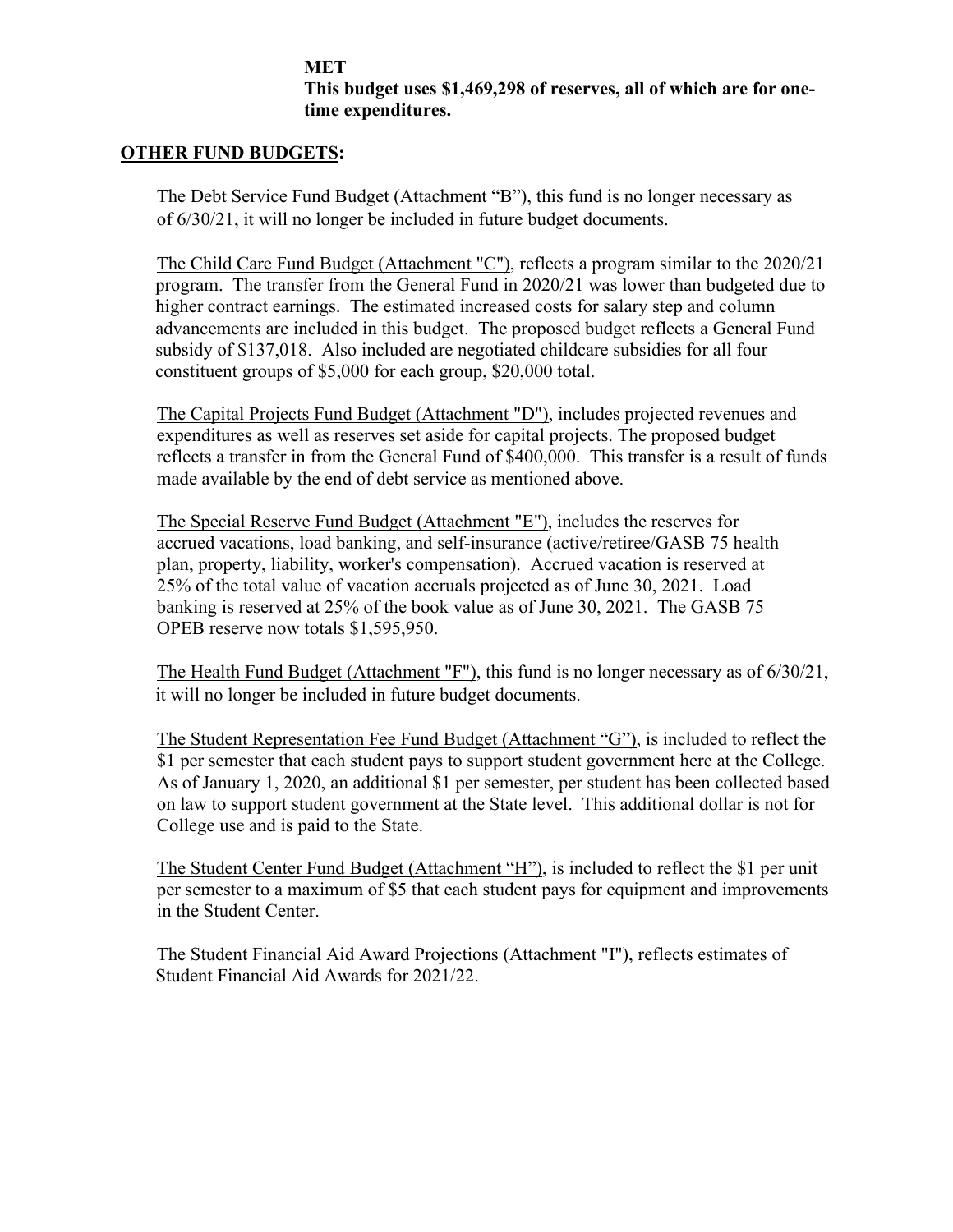**MET**
**This budget uses $1,469,298 of reserves, all of which are for one-time expenditures.**

**<u>OTHER FUND BUDGETS</u>:**

<u>The Debt Service Fund Budget (Attachment "B")</u>, this fund is no longer necessary as of 6/30/21, it will no longer be included in future budget documents.

<u>The Child Care Fund Budget (Attachment "C")</u>, reflects a program similar to the 2020/21 program. The transfer from the General Fund in 2020/21 was lower than budgeted due to higher contract earnings. The estimated increased costs for salary step and column advancements are included in this budget. The proposed budget reflects a General Fund subsidy of $137,018. Also included are negotiated childcare subsidies for all four constituent groups of $5,000 for each group, $20,000 total.

<u>The Capital Projects Fund Budget (Attachment "D")</u>, includes projected revenues and expenditures as well as reserves set aside for capital projects. The proposed budget reflects a transfer in from the General Fund of $400,000. This transfer is a result of funds made available by the end of debt service as mentioned above.

<u>The Special Reserve Fund Budget (Attachment "E")</u>, includes the reserves for accrued vacations, load banking, and self-insurance (active/retiree/GASB 75 health plan, property, liability, worker's compensation). Accrued vacation is reserved at 25% of the total value of vacation accruals projected as of June 30, 2021. Load banking is reserved at 25% of the book value as of June 30, 2021. The GASB 75 OPEB reserve now totals $1,595,950.

<u>The Health Fund Budget (Attachment "F")</u>, this fund is no longer necessary as of 6/30/21, it will no longer be included in future budget documents.

<u>The Student Representation Fee Fund Budget (Attachment "G")</u>, is included to reflect the $1 per semester that each student pays to support student government here at the College. As of January 1, 2020, an additional $1 per semester, per student has been collected based on law to support student government at the State level. This additional dollar is not for College use and is paid to the State.

<u>The Student Center Fund Budget (Attachment "H")</u>, is included to reflect the $1 per unit per semester to a maximum of $5 that each student pays for equipment and improvements in the Student Center.

<u>The Student Financial Aid Award Projections (Attachment "I")</u>, reflects estimates of Student Financial Aid Awards for 2021/22.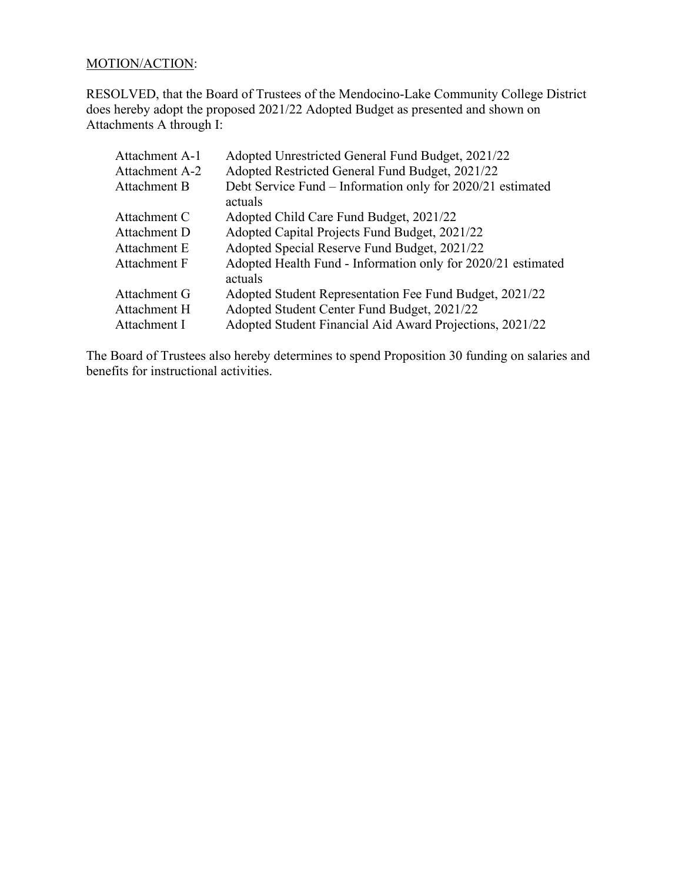<u>MOTION/ACTION</u>:

RESOLVED, that the Board of Trustees of the Mendocino-Lake Community College District does hereby adopt the proposed 2021/22 Adopted Budget as presented and shown on Attachments A through I:

| | |
|---|---|
| Attachment A-1 | Adopted Unrestricted General Fund Budget, 2021/22 |
| Attachment A-2 | Adopted Restricted General Fund Budget, 2021/22 |
| Attachment B | Debt Service Fund – Information only for 2020/21 estimated actuals |
| Attachment C | Adopted Child Care Fund Budget, 2021/22 |
| Attachment D | Adopted Capital Projects Fund Budget, 2021/22 |
| Attachment E | Adopted Special Reserve Fund Budget, 2021/22 |
| Attachment F | Adopted Health Fund - Information only for 2020/21 estimated actuals |
| Attachment G | Adopted Student Representation Fee Fund Budget, 2021/22 |
| Attachment H | Adopted Student Center Fund Budget, 2021/22 |
| Attachment I | Adopted Student Financial Aid Award Projections, 2021/22 |

The Board of Trustees also hereby determines to spend Proposition 30 funding on salaries and benefits for instructional activities.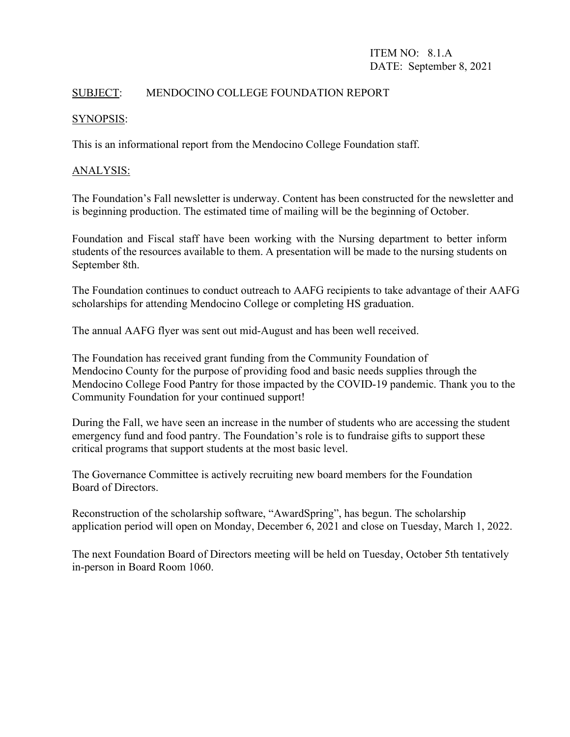ITEM NO: 8.1.A
DATE: September 8, 2021

SUBJECT: MENDOCINO COLLEGE FOUNDATION REPORT

SYNOPSIS:

This is an informational report from the Mendocino College Foundation staff.

ANALYSIS:

The Foundation's Fall newsletter is underway. Content has been constructed for the newsletter and is beginning production. The estimated time of mailing will be the beginning of October.

Foundation and Fiscal staff have been working with the Nursing department to better inform students of the resources available to them. A presentation will be made to the nursing students on September 8th.

The Foundation continues to conduct outreach to AAFG recipients to take advantage of their AAFG scholarships for attending Mendocino College or completing HS graduation.

The annual AAFG flyer was sent out mid-August and has been well received.

The Foundation has received grant funding from the Community Foundation of Mendocino County for the purpose of providing food and basic needs supplies through the Mendocino College Food Pantry for those impacted by the COVID-19 pandemic. Thank you to the Community Foundation for your continued support!

During the Fall, we have seen an increase in the number of students who are accessing the student emergency fund and food pantry. The Foundation's role is to fundraise gifts to support these critical programs that support students at the most basic level.

The Governance Committee is actively recruiting new board members for the Foundation Board of Directors.

Reconstruction of the scholarship software, "AwardSpring", has begun. The scholarship application period will open on Monday, December 6, 2021 and close on Tuesday, March 1, 2022.

The next Foundation Board of Directors meeting will be held on Tuesday, October 5th tentatively in-person in Board Room 1060.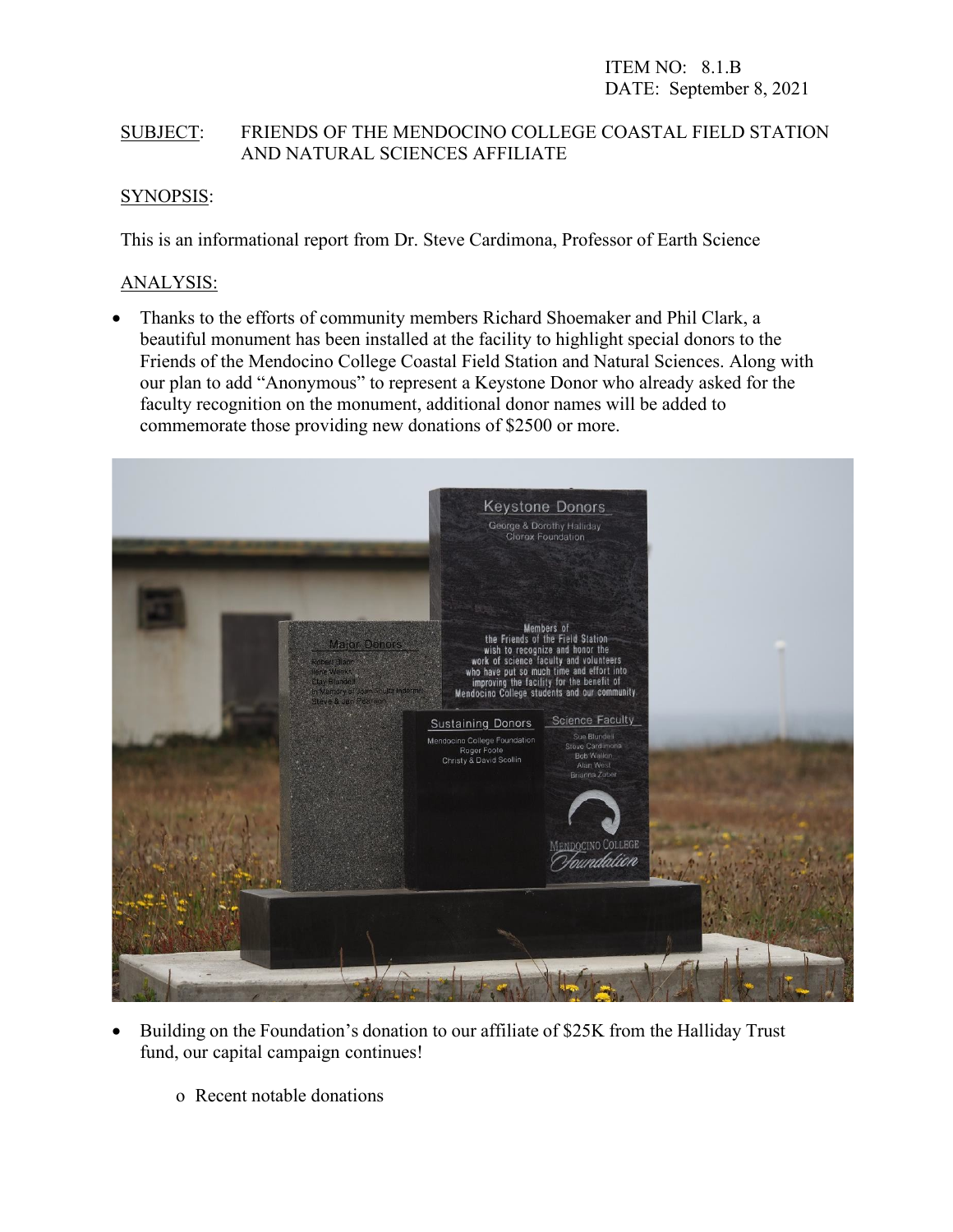ITEM NO: 8.1.B
DATE: September 8, 2021

SUBJECT: FRIENDS OF THE MENDOCINO COLLEGE COASTAL FIELD STATION AND NATURAL SCIENCES AFFILIATE

SYNOPSIS:

This is an informational report from Dr. Steve Cardimona, Professor of Earth Science

ANALYSIS:

- Thanks to the efforts of community members Richard Shoemaker and Phil Clark, a beautiful monument has been installed at the facility to highlight special donors to the Friends of the Mendocino College Coastal Field Station and Natural Sciences. Along with our plan to add "Anonymous" to represent a Keystone Donor who already asked for the faculty recognition on the monument, additional donor names will be added to commemorate those providing new donations of $2500 or more.

- Building on the Foundation's donation to our affiliate of $25K from the Halliday Trust fund, our capital campaign continues!
  - Recent notable donations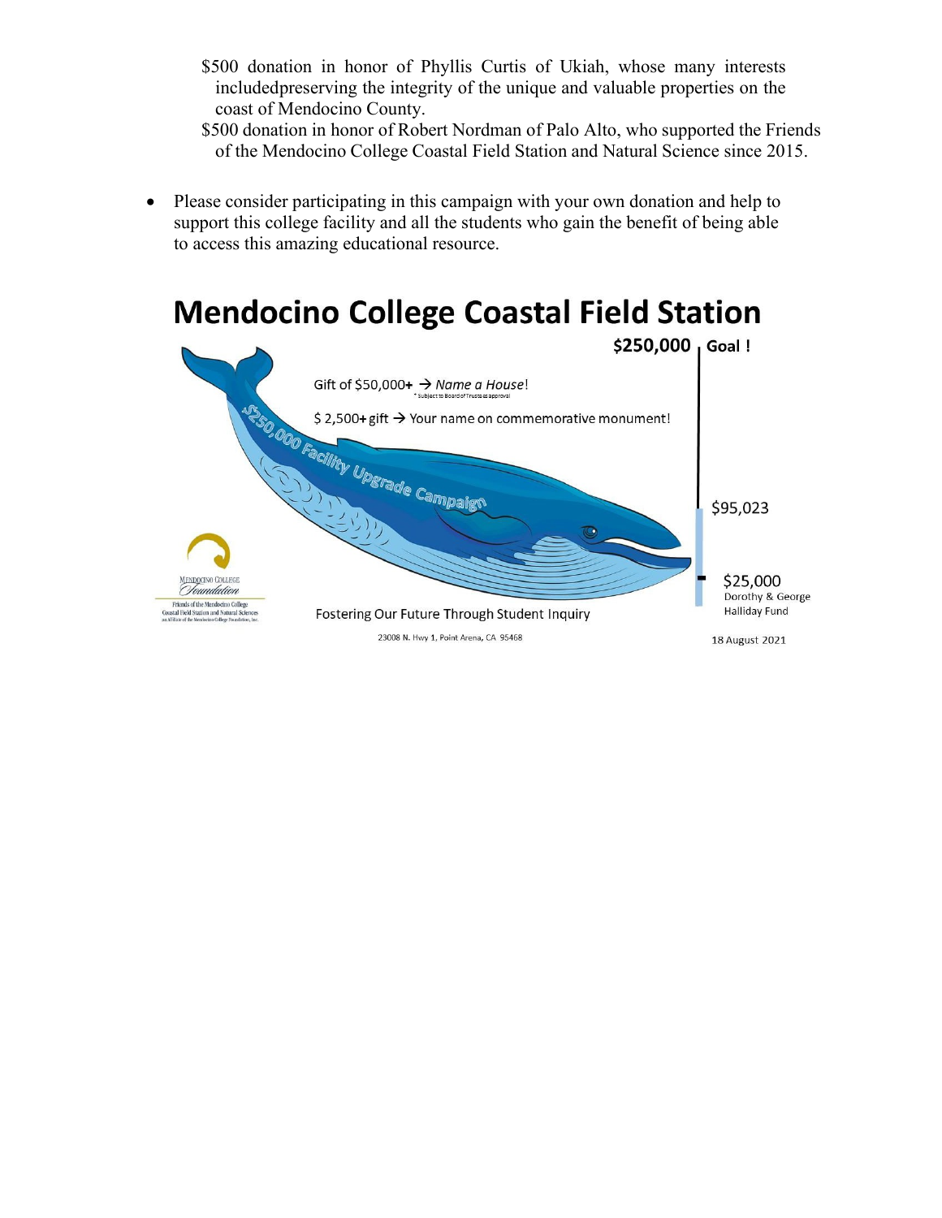$500 donation in honor of Phyllis Curtis of Ukiah, whose many interests includedpreserving the integrity of the unique and valuable properties on the coast of Mendocino County.

$500 donation in honor of Robert Nordman of Palo Alto, who supported the Friends of the Mendocino College Coastal Field Station and Natural Science since 2015.

- Please consider participating in this campaign with your own donation and help to support this college facility and all the students who gain the benefit of being able to access this amazing educational resource.

# Mendocino College Coastal Field Station

$250,000 Goal !

Gift of $50,000+ → *Name a House*!

* Subject to Board of Trustees approval

$ 2,500+ gift → Your name on commemorative monument!

$250,000 Facility Upgrade Campaign

$95,023

$25,000
Dorothy & George Halliday Fund

Mendocino College Foundation
Friends of the Mendocino College Coastal Field Station and Natural Sciences
an Affiliate of the Mendocino College Foundation, Inc.

Fostering Our Future Through Student Inquiry

23008 N. Hwy 1, Point Arena, CA 95468

18 August 2021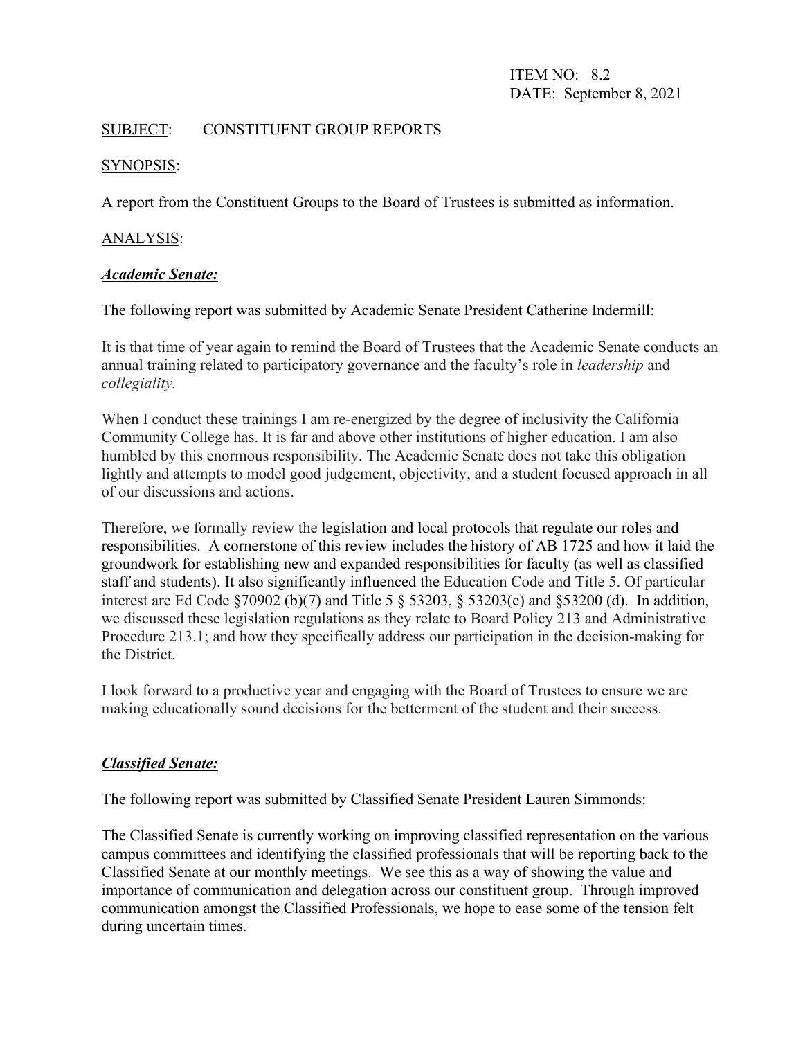ITEM NO: 8.2
DATE: September 8, 2021

SUBJECT: CONSTITUENT GROUP REPORTS

SYNOPSIS:

A report from the Constituent Groups to the Board of Trustees is submitted as information.

ANALYSIS:

***Academic Senate:***

The following report was submitted by Academic Senate President Catherine Indermill:

It is that time of year again to remind the Board of Trustees that the Academic Senate conducts an annual training related to participatory governance and the faculty's role in *leadership* and *collegiality.*

When I conduct these trainings I am re-energized by the degree of inclusivity the California Community College has. It is far and above other institutions of higher education. I am also humbled by this enormous responsibility. The Academic Senate does not take this obligation lightly and attempts to model good judgement, objectivity, and a student focused approach in all of our discussions and actions.

Therefore, we formally review the legislation and local protocols that regulate our roles and responsibilities. A cornerstone of this review includes the history of AB 1725 and how it laid the groundwork for establishing new and expanded responsibilities for faculty (as well as classified staff and students). It also significantly influenced the Education Code and Title 5. Of particular interest are Ed Code §70902 (b)(7) and Title 5 § 53203, § 53203(c) and §53200 (d). In addition, we discussed these legislation regulations as they relate to Board Policy 213 and Administrative Procedure 213.1; and how they specifically address our participation in the decision-making for the District.

I look forward to a productive year and engaging with the Board of Trustees to ensure we are making educationally sound decisions for the betterment of the student and their success.

***Classified Senate:***

The following report was submitted by Classified Senate President Lauren Simmonds:

The Classified Senate is currently working on improving classified representation on the various campus committees and identifying the classified professionals that will be reporting back to the Classified Senate at our monthly meetings. We see this as a way of showing the value and importance of communication and delegation across our constituent group. Through improved communication amongst the Classified Professionals, we hope to ease some of the tension felt during uncertain times.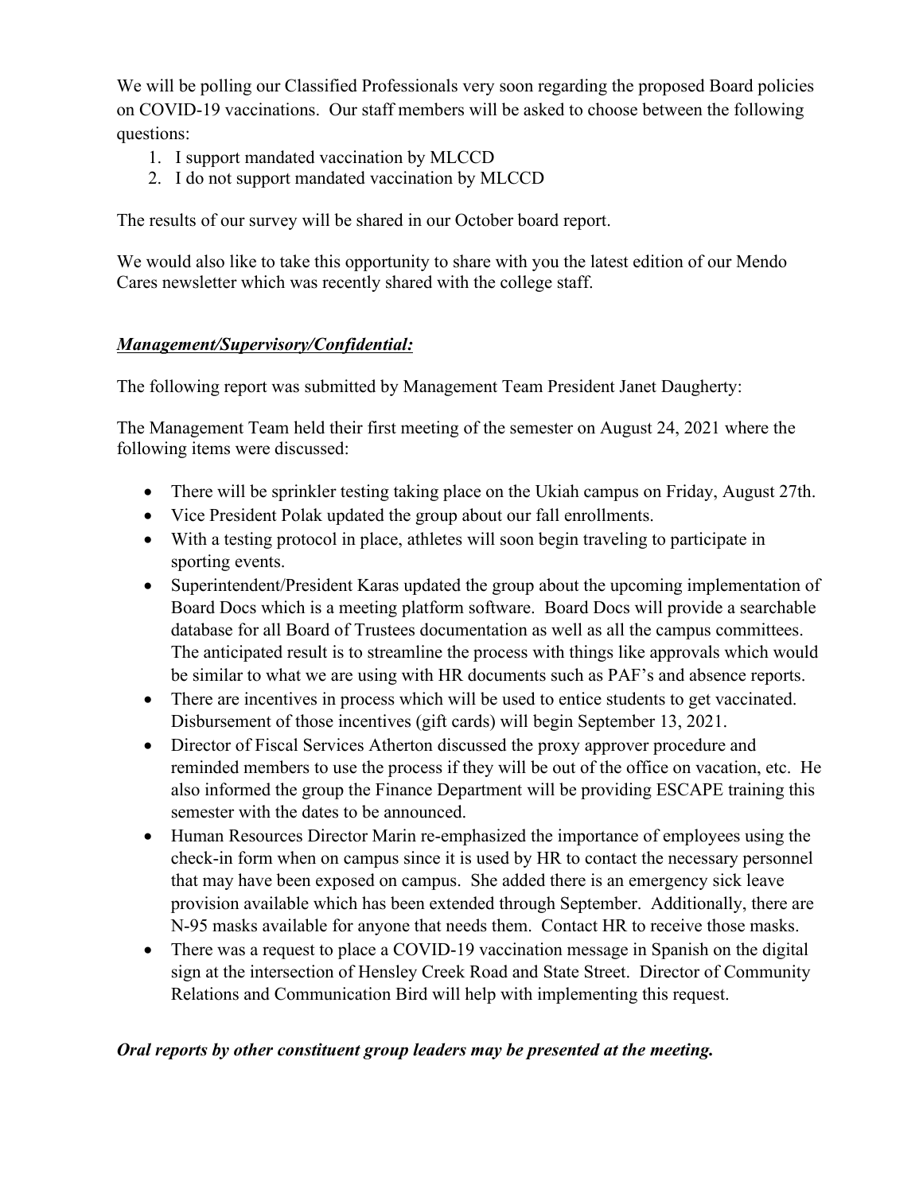We will be polling our Classified Professionals very soon regarding the proposed Board policies on COVID-19 vaccinations. Our staff members will be asked to choose between the following questions:

1. I support mandated vaccination by MLCCD
2. I do not support mandated vaccination by MLCCD

The results of our survey will be shared in our October board report.

We would also like to take this opportunity to share with you the latest edition of our Mendo Cares newsletter which was recently shared with the college staff.

***<u>Management/Supervisory/Confidential:</u>***

The following report was submitted by Management Team President Janet Daugherty:

The Management Team held their first meeting of the semester on August 24, 2021 where the following items were discussed:

- There will be sprinkler testing taking place on the Ukiah campus on Friday, August 27th.
- Vice President Polak updated the group about our fall enrollments.
- With a testing protocol in place, athletes will soon begin traveling to participate in sporting events.
- Superintendent/President Karas updated the group about the upcoming implementation of Board Docs which is a meeting platform software. Board Docs will provide a searchable database for all Board of Trustees documentation as well as all the campus committees. The anticipated result is to streamline the process with things like approvals which would be similar to what we are using with HR documents such as PAF's and absence reports.
- There are incentives in process which will be used to entice students to get vaccinated. Disbursement of those incentives (gift cards) will begin September 13, 2021.
- Director of Fiscal Services Atherton discussed the proxy approver procedure and reminded members to use the process if they will be out of the office on vacation, etc. He also informed the group the Finance Department will be providing ESCAPE training this semester with the dates to be announced.
- Human Resources Director Marin re-emphasized the importance of employees using the check-in form when on campus since it is used by HR to contact the necessary personnel that may have been exposed on campus. She added there is an emergency sick leave provision available which has been extended through September. Additionally, there are N-95 masks available for anyone that needs them. Contact HR to receive those masks.
- There was a request to place a COVID-19 vaccination message in Spanish on the digital sign at the intersection of Hensley Creek Road and State Street. Director of Community Relations and Communication Bird will help with implementing this request.

***Oral reports by other constituent group leaders may be presented at the meeting.***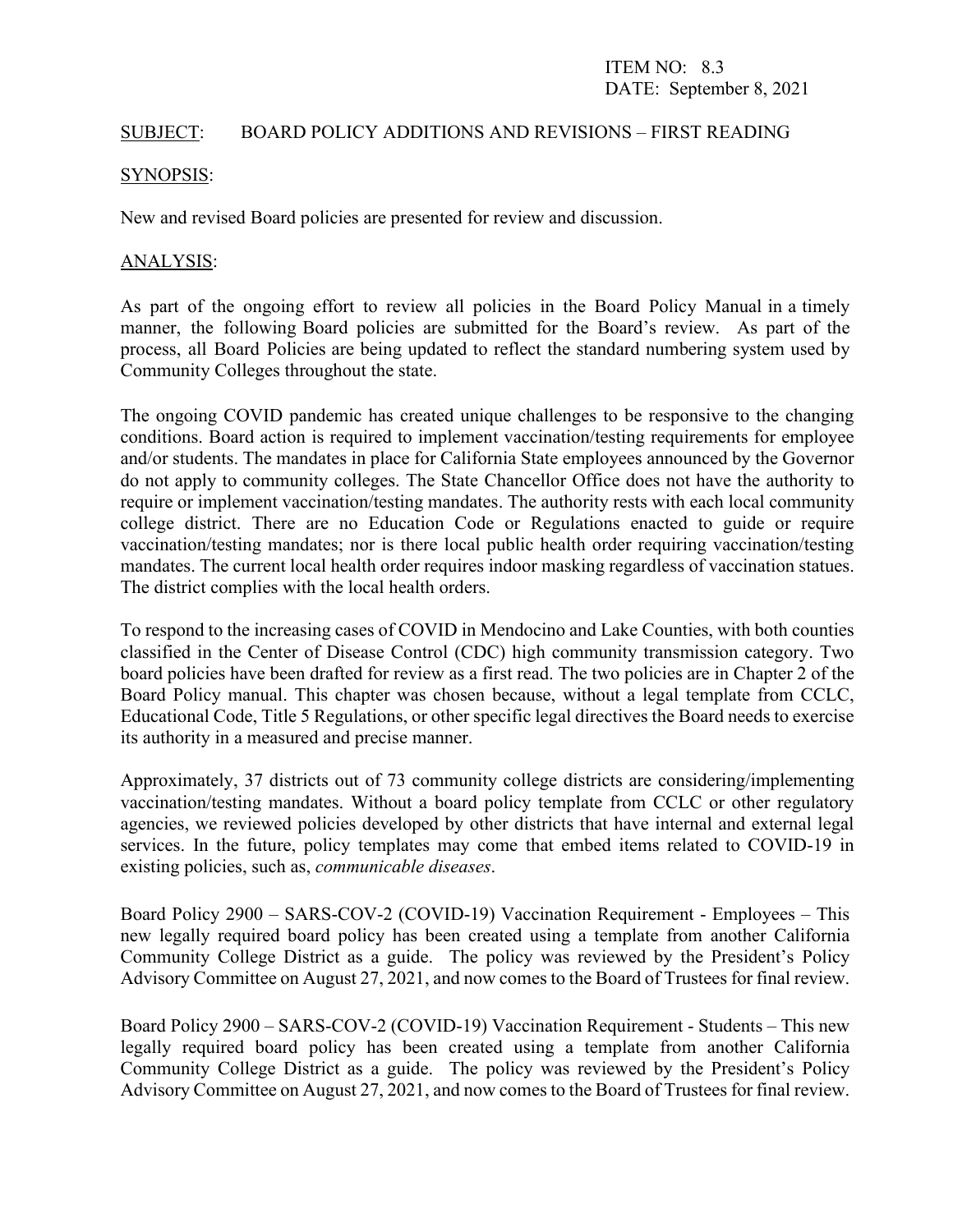ITEM NO: 8.3
DATE: September 8, 2021

SUBJECT: BOARD POLICY ADDITIONS AND REVISIONS – FIRST READING

SYNOPSIS:

New and revised Board policies are presented for review and discussion.

ANALYSIS:

As part of the ongoing effort to review all policies in the Board Policy Manual in a timely manner, the following Board policies are submitted for the Board's review. As part of the process, all Board Policies are being updated to reflect the standard numbering system used by Community Colleges throughout the state.

The ongoing COVID pandemic has created unique challenges to be responsive to the changing conditions. Board action is required to implement vaccination/testing requirements for employee and/or students. The mandates in place for California State employees announced by the Governor do not apply to community colleges. The State Chancellor Office does not have the authority to require or implement vaccination/testing mandates. The authority rests with each local community college district. There are no Education Code or Regulations enacted to guide or require vaccination/testing mandates; nor is there local public health order requiring vaccination/testing mandates. The current local health order requires indoor masking regardless of vaccination statues. The district complies with the local health orders.

To respond to the increasing cases of COVID in Mendocino and Lake Counties, with both counties classified in the Center of Disease Control (CDC) high community transmission category. Two board policies have been drafted for review as a first read. The two policies are in Chapter 2 of the Board Policy manual. This chapter was chosen because, without a legal template from CCLC, Educational Code, Title 5 Regulations, or other specific legal directives the Board needs to exercise its authority in a measured and precise manner.

Approximately, 37 districts out of 73 community college districts are considering/implementing vaccination/testing mandates. Without a board policy template from CCLC or other regulatory agencies, we reviewed policies developed by other districts that have internal and external legal services. In the future, policy templates may come that embed items related to COVID-19 in existing policies, such as, *communicable diseases*.

Board Policy 2900 – SARS-COV-2 (COVID-19) Vaccination Requirement - Employees – This new legally required board policy has been created using a template from another California Community College District as a guide. The policy was reviewed by the President's Policy Advisory Committee on August 27, 2021, and now comes to the Board of Trustees for final review.

Board Policy 2900 – SARS-COV-2 (COVID-19) Vaccination Requirement - Students – This new legally required board policy has been created using a template from another California Community College District as a guide. The policy was reviewed by the President's Policy Advisory Committee on August 27, 2021, and now comes to the Board of Trustees for final review.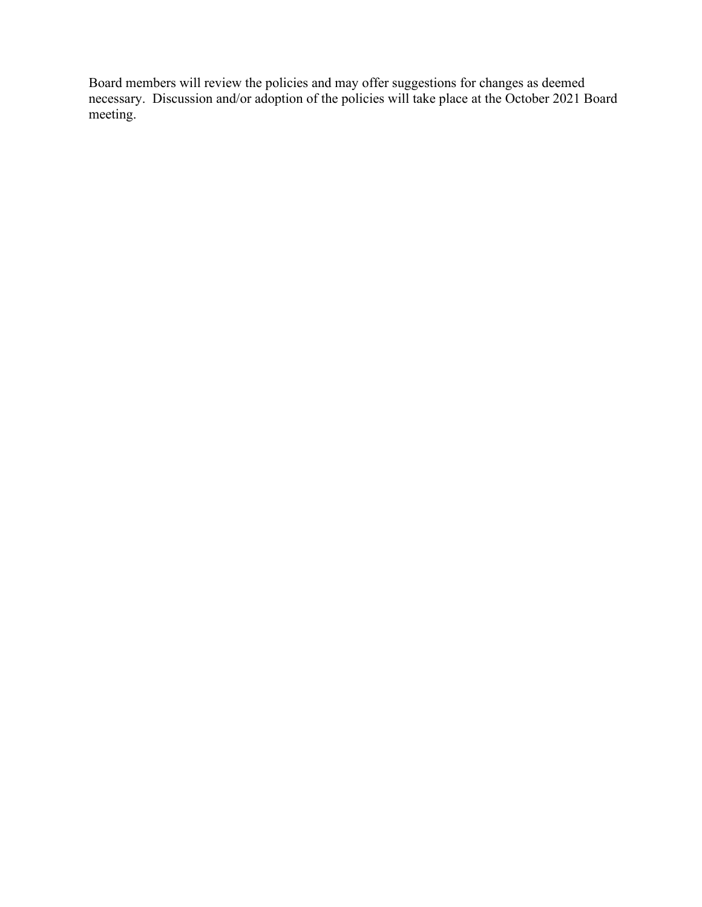Board members will review the policies and may offer suggestions for changes as deemed necessary. Discussion and/or adoption of the policies will take place at the October 2021 Board meeting.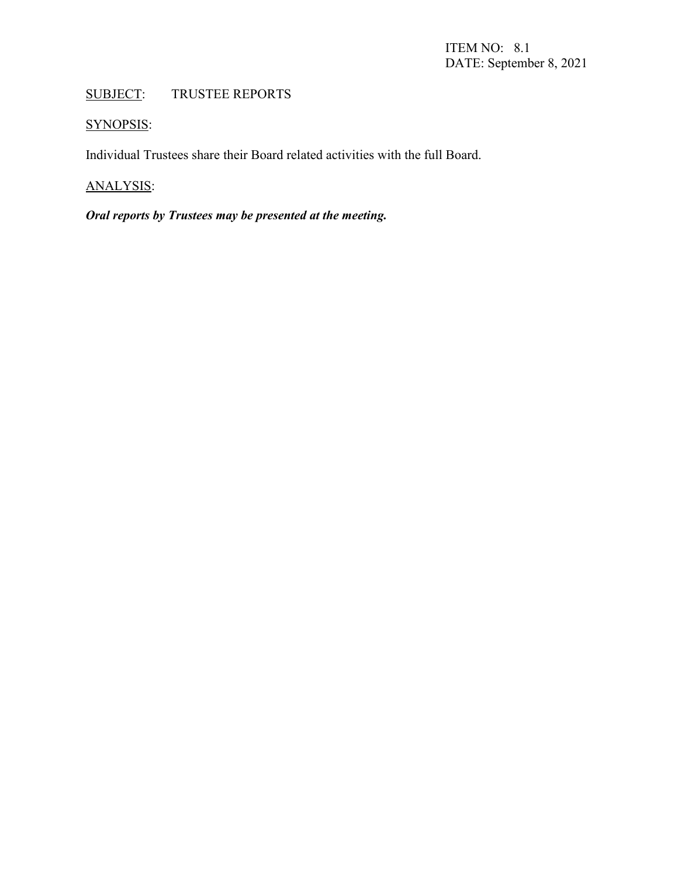ITEM NO: 8.1
DATE: September 8, 2021

SUBJECT: TRUSTEE REPORTS

SYNOPSIS:

Individual Trustees share their Board related activities with the full Board.

ANALYSIS:

***Oral reports by Trustees may be presented at the meeting.***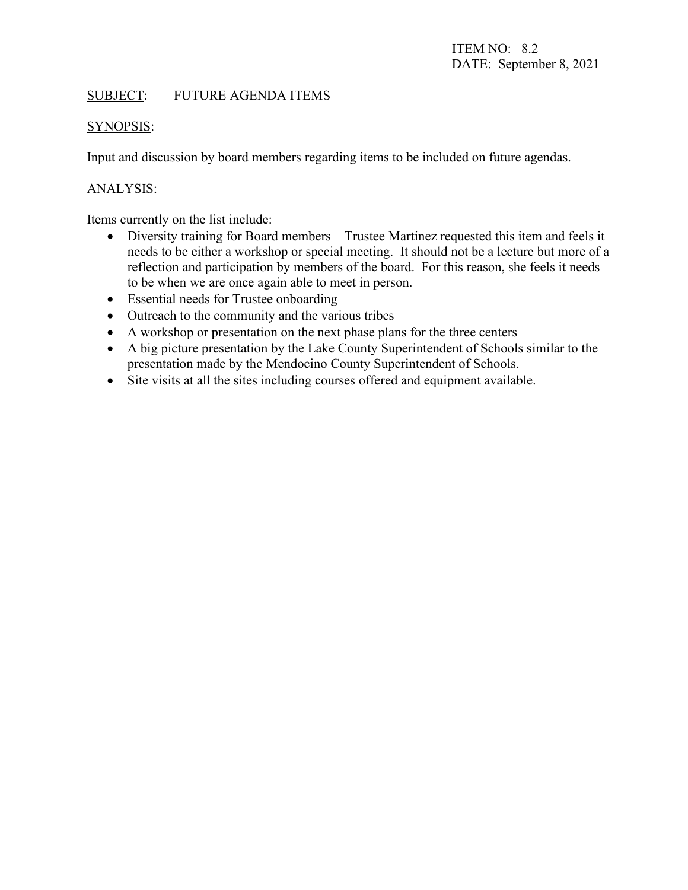ITEM NO: 8.2
DATE: September 8, 2021

SUBJECT: FUTURE AGENDA ITEMS

SYNOPSIS:

Input and discussion by board members regarding items to be included on future agendas.

ANALYSIS:

Items currently on the list include:

- Diversity training for Board members – Trustee Martinez requested this item and feels it needs to be either a workshop or special meeting. It should not be a lecture but more of a reflection and participation by members of the board. For this reason, she feels it needs to be when we are once again able to meet in person.
- Essential needs for Trustee onboarding
- Outreach to the community and the various tribes
- A workshop or presentation on the next phase plans for the three centers
- A big picture presentation by the Lake County Superintendent of Schools similar to the presentation made by the Mendocino County Superintendent of Schools.
- Site visits at all the sites including courses offered and equipment available.